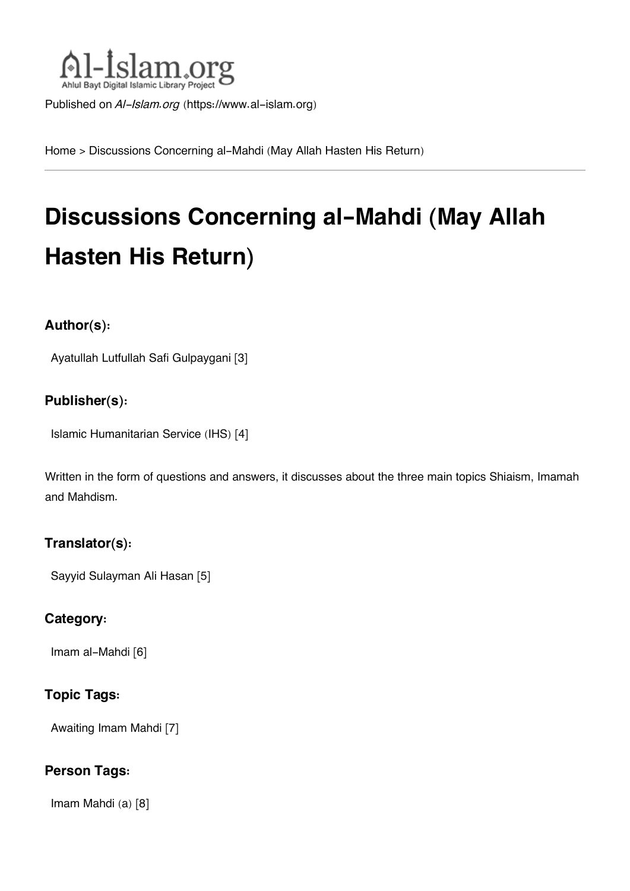Published on *Al-Islam.org* (https://www.al-islam.org)

Home > Discussions Concerning al-Mahdi (May Allah Hasten His Return)

# Discussions Concerning al-Mahdi (May Allah Hasten His Return)

### Author(s):

Ayatullah Lutfullah Safi Gulpaygani [3]

### Publisher(s):

Islamic Humanitarian Service (IHS) [4]

Written in the form of questions and answers, it discusses about the three main topics Shiaism, Imamah and Mahdism.

### Translator(s):

Sayyid Sulayman Ali Hasan [5]

### Category:

Imam al-Mahdi [6]

### Topic Tags:

Awaiting Imam Mahdi [7]

### Person Tags:

Imam Mahdi (a) [8]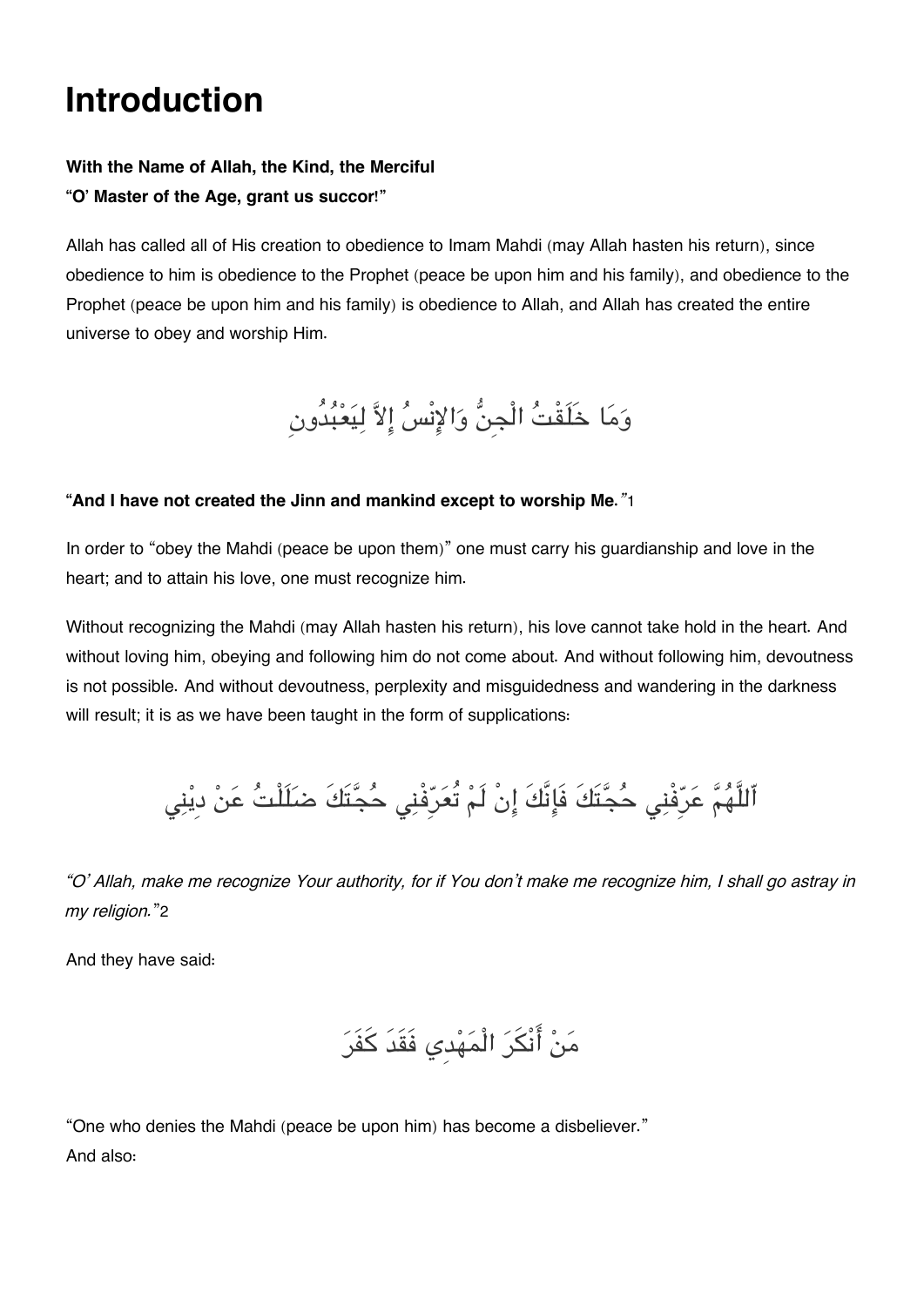# Introduction

**With the Name of Allah, the Kind, the Merciful**
**"O' Master of the Age, grant us succor!"**

Allah has called all of His creation to obedience to Imam Mahdi (may Allah hasten his return), since obedience to him is obedience to the Prophet (peace be upon him and his family), and obedience to the Prophet (peace be upon him and his family) is obedience to Allah, and Allah has created the entire universe to obey and worship Him.

وَمَا خَلَقْتُ الْجِنُّ وَالإِنْسُ إِلاَّ لِيَعْبُدُونِ

**"And I have not created the Jinn and mankind except to worship Me."**[1]

In order to "obey the Mahdi (peace be upon them)" one must carry his guardianship and love in the heart; and to attain his love, one must recognize him.

Without recognizing the Mahdi (may Allah hasten his return), his love cannot take hold in the heart. And without loving him, obeying and following him do not come about. And without following him, devoutness is not possible. And without devoutness, perplexity and misguidedness and wandering in the darkness will result; it is as we have been taught in the form of supplications:

اَللَّهُمَّ عَرِّفْنِي حُجَّتَكَ فَإِنَّكَ إِنْ لَمْ تُعَرِّفْنِي حُجَّتَكَ ضَلَلْتُ عَنْ دِيْنِي

*"O' Allah, make me recognize Your authority, for if You don't make me recognize him, I shall go astray in my religion."*[2]

And they have said:

مَنْ أَنْكَرَ الْمَهْدِي فَقَدَ كَفَرَ

"One who denies the Mahdi (peace be upon him) has become a disbeliever."
And also: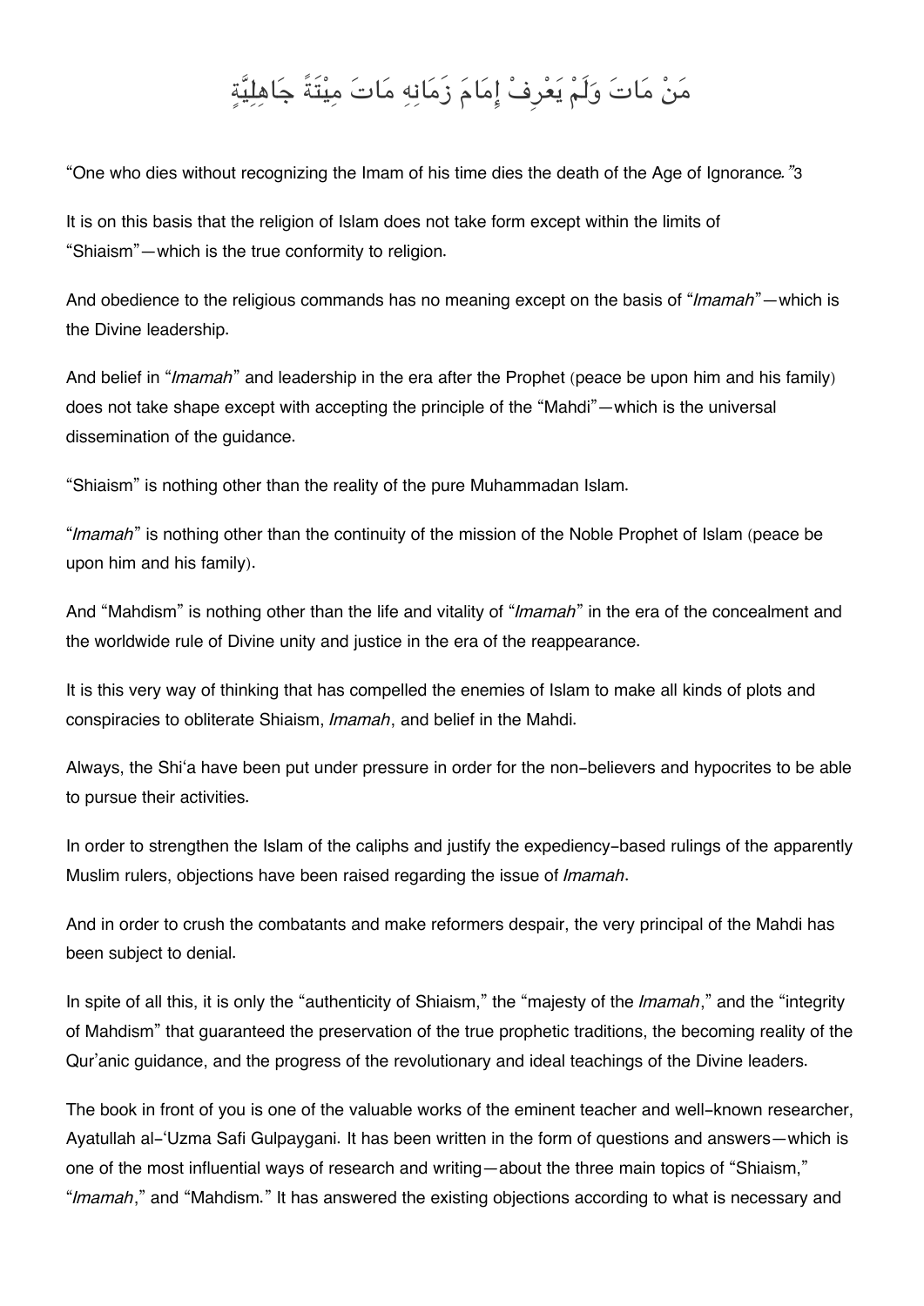مَنْ مَاتَ وَلَمْ يَعْرِفْ إِمَامَ زَمَانِهِ مَاتَ مِيْتَةً جَاهِلِيَّةٍ

“One who dies without recognizing the Imam of his time dies the death of the Age of Ignorance*.”*[3]

It is on this basis that the religion of Islam does not take form except within the limits of “Shiaism”—which is the true conformity to religion.

And obedience to the religious commands has no meaning except on the basis of “*Imamah*”—which is the Divine leadership.

And belief in “*Imamah*” and leadership in the era after the Prophet (peace be upon him and his family) does not take shape except with accepting the principle of the “Mahdi”—which is the universal dissemination of the guidance.

“Shiaism” is nothing other than the reality of the pure Muhammadan Islam.

“*Imamah*” is nothing other than the continuity of the mission of the Noble Prophet of Islam (peace be upon him and his family).

And “Mahdism” is nothing other than the life and vitality of “*Imamah*” in the era of the concealment and the worldwide rule of Divine unity and justice in the era of the reappearance.

It is this very way of thinking that has compelled the enemies of Islam to make all kinds of plots and conspiracies to obliterate Shiaism, *Imamah*, and belief in the Mahdi.

Always, the Shi‘a have been put under pressure in order for the non-believers and hypocrites to be able to pursue their activities.

In order to strengthen the Islam of the caliphs and justify the expediency-based rulings of the apparently Muslim rulers, objections have been raised regarding the issue of *Imamah*.

And in order to crush the combatants and make reformers despair, the very principal of the Mahdi has been subject to denial.

In spite of all this, it is only the “authenticity of Shiaism,” the “majesty of the *Imamah*,” and the “integrity of Mahdism” that guaranteed the preservation of the true prophetic traditions, the becoming reality of the Qur’anic guidance, and the progress of the revolutionary and ideal teachings of the Divine leaders.

The book in front of you is one of the valuable works of the eminent teacher and well-known researcher, Ayatullah al-‘Uzma Safi Gulpaygani. It has been written in the form of questions and answers—which is one of the most influential ways of research and writing—about the three main topics of “Shiaism,” “*Imamah*,” and “Mahdism.” It has answered the existing objections according to what is necessary and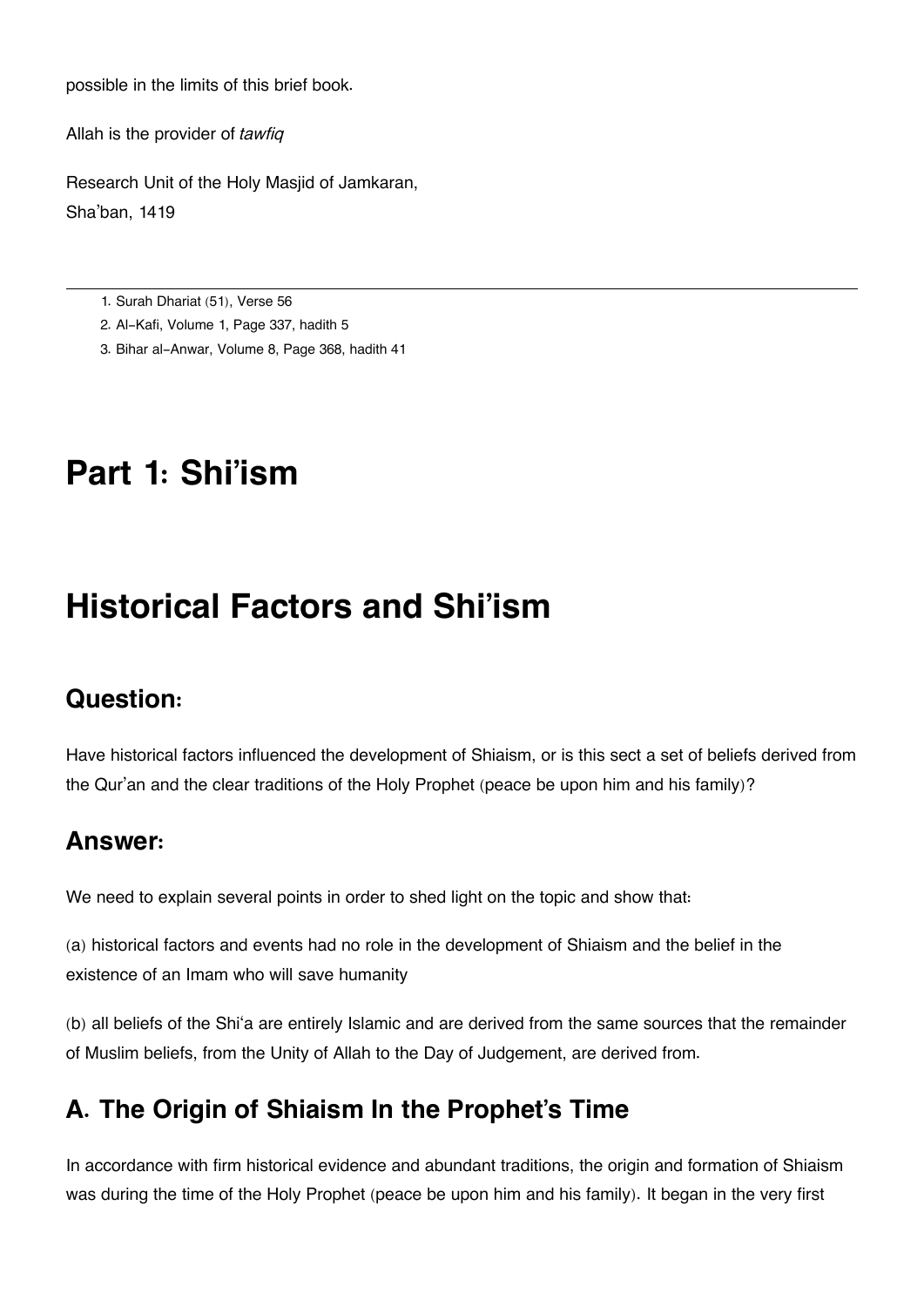possible in the limits of this brief book.

Allah is the provider of *tawfiq*

Research Unit of the Holy Masjid of Jamkaran,
Sha'ban, 1419

---

1. Surah Dhariat (51), Verse 56
2. Al-Kafi, Volume 1, Page 337, hadith 5
3. Bihar al-Anwar, Volume 8, Page 368, hadith 41

# Part 1: Shi'ism

# Historical Factors and Shi'ism

## Question:

Have historical factors influenced the development of Shiaism, or is this sect a set of beliefs derived from the Qur'an and the clear traditions of the Holy Prophet (peace be upon him and his family)?

## Answer:

We need to explain several points in order to shed light on the topic and show that:

(a) historical factors and events had no role in the development of Shiaism and the belief in the existence of an Imam who will save humanity

(b) all beliefs of the Shi'a are entirely Islamic and are derived from the same sources that the remainder of Muslim beliefs, from the Unity of Allah to the Day of Judgement, are derived from.

## A. The Origin of Shiaism In the Prophet's Time

In accordance with firm historical evidence and abundant traditions, the origin and formation of Shiaism was during the time of the Holy Prophet (peace be upon him and his family). It began in the very first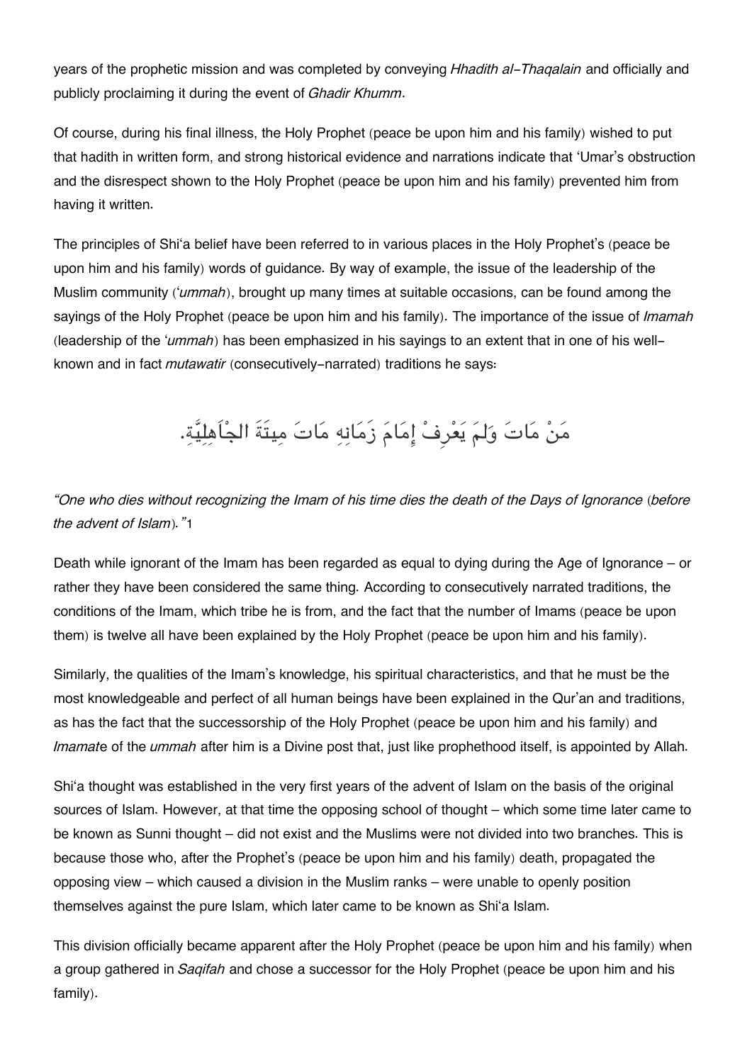years of the prophetic mission and was completed by conveying *Hhadith al-Thaqalain* and officially and publicly proclaiming it during the event of *Ghadir Khumm*.

Of course, during his final illness, the Holy Prophet (peace be upon him and his family) wished to put that hadith in written form, and strong historical evidence and narrations indicate that 'Umar's obstruction and the disrespect shown to the Holy Prophet (peace be upon him and his family) prevented him from having it written.

The principles of Shi'a belief have been referred to in various places in the Holy Prophet's (peace be upon him and his family) words of guidance. By way of example, the issue of the leadership of the Muslim community (*'ummah*), brought up many times at suitable occasions, can be found among the sayings of the Holy Prophet (peace be upon him and his family). The importance of the issue of *Imamah* (leadership of the *'ummah*) has been emphasized in his sayings to an extent that in one of his well-known and in fact *mutawatir* (consecutively-narrated) traditions he says:

مَنْ مَاتَ وَلَمْ يَعْرِفْ إِمَامَ زَمَانِهِ مَاتَ مِيتَةَ الجْاَهِلِيَّةِ.

*"One who dies without recognizing the Imam of his time dies the death of the Days of Ignorance (before the advent of Islam)."*[1]

Death while ignorant of the Imam has been regarded as equal to dying during the Age of Ignorance – or rather they have been considered the same thing. According to consecutively narrated traditions, the conditions of the Imam, which tribe he is from, and the fact that the number of Imams (peace be upon them) is twelve all have been explained by the Holy Prophet (peace be upon him and his family).

Similarly, the qualities of the Imam's knowledge, his spiritual characteristics, and that he must be the most knowledgeable and perfect of all human beings have been explained in the Qur'an and traditions, as has the fact that the successorship of the Holy Prophet (peace be upon him and his family) and *Imamate* of the *ummah* after him is a Divine post that, just like prophethood itself, is appointed by Allah.

Shi'a thought was established in the very first years of the advent of Islam on the basis of the original sources of Islam. However, at that time the opposing school of thought – which some time later came to be known as Sunni thought – did not exist and the Muslims were not divided into two branches. This is because those who, after the Prophet's (peace be upon him and his family) death, propagated the opposing view – which caused a division in the Muslim ranks – were unable to openly position themselves against the pure Islam, which later came to be known as Shi'a Islam.

This division officially became apparent after the Holy Prophet (peace be upon him and his family) when a group gathered in *Saqifah* and chose a successor for the Holy Prophet (peace be upon him and his family).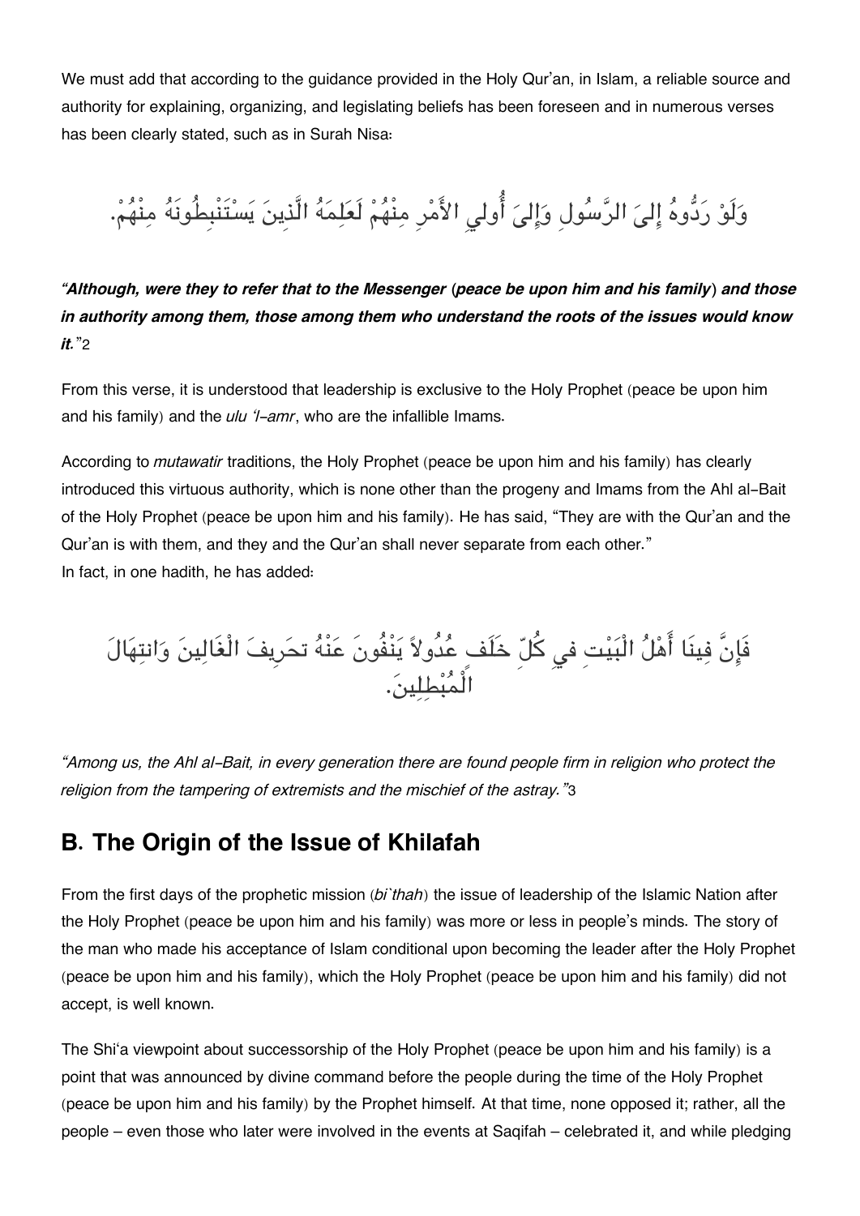We must add that according to the guidance provided in the Holy Qur'an, in Islam, a reliable source and authority for explaining, organizing, and legislating beliefs has been foreseen and in numerous verses has been clearly stated, such as in Surah Nisa:

وَلَوْ رَدُّوهُ إِلىَ الرَّسُولِ وَإِلىَ أُولي الأَمْرِ مِنْهُمْ لَعَلِمَهُ الَّذِينَ يَسْتَنْبِطُونَهُ مِنْهُمْ.

***"Although, were they to refer that to the Messenger (peace be upon him and his family) and those in authority among them, those among them who understand the roots of the issues would know it."***2

From this verse, it is understood that leadership is exclusive to the Holy Prophet (peace be upon him and his family) and the *ulu 'l-amr*, who are the infallible Imams.

According to *mutawatir* traditions, the Holy Prophet (peace be upon him and his family) has clearly introduced this virtuous authority, which is none other than the progeny and Imams from the Ahl al-Bait of the Holy Prophet (peace be upon him and his family). He has said, "They are with the Qur'an and the Qur'an is with them, and they and the Qur'an shall never separate from each other."
In fact, in one hadith, he has added:

فَإِنَّ فِينَا أَهْلُ الْبَيْتِ في كُلِّ خلَف عُدُولاً يَنْفُونَ عَنْهُ تحَرِيفَ الْغَالِينَ وَانتِحَالَ الْمُبْطِلِينَ.

*"Among us, the Ahl al-Bait, in every generation there are found people firm in religion who protect the religion from the tampering of extremists and the mischief of the astray."*3

## B. The Origin of the Issue of Khilafah

From the first days of the prophetic mission (*bi`thah*) the issue of leadership of the Islamic Nation after the Holy Prophet (peace be upon him and his family) was more or less in people's minds. The story of the man who made his acceptance of Islam conditional upon becoming the leader after the Holy Prophet (peace be upon him and his family), which the Holy Prophet (peace be upon him and his family) did not accept, is well known.

The Shi'a viewpoint about successorship of the Holy Prophet (peace be upon him and his family) is a point that was announced by divine command before the people during the time of the Holy Prophet (peace be upon him and his family) by the Prophet himself. At that time, none opposed it; rather, all the people – even those who later were involved in the events at Saqifah – celebrated it, and while pledging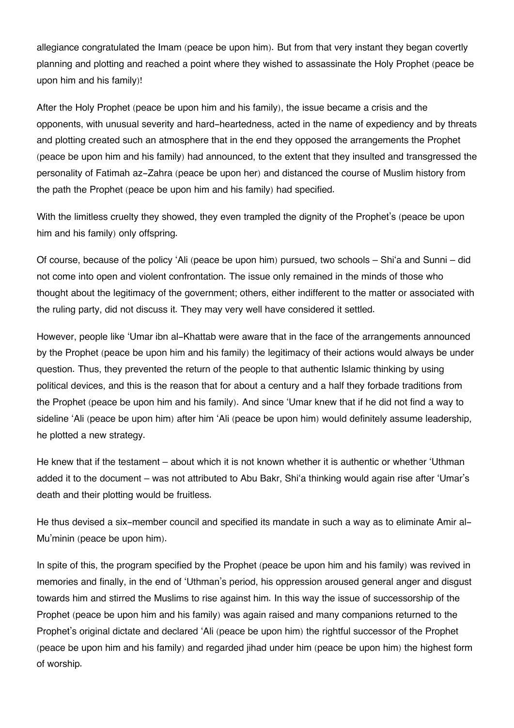allegiance congratulated the Imam (peace be upon him). But from that very instant they began covertly planning and plotting and reached a point where they wished to assassinate the Holy Prophet (peace be upon him and his family)!

After the Holy Prophet (peace be upon him and his family), the issue became a crisis and the opponents, with unusual severity and hard-heartedness, acted in the name of expediency and by threats and plotting created such an atmosphere that in the end they opposed the arrangements the Prophet (peace be upon him and his family) had announced, to the extent that they insulted and transgressed the personality of Fatimah az-Zahra (peace be upon her) and distanced the course of Muslim history from the path the Prophet (peace be upon him and his family) had specified.

With the limitless cruelty they showed, they even trampled the dignity of the Prophet's (peace be upon him and his family) only offspring.

Of course, because of the policy 'Ali (peace be upon him) pursued, two schools – Shi'a and Sunni – did not come into open and violent confrontation. The issue only remained in the minds of those who thought about the legitimacy of the government; others, either indifferent to the matter or associated with the ruling party, did not discuss it. They may very well have considered it settled.

However, people like 'Umar ibn al-Khattab were aware that in the face of the arrangements announced by the Prophet (peace be upon him and his family) the legitimacy of their actions would always be under question. Thus, they prevented the return of the people to that authentic Islamic thinking by using political devices, and this is the reason that for about a century and a half they forbade traditions from the Prophet (peace be upon him and his family). And since 'Umar knew that if he did not find a way to sideline 'Ali (peace be upon him) after him 'Ali (peace be upon him) would definitely assume leadership, he plotted a new strategy.

He knew that if the testament – about which it is not known whether it is authentic or whether 'Uthman added it to the document – was not attributed to Abu Bakr, Shi'a thinking would again rise after 'Umar's death and their plotting would be fruitless.

He thus devised a six-member council and specified its mandate in such a way as to eliminate Amir al-Mu'minin (peace be upon him).

In spite of this, the program specified by the Prophet (peace be upon him and his family) was revived in memories and finally, in the end of 'Uthman's period, his oppression aroused general anger and disgust towards him and stirred the Muslims to rise against him. In this way the issue of successorship of the Prophet (peace be upon him and his family) was again raised and many companions returned to the Prophet's original dictate and declared 'Ali (peace be upon him) the rightful successor of the Prophet (peace be upon him and his family) and regarded jihad under him (peace be upon him) the highest form of worship.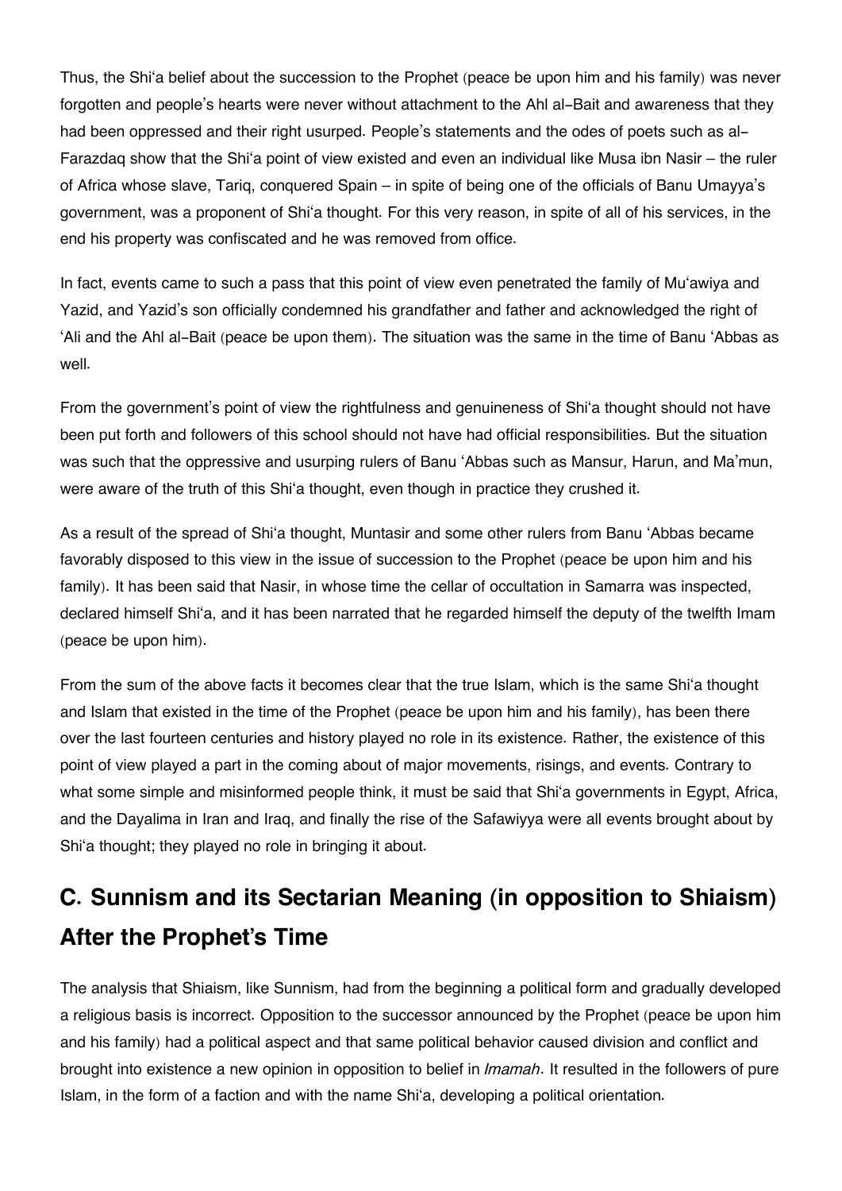Thus, the Shi'a belief about the succession to the Prophet (peace be upon him and his family) was never forgotten and people's hearts were never without attachment to the Ahl al-Bait and awareness that they had been oppressed and their right usurped. People's statements and the odes of poets such as al-Farazdaq show that the Shi'a point of view existed and even an individual like Musa ibn Nasir – the ruler of Africa whose slave, Tariq, conquered Spain – in spite of being one of the officials of Banu Umayya's government, was a proponent of Shi'a thought. For this very reason, in spite of all of his services, in the end his property was confiscated and he was removed from office.

In fact, events came to such a pass that this point of view even penetrated the family of Mu'awiya and Yazid, and Yazid's son officially condemned his grandfather and father and acknowledged the right of 'Ali and the Ahl al-Bait (peace be upon them). The situation was the same in the time of Banu 'Abbas as well.

From the government's point of view the rightfulness and genuineness of Shi'a thought should not have been put forth and followers of this school should not have had official responsibilities. But the situation was such that the oppressive and usurping rulers of Banu 'Abbas such as Mansur, Harun, and Ma'mun, were aware of the truth of this Shi'a thought, even though in practice they crushed it.

As a result of the spread of Shi'a thought, Muntasir and some other rulers from Banu 'Abbas became favorably disposed to this view in the issue of succession to the Prophet (peace be upon him and his family). It has been said that Nasir, in whose time the cellar of occultation in Samarra was inspected, declared himself Shi'a, and it has been narrated that he regarded himself the deputy of the twelfth Imam (peace be upon him).

From the sum of the above facts it becomes clear that the true Islam, which is the same Shi'a thought and Islam that existed in the time of the Prophet (peace be upon him and his family), has been there over the last fourteen centuries and history played no role in its existence. Rather, the existence of this point of view played a part in the coming about of major movements, risings, and events. Contrary to what some simple and misinformed people think, it must be said that Shi'a governments in Egypt, Africa, and the Dayalima in Iran and Iraq, and finally the rise of the Safawiyya were all events brought about by Shi'a thought; they played no role in bringing it about.

## C. Sunnism and its Sectarian Meaning (in opposition to Shiaism) After the Prophet's Time

The analysis that Shiaism, like Sunnism, had from the beginning a political form and gradually developed a religious basis is incorrect. Opposition to the successor announced by the Prophet (peace be upon him and his family) had a political aspect and that same political behavior caused division and conflict and brought into existence a new opinion in opposition to belief in *Imamah*. It resulted in the followers of pure Islam, in the form of a faction and with the name Shi'a, developing a political orientation.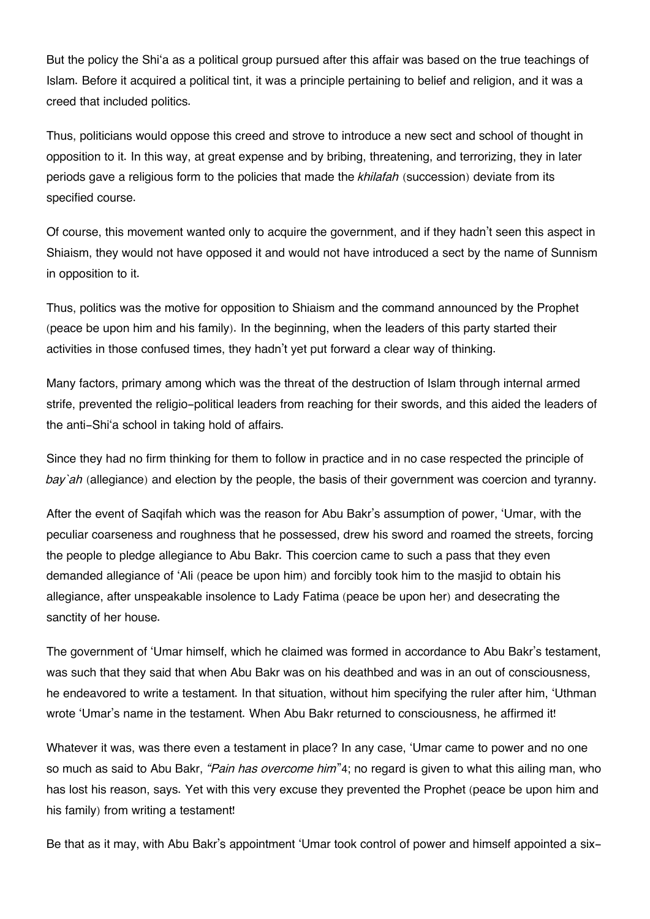But the policy the Shi'a as a political group pursued after this affair was based on the true teachings of Islam. Before it acquired a political tint, it was a principle pertaining to belief and religion, and it was a creed that included politics.

Thus, politicians would oppose this creed and strove to introduce a new sect and school of thought in opposition to it. In this way, at great expense and by bribing, threatening, and terrorizing, they in later periods gave a religious form to the policies that made the *khilafah* (succession) deviate from its specified course.

Of course, this movement wanted only to acquire the government, and if they hadn't seen this aspect in Shiaism, they would not have opposed it and would not have introduced a sect by the name of Sunnism in opposition to it.

Thus, politics was the motive for opposition to Shiaism and the command announced by the Prophet (peace be upon him and his family). In the beginning, when the leaders of this party started their activities in those confused times, they hadn't yet put forward a clear way of thinking.

Many factors, primary among which was the threat of the destruction of Islam through internal armed strife, prevented the religio-political leaders from reaching for their swords, and this aided the leaders of the anti-Shi'a school in taking hold of affairs.

Since they had no firm thinking for them to follow in practice and in no case respected the principle of *bay`ah* (allegiance) and election by the people, the basis of their government was coercion and tyranny.

After the event of Saqifah which was the reason for Abu Bakr's assumption of power, 'Umar, with the peculiar coarseness and roughness that he possessed, drew his sword and roamed the streets, forcing the people to pledge allegiance to Abu Bakr. This coercion came to such a pass that they even demanded allegiance of 'Ali (peace be upon him) and forcibly took him to the masjid to obtain his allegiance, after unspeakable insolence to Lady Fatima (peace be upon her) and desecrating the sanctity of her house.

The government of 'Umar himself, which he claimed was formed in accordance to Abu Bakr's testament, was such that they said that when Abu Bakr was on his deathbed and was in an out of consciousness, he endeavored to write a testament. In that situation, without him specifying the ruler after him, 'Uthman wrote 'Umar's name in the testament. When Abu Bakr returned to consciousness, he affirmed it!

Whatever it was, was there even a testament in place? In any case, 'Umar came to power and no one so much as said to Abu Bakr, *"Pain has overcome him"*[4]; no regard is given to what this ailing man, who has lost his reason, says. Yet with this very excuse they prevented the Prophet (peace be upon him and his family) from writing a testament!

Be that as it may, with Abu Bakr's appointment 'Umar took control of power and himself appointed a six-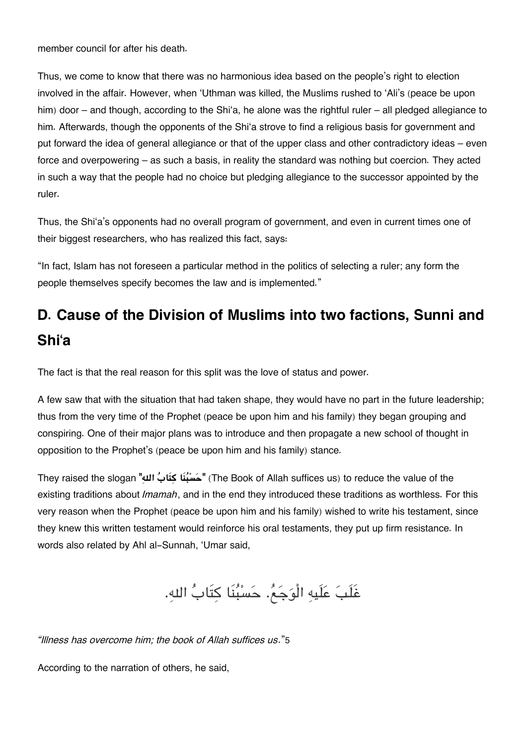member council for after his death.

Thus, we come to know that there was no harmonious idea based on the people's right to election involved in the affair. However, when 'Uthman was killed, the Muslims rushed to 'Ali's (peace be upon him) door – and though, according to the Shi'a, he alone was the rightful ruler – all pledged allegiance to him. Afterwards, though the opponents of the Shi'a strove to find a religious basis for government and put forward the idea of general allegiance or that of the upper class and other contradictory ideas – even force and overpowering – as such a basis, in reality the standard was nothing but coercion. They acted in such a way that the people had no choice but pledging allegiance to the successor appointed by the ruler.

Thus, the Shi'a's opponents had no overall program of government, and even in current times one of their biggest researchers, who has realized this fact, says:

"In fact, Islam has not foreseen a particular method in the politics of selecting a ruler; any form the people themselves specify becomes the law and is implemented."

## D. Cause of the Division of Muslims into two factions, Sunni and Shi'a

The fact is that the real reason for this split was the love of status and power.

A few saw that with the situation that had taken shape, they would have no part in the future leadership; thus from the very time of the Prophet (peace be upon him and his family) they began grouping and conspiring. One of their major plans was to introduce and then propagate a new school of thought in opposition to the Prophet's (peace be upon him and his family) stance.

They raised the slogan "**حَسْبُنَا كِتَابُ اللهِ**" (The Book of Allah suffices us) to reduce the value of the existing traditions about *Imamah*, and in the end they introduced these traditions as worthless. For this very reason when the Prophet (peace be upon him and his family) wished to write his testament, since they knew this written testament would reinforce his oral testaments, they put up firm resistance. In words also related by Ahl al-Sunnah, 'Umar said,

غَلَبَ عَلَيهِ الْوَجَعُ. حَسْبُنَا كِتَابُ اللهِ.

*"Illness has overcome him; the book of Allah suffices us."*[5]

According to the narration of others, he said,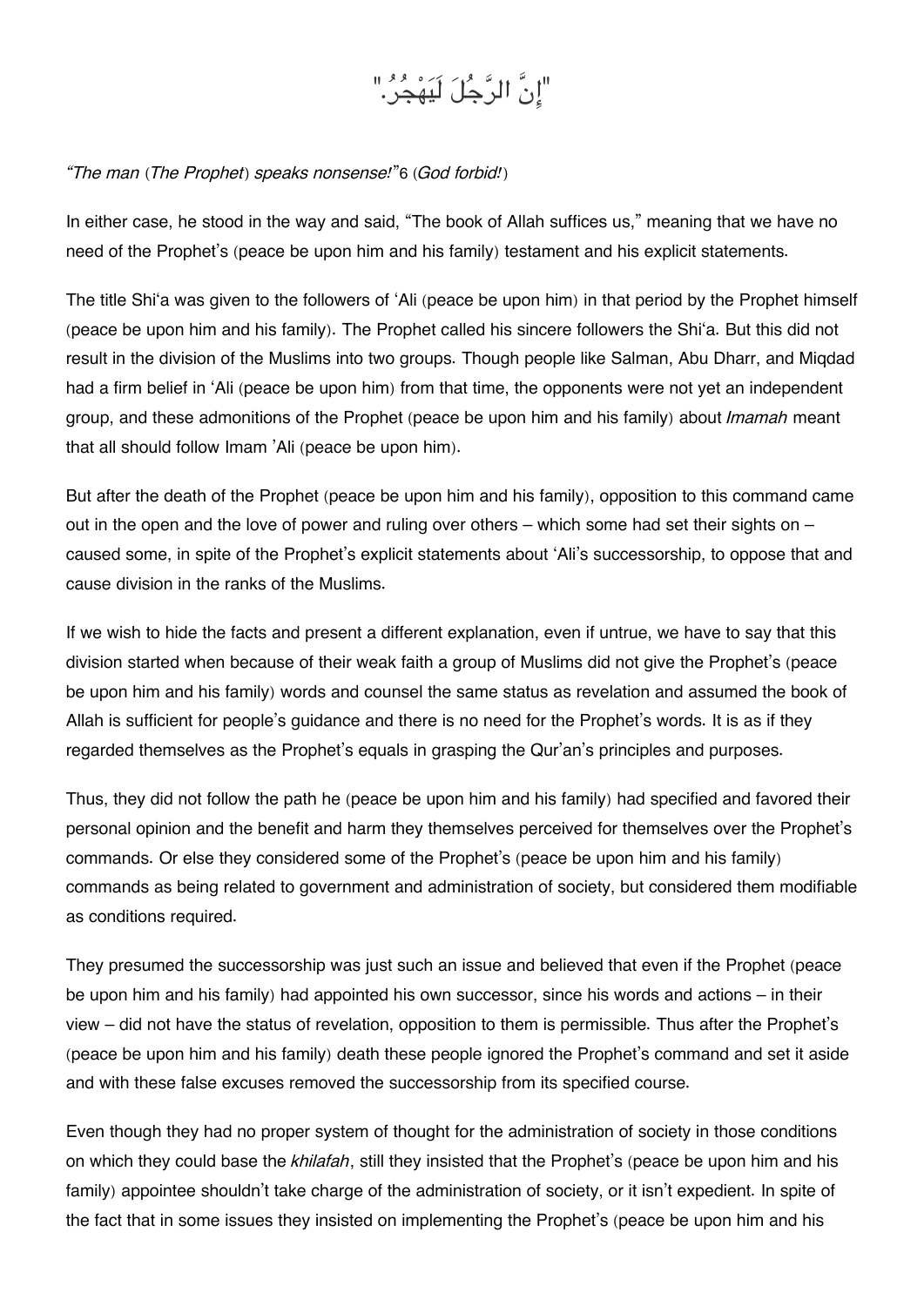"إِنَّ الرَّجُلَ لَيَهْجُرُ."

*"The man* (*The Prophet*) *speaks nonsense!"*6 (*God forbid!*)

In either case, he stood in the way and said, "The book of Allah suffices us," meaning that we have no need of the Prophet's (peace be upon him and his family) testament and his explicit statements.

The title Shi'a was given to the followers of 'Ali (peace be upon him) in that period by the Prophet himself (peace be upon him and his family). The Prophet called his sincere followers the Shi'a. But this did not result in the division of the Muslims into two groups. Though people like Salman, Abu Dharr, and Miqdad had a firm belief in 'Ali (peace be upon him) from that time, the opponents were not yet an independent group, and these admonitions of the Prophet (peace be upon him and his family) about *Imamah* meant that all should follow Imam 'Ali (peace be upon him).

But after the death of the Prophet (peace be upon him and his family), opposition to this command came out in the open and the love of power and ruling over others – which some had set their sights on – caused some, in spite of the Prophet's explicit statements about 'Ali's successorship, to oppose that and cause division in the ranks of the Muslims.

If we wish to hide the facts and present a different explanation, even if untrue, we have to say that this division started when because of their weak faith a group of Muslims did not give the Prophet's (peace be upon him and his family) words and counsel the same status as revelation and assumed the book of Allah is sufficient for people's guidance and there is no need for the Prophet's words. It is as if they regarded themselves as the Prophet's equals in grasping the Qur'an's principles and purposes.

Thus, they did not follow the path he (peace be upon him and his family) had specified and favored their personal opinion and the benefit and harm they themselves perceived for themselves over the Prophet's commands. Or else they considered some of the Prophet's (peace be upon him and his family) commands as being related to government and administration of society, but considered them modifiable as conditions required.

They presumed the successorship was just such an issue and believed that even if the Prophet (peace be upon him and his family) had appointed his own successor, since his words and actions – in their view – did not have the status of revelation, opposition to them is permissible. Thus after the Prophet's (peace be upon him and his family) death these people ignored the Prophet's command and set it aside and with these false excuses removed the successorship from its specified course.

Even though they had no proper system of thought for the administration of society in those conditions on which they could base the *khilafah*, still they insisted that the Prophet's (peace be upon him and his family) appointee shouldn't take charge of the administration of society, or it isn't expedient. In spite of the fact that in some issues they insisted on implementing the Prophet's (peace be upon him and his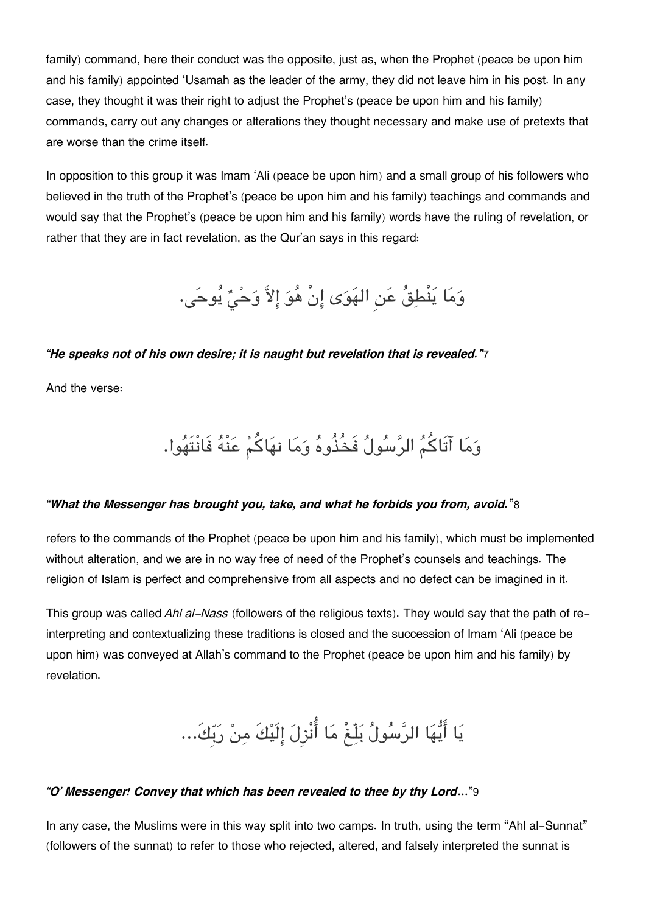family) command, here their conduct was the opposite, just as, when the Prophet (peace be upon him and his family) appointed 'Usamah as the leader of the army, they did not leave him in his post. In any case, they thought it was their right to adjust the Prophet's (peace be upon him and his family) commands, carry out any changes or alterations they thought necessary and make use of pretexts that are worse than the crime itself.

In opposition to this group it was Imam 'Ali (peace be upon him) and a small group of his followers who believed in the truth of the Prophet's (peace be upon him and his family) teachings and commands and would say that the Prophet's (peace be upon him and his family) words have the ruling of revelation, or rather that they are in fact revelation, as the Qur'an says in this regard:

وَمَا يَنْطِقُ عَنِ الهَوَى إِنْ هُوَ إِلاَّ وَحْيٌ يُوحَى.

***"He speaks not of his own desire; it is naught but revelation that is revealed."***7

And the verse:

وَمَا آتَاكُمُ الرَّسُولُ فَخُذُوهُ وَمَا نهَاكُمْ عَنْهُ فَانْتَهُوا.

***"What the Messenger has brought you, take, and what he forbids you from, avoid."***8

refers to the commands of the Prophet (peace be upon him and his family), which must be implemented without alteration, and we are in no way free of need of the Prophet's counsels and teachings. The religion of Islam is perfect and comprehensive from all aspects and no defect can be imagined in it.

This group was called *Ahl al-Nass* (followers of the religious texts). They would say that the path of re-interpreting and contextualizing these traditions is closed and the succession of Imam 'Ali (peace be upon him) was conveyed at Allah's command to the Prophet (peace be upon him and his family) by revelation.

يَا أَيُّهَا الرَّسُولُ بَلِّغْ مَا أُنْزِلَ إِلَيْكَ مِنْ رَبِّكَ...

***"O' Messenger! Convey that which has been revealed to thee by thy Lord..."***9

In any case, the Muslims were in this way split into two camps. In truth, using the term "Ahl al-Sunnat" (followers of the sunnat) to refer to those who rejected, altered, and falsely interpreted the sunnat is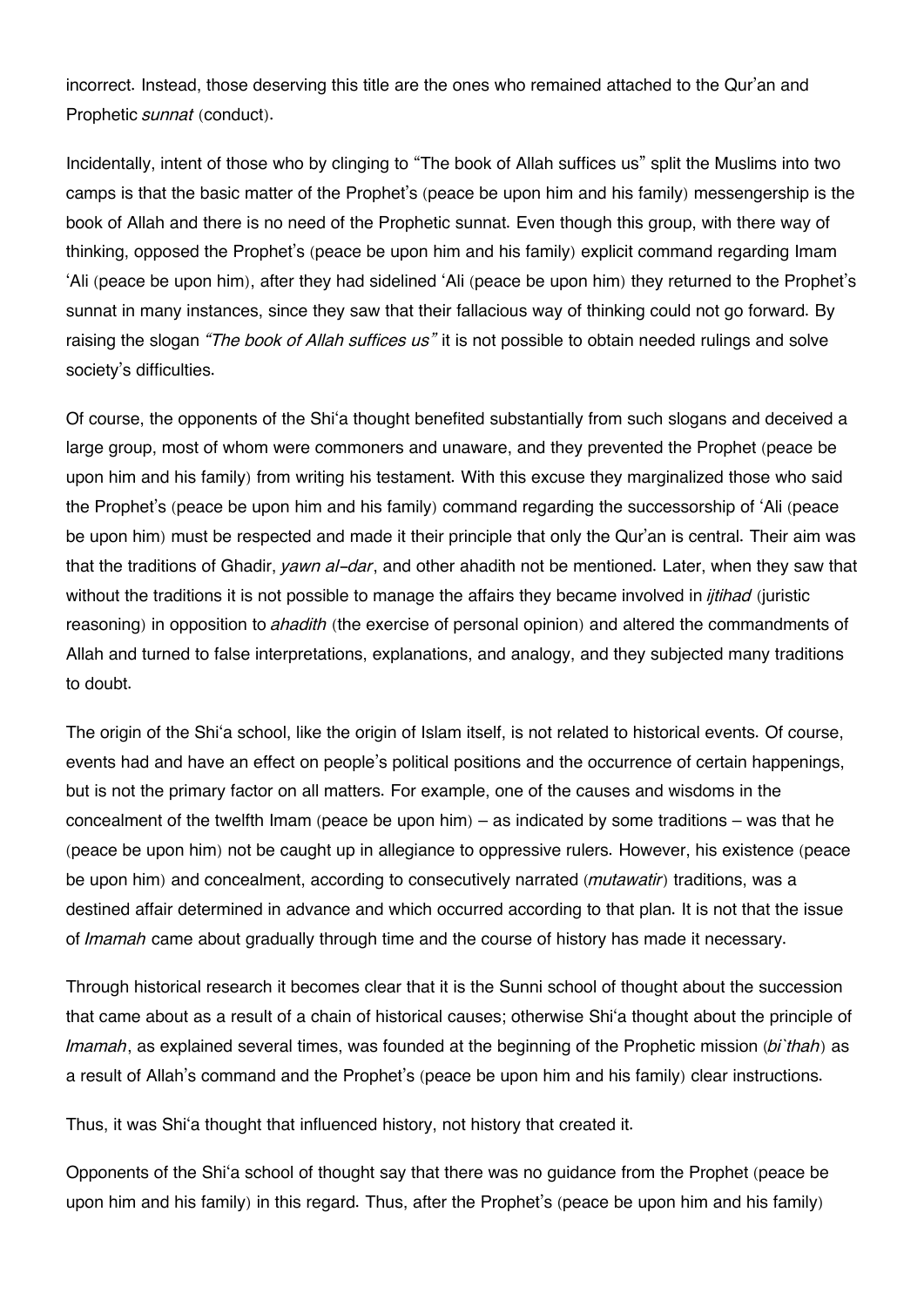incorrect. Instead, those deserving this title are the ones who remained attached to the Qur'an and Prophetic *sunnat* (conduct).

Incidentally, intent of those who by clinging to "The book of Allah suffices us" split the Muslims into two camps is that the basic matter of the Prophet's (peace be upon him and his family) messengership is the book of Allah and there is no need of the Prophetic sunnat. Even though this group, with there way of thinking, opposed the Prophet's (peace be upon him and his family) explicit command regarding Imam 'Ali (peace be upon him), after they had sidelined 'Ali (peace be upon him) they returned to the Prophet's sunnat in many instances, since they saw that their fallacious way of thinking could not go forward. By raising the slogan *"The book of Allah suffices us"* it is not possible to obtain needed rulings and solve society's difficulties.

Of course, the opponents of the Shi'a thought benefited substantially from such slogans and deceived a large group, most of whom were commoners and unaware, and they prevented the Prophet (peace be upon him and his family) from writing his testament. With this excuse they marginalized those who said the Prophet's (peace be upon him and his family) command regarding the successorship of 'Ali (peace be upon him) must be respected and made it their principle that only the Qur'an is central. Their aim was that the traditions of Ghadir, *yawn al-dar*, and other ahadith not be mentioned. Later, when they saw that without the traditions it is not possible to manage the affairs they became involved in *ijtihad* (juristic reasoning) in opposition to *ahadith* (the exercise of personal opinion) and altered the commandments of Allah and turned to false interpretations, explanations, and analogy, and they subjected many traditions to doubt.

The origin of the Shi'a school, like the origin of Islam itself, is not related to historical events. Of course, events had and have an effect on people's political positions and the occurrence of certain happenings, but is not the primary factor on all matters. For example, one of the causes and wisdoms in the concealment of the twelfth Imam (peace be upon him) – as indicated by some traditions – was that he (peace be upon him) not be caught up in allegiance to oppressive rulers. However, his existence (peace be upon him) and concealment, according to consecutively narrated (*mutawatir*) traditions, was a destined affair determined in advance and which occurred according to that plan. It is not that the issue of *Imamah* came about gradually through time and the course of history has made it necessary.

Through historical research it becomes clear that it is the Sunni school of thought about the succession that came about as a result of a chain of historical causes; otherwise Shi'a thought about the principle of *Imamah*, as explained several times, was founded at the beginning of the Prophetic mission (*bi`thah*) as a result of Allah's command and the Prophet's (peace be upon him and his family) clear instructions.

Thus, it was Shi'a thought that influenced history, not history that created it.

Opponents of the Shi'a school of thought say that there was no guidance from the Prophet (peace be upon him and his family) in this regard. Thus, after the Prophet's (peace be upon him and his family)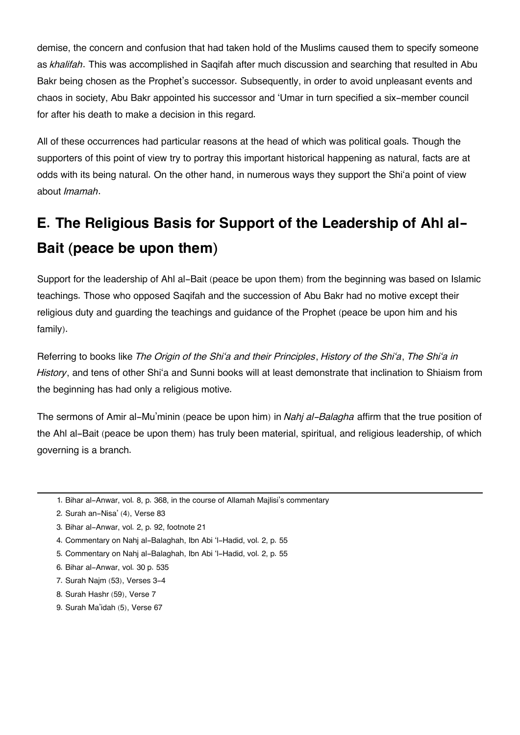demise, the concern and confusion that had taken hold of the Muslims caused them to specify someone as *khalifah*. This was accomplished in Saqifah after much discussion and searching that resulted in Abu Bakr being chosen as the Prophet's successor. Subsequently, in order to avoid unpleasant events and chaos in society, Abu Bakr appointed his successor and 'Umar in turn specified a six-member council for after his death to make a decision in this regard.

All of these occurrences had particular reasons at the head of which was political goals. Though the supporters of this point of view try to portray this important historical happening as natural, facts are at odds with its being natural. On the other hand, in numerous ways they support the Shi'a point of view about *Imamah*.

## E. The Religious Basis for Support of the Leadership of Ahl al-Bait (peace be upon them)

Support for the leadership of Ahl al-Bait (peace be upon them) from the beginning was based on Islamic teachings. Those who opposed Saqifah and the succession of Abu Bakr had no motive except their religious duty and guarding the teachings and guidance of the Prophet (peace be upon him and his family).

Referring to books like *The Origin of the Shi'a and their Principles*, *History of the Shi'a*, *The Shi'a in History*, and tens of other Shi'a and Sunni books will at least demonstrate that inclination to Shiaism from the beginning has had only a religious motive.

The sermons of Amir al-Mu'minin (peace be upon him) in *Nahj al-Balagha* affirm that the true position of the Ahl al-Bait (peace be upon them) has truly been material, spiritual, and religious leadership, of which governing is a branch.

---

1. Bihar al-Anwar, vol. 8, p. 368, in the course of Allamah Majlisi's commentary
2. Surah an-Nisa' (4), Verse 83
3. Bihar al-Anwar, vol. 2, p. 92, footnote 21
4. Commentary on Nahj al-Balaghah, Ibn Abi 'l-Hadid, vol. 2, p. 55
5. Commentary on Nahj al-Balaghah, Ibn Abi 'l-Hadid, vol. 2, p. 55
6. Bihar al-Anwar, vol. 30 p. 535
7. Surah Najm (53), Verses 3-4
8. Surah Hashr (59), Verse 7
9. Surah Ma'idah (5), Verse 67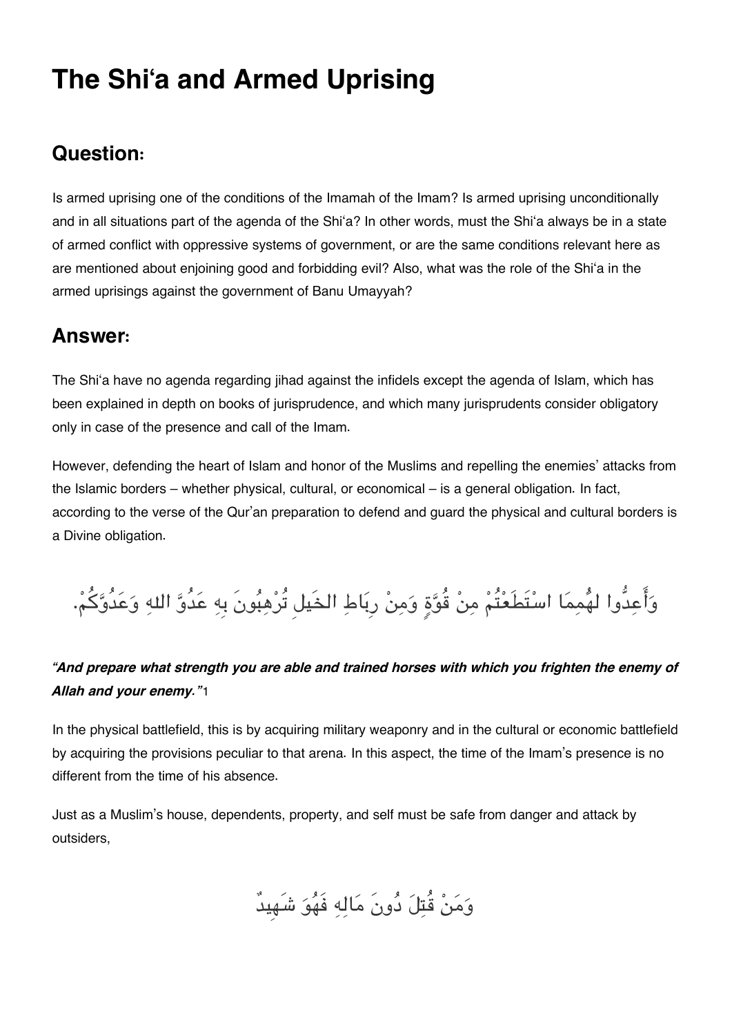# The Shi'a and Armed Uprising

## Question:

Is armed uprising one of the conditions of the Imamah of the Imam? Is armed uprising unconditionally and in all situations part of the agenda of the Shi'a? In other words, must the Shi'a always be in a state of armed conflict with oppressive systems of government, or are the same conditions relevant here as are mentioned about enjoining good and forbidding evil? Also, what was the role of the Shi'a in the armed uprisings against the government of Banu Umayyah?

## Answer:

The Shi'a have no agenda regarding jihad against the infidels except the agenda of Islam, which has been explained in depth on books of jurisprudence, and which many jurisprudents consider obligatory only in case of the presence and call of the Imam.

However, defending the heart of Islam and honor of the Muslims and repelling the enemies' attacks from the Islamic borders – whether physical, cultural, or economical – is a general obligation. In fact, according to the verse of the Qur'an preparation to defend and guard the physical and cultural borders is a Divine obligation.

وَأَعِدُّوا لَهُممَا اسْتَطَعْتُمْ مِنْ قُوَّةٍ وَمِنْ رِبَاطِ الخَيلِ تُرْهِبُونَ بِهِ عَدُوَّ اللهِ وَعَدُوَّكُمْ.

***"And prepare what strength you are able and trained horses with which you frighten the enemy of Allah and your enemy."***[1]

In the physical battlefield, this is by acquiring military weaponry and in the cultural or economic battlefield by acquiring the provisions peculiar to that arena. In this aspect, the time of the Imam's presence is no different from the time of his absence.

Just as a Muslim's house, dependents, property, and self must be safe from danger and attack by outsiders,

وَمَنْ قُتِلَ دُونَ مَالِهِ فَهُوَ شَهِيدٌ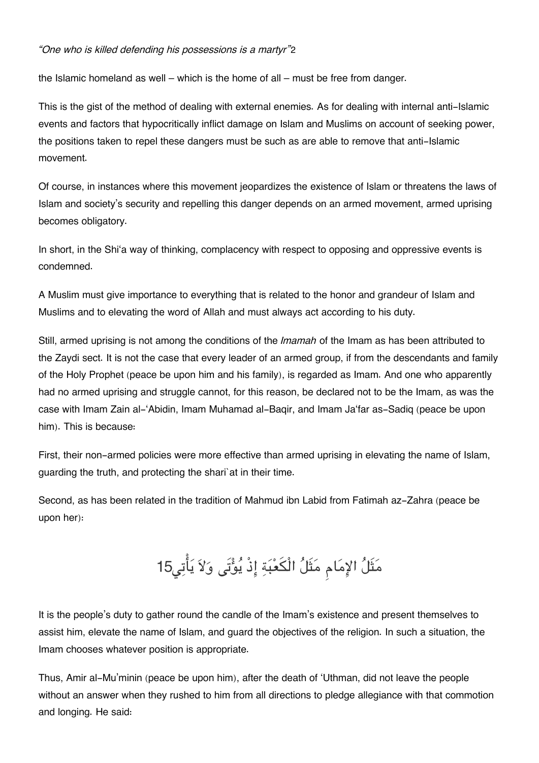*"One who is killed defending his possessions is a martyr"*[2]

the Islamic homeland as well – which is the home of all – must be free from danger.

This is the gist of the method of dealing with external enemies. As for dealing with internal anti-Islamic events and factors that hypocritically inflict damage on Islam and Muslims on account of seeking power, the positions taken to repel these dangers must be such as are able to remove that anti-Islamic movement.

Of course, in instances where this movement jeopardizes the existence of Islam or threatens the laws of Islam and society's security and repelling this danger depends on an armed movement, armed uprising becomes obligatory.

In short, in the Shi'a way of thinking, complacency with respect to opposing and oppressive events is condemned.

A Muslim must give importance to everything that is related to the honor and grandeur of Islam and Muslims and to elevating the word of Allah and must always act according to his duty.

Still, armed uprising is not among the conditions of the *Imamah* of the Imam as has been attributed to the Zaydi sect. It is not the case that every leader of an armed group, if from the descendants and family of the Holy Prophet (peace be upon him and his family), is regarded as Imam. And one who apparently had no armed uprising and struggle cannot, for this reason, be declared not to be the Imam, as was the case with Imam Zain al-'Abidin, Imam Muhamad al-Baqir, and Imam Ja'far as-Sadiq (peace be upon him). This is because:

First, their non-armed policies were more effective than armed uprising in elevating the name of Islam, guarding the truth, and protecting the shari`at in their time.

Second, as has been related in the tradition of Mahmud ibn Labid from Fatimah az-Zahra (peace be upon her):

مَثَلُ الإِمَامِ مَثَلُ الْكَعْبَةِ إِذْ يُؤْتَى وَلاَ يَأْتِي[15]

It is the people's duty to gather round the candle of the Imam's existence and present themselves to assist him, elevate the name of Islam, and guard the objectives of the religion. In such a situation, the Imam chooses whatever position is appropriate.

Thus, Amir al-Mu'minin (peace be upon him), after the death of 'Uthman, did not leave the people without an answer when they rushed to him from all directions to pledge allegiance with that commotion and longing. He said: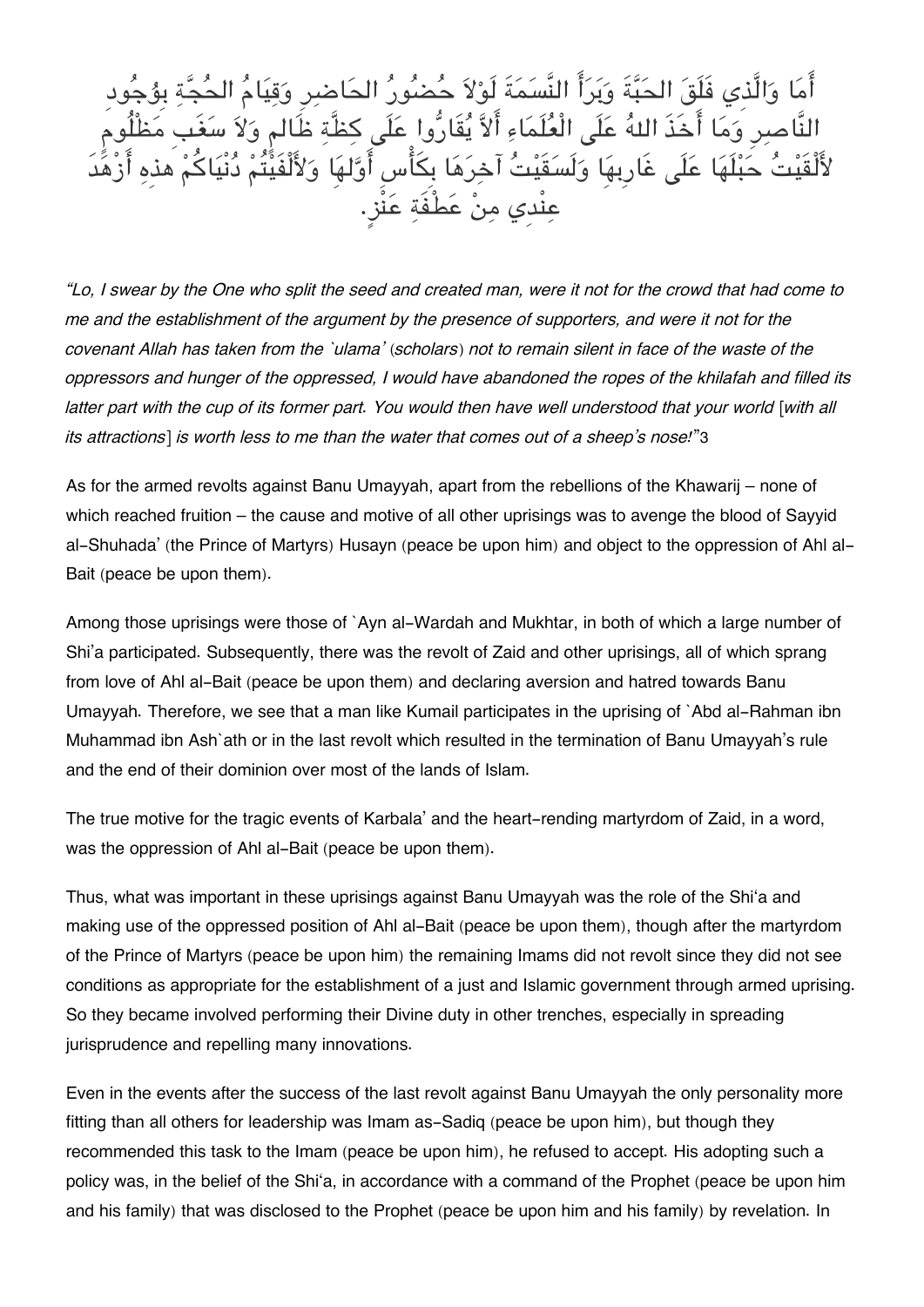أَمَا وَالَّذِي فَلَقَ الحَبَّةَ وَبَرَأَ النَّسَمَةَ لَوْلاَ حُضُورُ الحَاضِرِ وَقِيَامُ الحُجَّةِ بِوُجُودِ النَّاصِرِ وَمَا أَخَذَ اللهُ عَلَى الْعُلَمَاءِ أَلاَّ يُقَارُّوا عَلَى كِظَّةِ ظَالِمٍ وَلاَ سَغَبِ مَظْلُومٍ لأَلْقَيْتُ حَبْلَهَا عَلَى غَارِبِهَا وَلَسَقَيْتُ آخِرَهَا بِكَأْسِ أَوَّلِهَا وَلأَلْفَيْتُمْ دُنْيَاكُمْ هذِهِ أَزْهَدَ عِنْدِي مِنْ عَطْفَةِ عَنْزٍ.

*"Lo, I swear by the One who split the seed and created man, were it not for the crowd that had come to me and the establishment of the argument by the presence of supporters, and were it not for the covenant Allah has taken from the `ulama' (scholars) not to remain silent in face of the waste of the oppressors and hunger of the oppressed, I would have abandoned the ropes of the khilafah and filled its latter part with the cup of its former part. You would then have well understood that your world [with all its attractions] is worth less to me than the water that comes out of a sheep's nose!"*[3]

As for the armed revolts against Banu Umayyah, apart from the rebellions of the Khawarij – none of which reached fruition – the cause and motive of all other uprisings was to avenge the blood of Sayyid al-Shuhada' (the Prince of Martyrs) Husayn (peace be upon him) and object to the oppression of Ahl al-Bait (peace be upon them).

Among those uprisings were those of `Ayn al-Wardah and Mukhtar, in both of which a large number of Shi'a participated. Subsequently, there was the revolt of Zaid and other uprisings, all of which sprang from love of Ahl al-Bait (peace be upon them) and declaring aversion and hatred towards Banu Umayyah. Therefore, we see that a man like Kumail participates in the uprising of `Abd al-Rahman ibn Muhammad ibn Ash`ath or in the last revolt which resulted in the termination of Banu Umayyah's rule and the end of their dominion over most of the lands of Islam.

The true motive for the tragic events of Karbala' and the heart-rending martyrdom of Zaid, in a word, was the oppression of Ahl al-Bait (peace be upon them).

Thus, what was important in these uprisings against Banu Umayyah was the role of the Shi'a and making use of the oppressed position of Ahl al-Bait (peace be upon them), though after the martyrdom of the Prince of Martyrs (peace be upon him) the remaining Imams did not revolt since they did not see conditions as appropriate for the establishment of a just and Islamic government through armed uprising. So they became involved performing their Divine duty in other trenches, especially in spreading jurisprudence and repelling many innovations.

Even in the events after the success of the last revolt against Banu Umayyah the only personality more fitting than all others for leadership was Imam as-Sadiq (peace be upon him), but though they recommended this task to the Imam (peace be upon him), he refused to accept. His adopting such a policy was, in the belief of the Shi'a, in accordance with a command of the Prophet (peace be upon him and his family) that was disclosed to the Prophet (peace be upon him and his family) by revelation. In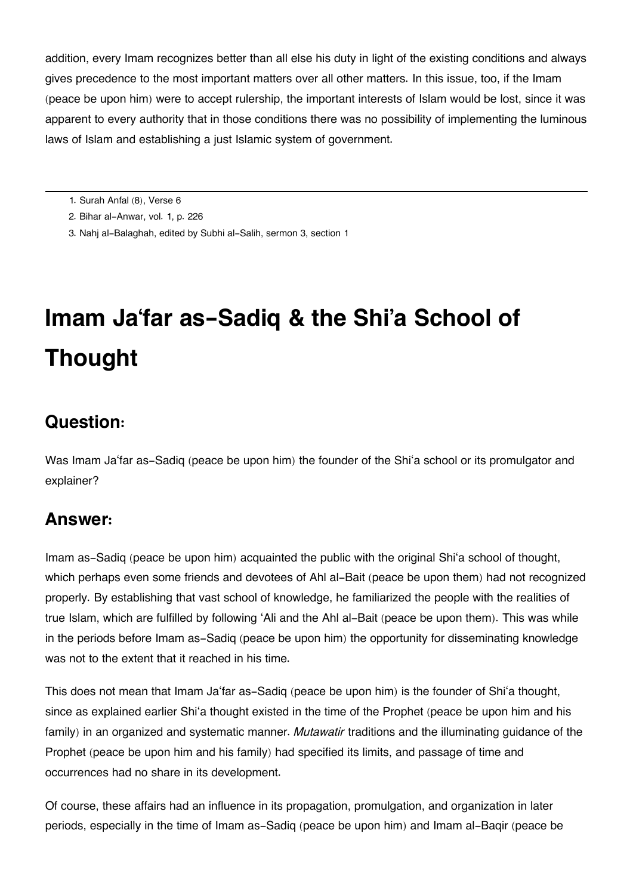addition, every Imam recognizes better than all else his duty in light of the existing conditions and always gives precedence to the most important matters over all other matters. In this issue, too, if the Imam (peace be upon him) were to accept rulership, the important interests of Islam would be lost, since it was apparent to every authority that in those conditions there was no possibility of implementing the luminous laws of Islam and establishing a just Islamic system of government.

---

1. Surah Anfal (8), Verse 6
2. Bihar al-Anwar, vol. 1, p. 226
3. Nahj al-Balaghah, edited by Subhi al-Salih, sermon 3, section 1

# Imam Ja'far as-Sadiq & the Shi'a School of Thought

## Question:

Was Imam Ja'far as-Sadiq (peace be upon him) the founder of the Shi'a school or its promulgator and explainer?

## Answer:

Imam as-Sadiq (peace be upon him) acquainted the public with the original Shi'a school of thought, which perhaps even some friends and devotees of Ahl al-Bait (peace be upon them) had not recognized properly. By establishing that vast school of knowledge, he familiarized the people with the realities of true Islam, which are fulfilled by following 'Ali and the Ahl al-Bait (peace be upon them). This was while in the periods before Imam as-Sadiq (peace be upon him) the opportunity for disseminating knowledge was not to the extent that it reached in his time.

This does not mean that Imam Ja'far as-Sadiq (peace be upon him) is the founder of Shi'a thought, since as explained earlier Shi'a thought existed in the time of the Prophet (peace be upon him and his family) in an organized and systematic manner. *Mutawatir* traditions and the illuminating guidance of the Prophet (peace be upon him and his family) had specified its limits, and passage of time and occurrences had no share in its development.

Of course, these affairs had an influence in its propagation, promulgation, and organization in later periods, especially in the time of Imam as-Sadiq (peace be upon him) and Imam al-Baqir (peace be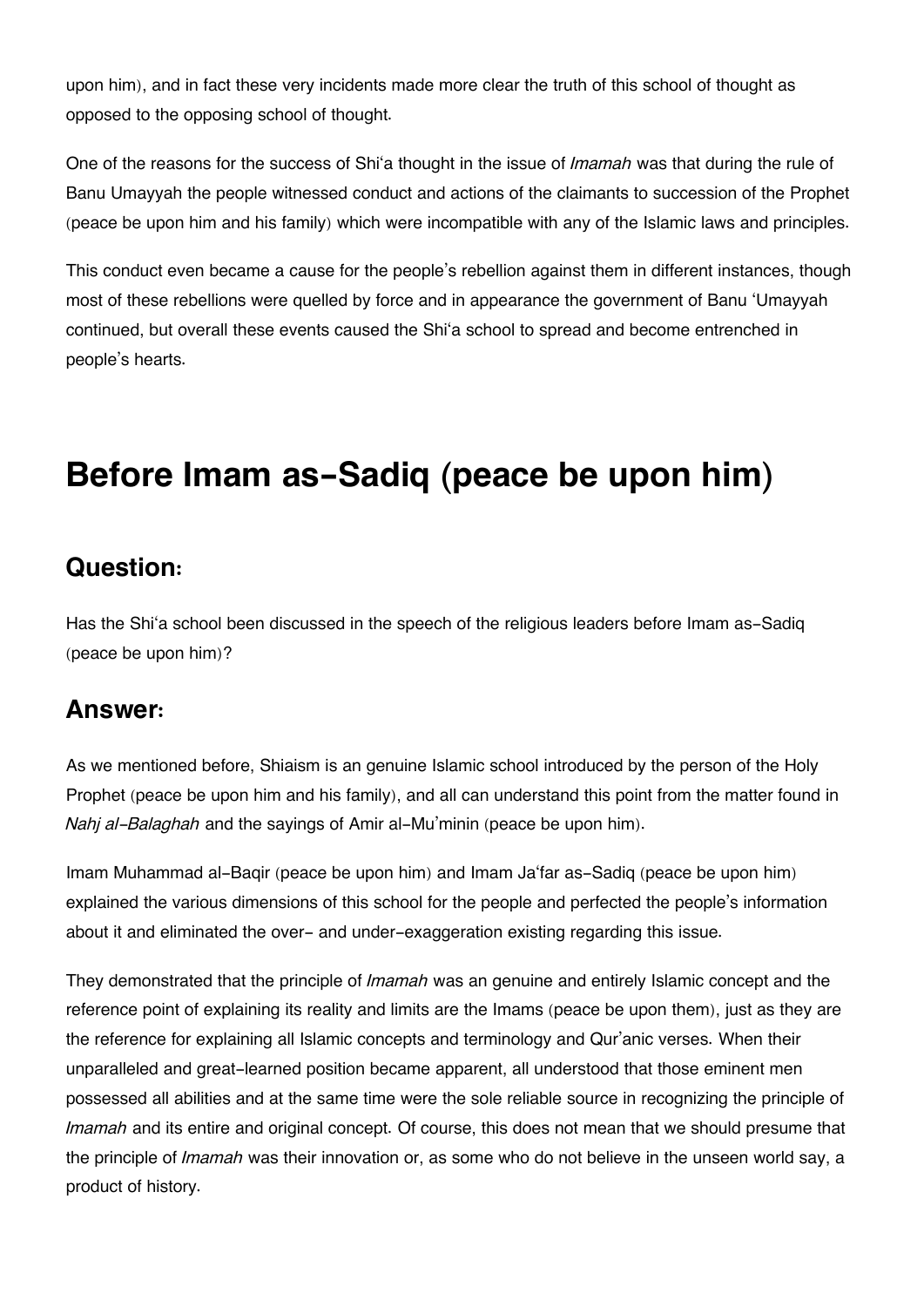upon him), and in fact these very incidents made more clear the truth of this school of thought as opposed to the opposing school of thought.

One of the reasons for the success of Shi'a thought in the issue of *Imamah* was that during the rule of Banu Umayyah the people witnessed conduct and actions of the claimants to succession of the Prophet (peace be upon him and his family) which were incompatible with any of the Islamic laws and principles.

This conduct even became a cause for the people's rebellion against them in different instances, though most of these rebellions were quelled by force and in appearance the government of Banu 'Umayyah continued, but overall these events caused the Shi'a school to spread and become entrenched in people's hearts.

# Before Imam as-Sadiq (peace be upon him)

## Question:

Has the Shi'a school been discussed in the speech of the religious leaders before Imam as-Sadiq (peace be upon him)?

## Answer:

As we mentioned before, Shiaism is an genuine Islamic school introduced by the person of the Holy Prophet (peace be upon him and his family), and all can understand this point from the matter found in *Nahj al-Balaghah* and the sayings of Amir al-Mu'minin (peace be upon him).

Imam Muhammad al-Baqir (peace be upon him) and Imam Ja'far as-Sadiq (peace be upon him) explained the various dimensions of this school for the people and perfected the people's information about it and eliminated the over- and under-exaggeration existing regarding this issue.

They demonstrated that the principle of *Imamah* was an genuine and entirely Islamic concept and the reference point of explaining its reality and limits are the Imams (peace be upon them), just as they are the reference for explaining all Islamic concepts and terminology and Qur'anic verses. When their unparalleled and great-learned position became apparent, all understood that those eminent men possessed all abilities and at the same time were the sole reliable source in recognizing the principle of *Imamah* and its entire and original concept. Of course, this does not mean that we should presume that the principle of *Imamah* was their innovation or, as some who do not believe in the unseen world say, a product of history.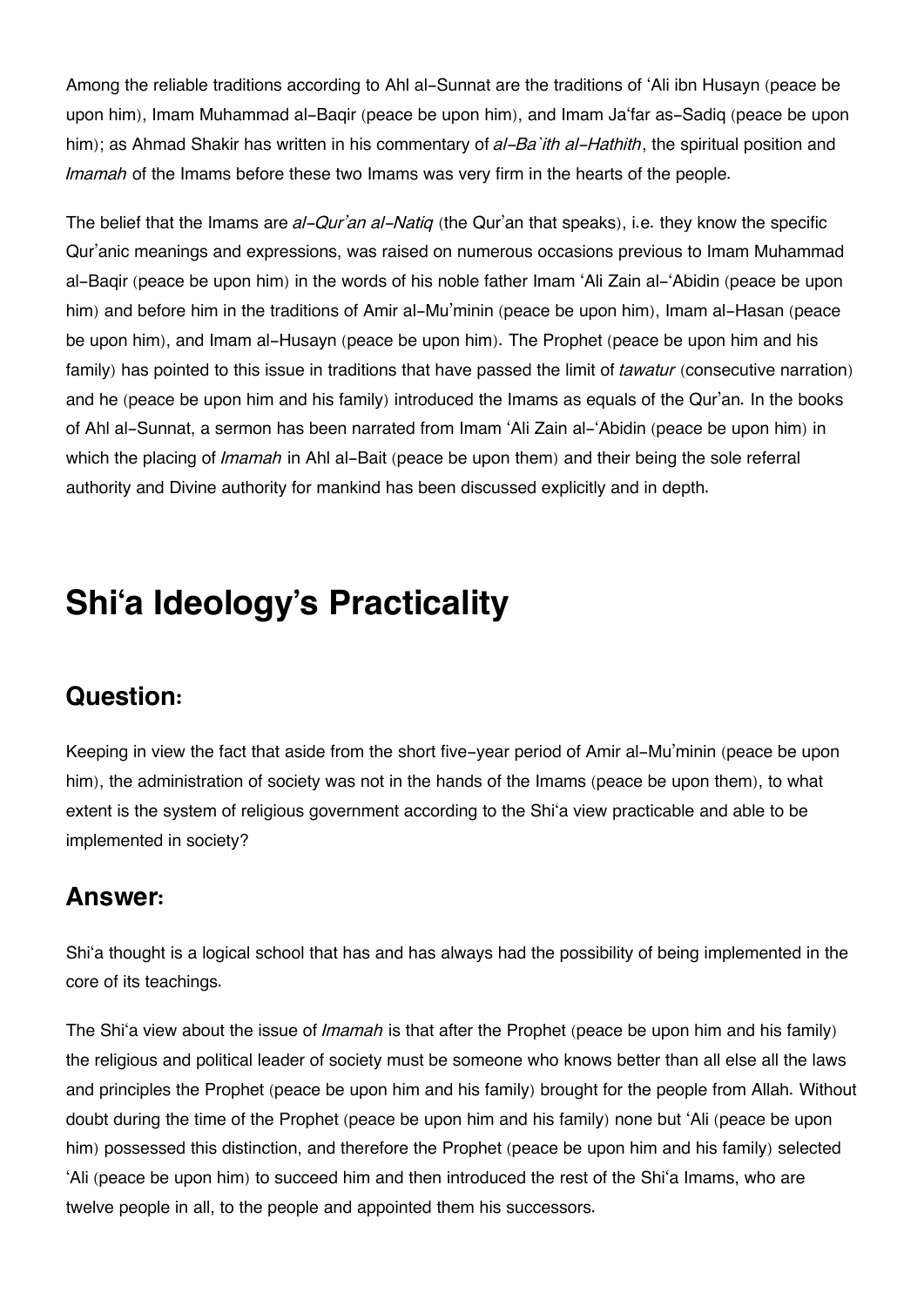Among the reliable traditions according to Ahl al-Sunnat are the traditions of ‘Ali ibn Husayn (peace be upon him), Imam Muhammad al-Baqir (peace be upon him), and Imam Ja‘far as-Sadiq (peace be upon him); as Ahmad Shakir has written in his commentary of *al-Ba`ith al-Hathith*, the spiritual position and *Imamah* of the Imams before these two Imams was very firm in the hearts of the people.

The belief that the Imams are *al-Qur’an al-Natiq* (the Qur’an that speaks), i.e. they know the specific Qur’anic meanings and expressions, was raised on numerous occasions previous to Imam Muhammad al-Baqir (peace be upon him) in the words of his noble father Imam ‘Ali Zain al-‘Abidin (peace be upon him) and before him in the traditions of Amir al-Mu’minin (peace be upon him), Imam al-Hasan (peace be upon him), and Imam al-Husayn (peace be upon him). The Prophet (peace be upon him and his family) has pointed to this issue in traditions that have passed the limit of *tawatur* (consecutive narration) and he (peace be upon him and his family) introduced the Imams as equals of the Qur’an. In the books of Ahl al-Sunnat, a sermon has been narrated from Imam ‘Ali Zain al-‘Abidin (peace be upon him) in which the placing of *Imamah* in Ahl al-Bait (peace be upon them) and their being the sole referral authority and Divine authority for mankind has been discussed explicitly and in depth.

# Shi‘a Ideology’s Practicality

## Question:

Keeping in view the fact that aside from the short five-year period of Amir al-Mu’minin (peace be upon him), the administration of society was not in the hands of the Imams (peace be upon them), to what extent is the system of religious government according to the Shi‘a view practicable and able to be implemented in society?

## Answer:

Shi‘a thought is a logical school that has and has always had the possibility of being implemented in the core of its teachings.

The Shi‘a view about the issue of *Imamah* is that after the Prophet (peace be upon him and his family) the religious and political leader of society must be someone who knows better than all else all the laws and principles the Prophet (peace be upon him and his family) brought for the people from Allah. Without doubt during the time of the Prophet (peace be upon him and his family) none but ‘Ali (peace be upon him) possessed this distinction, and therefore the Prophet (peace be upon him and his family) selected ‘Ali (peace be upon him) to succeed him and then introduced the rest of the Shi‘a Imams, who are twelve people in all, to the people and appointed them his successors.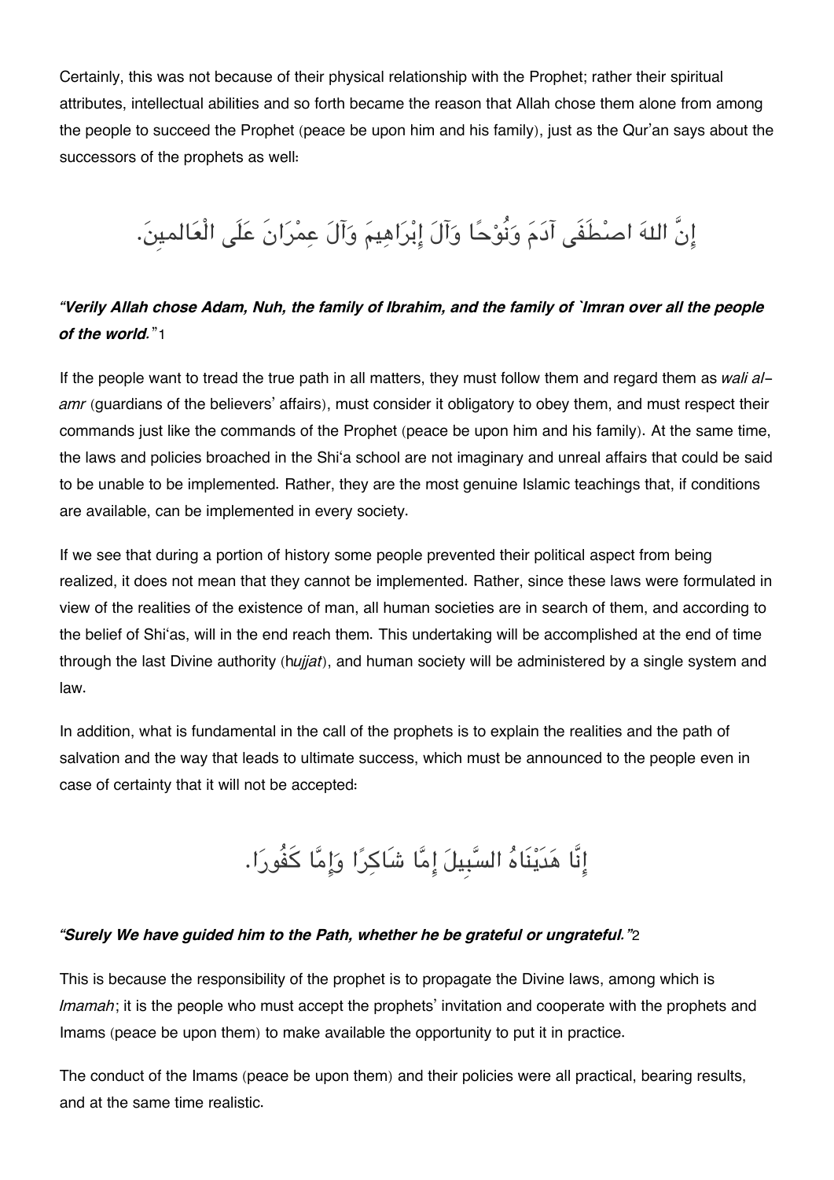Certainly, this was not because of their physical relationship with the Prophet; rather their spiritual attributes, intellectual abilities and so forth became the reason that Allah chose them alone from among the people to succeed the Prophet (peace be upon him and his family), just as the Qur'an says about the successors of the prophets as well:

إِنَّ اللهَ اصْطَفَى آدَمَ وَنُوْحًا وَآلَ إِبْرَاهِيمَ وَآلَ عِمْرَانَ عَلَى الْعَالَمِينَ.

***"Verily Allah chose Adam, Nuh, the family of Ibrahim, and the family of `Imran over all the people of the world."***[1]

If the people want to tread the true path in all matters, they must follow them and regard them as *wali al-amr* (guardians of the believers' affairs), must consider it obligatory to obey them, and must respect their commands just like the commands of the Prophet (peace be upon him and his family). At the same time, the laws and policies broached in the Shi'a school are not imaginary and unreal affairs that could be said to be unable to be implemented. Rather, they are the most genuine Islamic teachings that, if conditions are available, can be implemented in every society.

If we see that during a portion of history some people prevented their political aspect from being realized, it does not mean that they cannot be implemented. Rather, since these laws were formulated in view of the realities of the existence of man, all human societies are in search of them, and according to the belief of Shi'as, will in the end reach them. This undertaking will be accomplished at the end of time through the last Divine authority (h*ujjat*), and human society will be administered by a single system and law.

In addition, what is fundamental in the call of the prophets is to explain the realities and the path of salvation and the way that leads to ultimate success, which must be announced to the people even in case of certainty that it will not be accepted:

إِنَّا هَدَيْنَاهُ السَّبِيلَ إِمَّا شَاكِرًا وَإِمَّا كَفُورًا.

***"Surely We have guided him to the Path, whether he be grateful or ungrateful."***[2]

This is because the responsibility of the prophet is to propagate the Divine laws, among which is *Imamah*; it is the people who must accept the prophets' invitation and cooperate with the prophets and Imams (peace be upon them) to make available the opportunity to put it in practice.

The conduct of the Imams (peace be upon them) and their policies were all practical, bearing results, and at the same time realistic.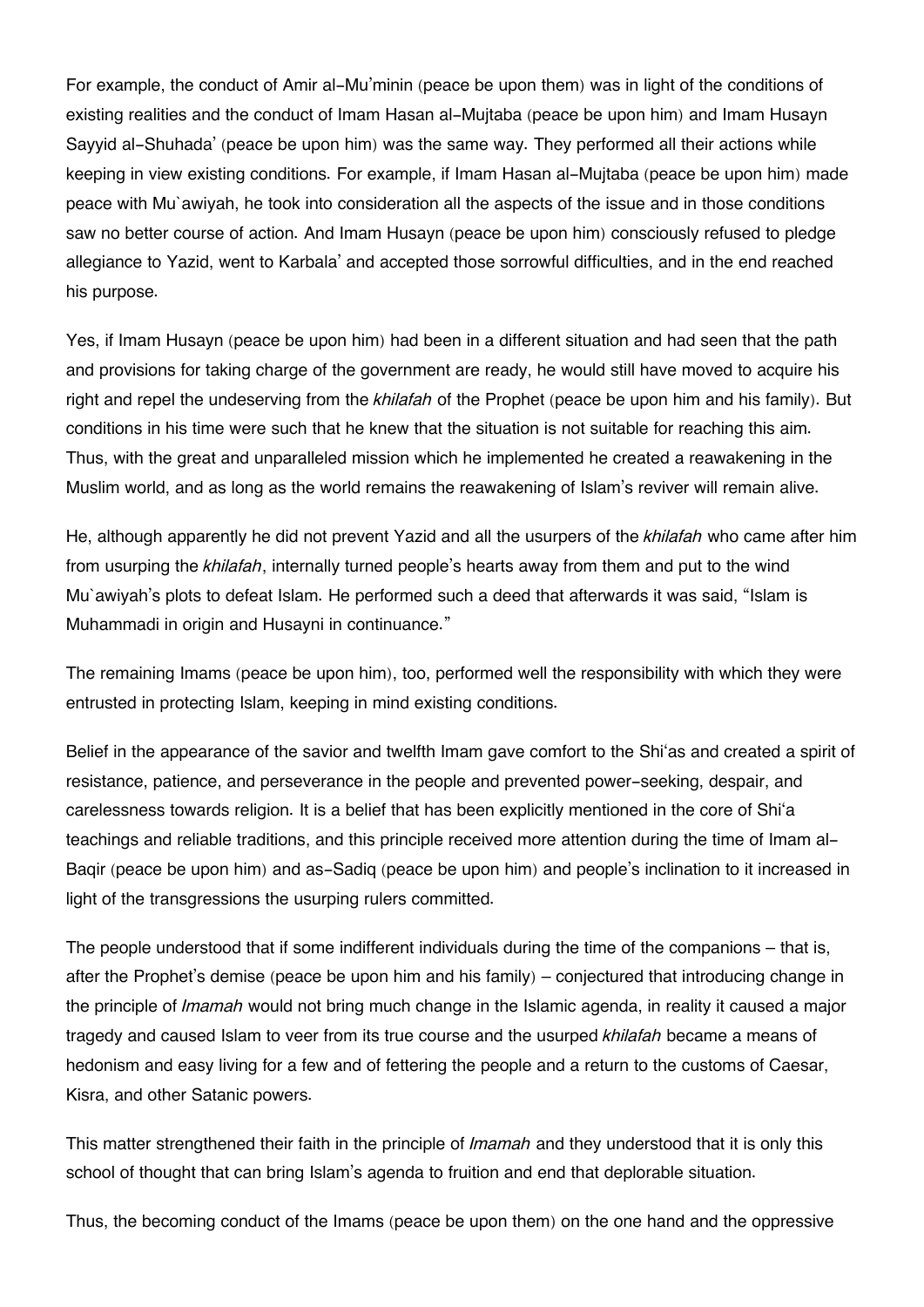For example, the conduct of Amir al-Mu'minin (peace be upon them) was in light of the conditions of existing realities and the conduct of Imam Hasan al-Mujtaba (peace be upon him) and Imam Husayn Sayyid al-Shuhada' (peace be upon him) was the same way. They performed all their actions while keeping in view existing conditions. For example, if Imam Hasan al-Mujtaba (peace be upon him) made peace with Mu`awiyah, he took into consideration all the aspects of the issue and in those conditions saw no better course of action. And Imam Husayn (peace be upon him) consciously refused to pledge allegiance to Yazid, went to Karbala' and accepted those sorrowful difficulties, and in the end reached his purpose.

Yes, if Imam Husayn (peace be upon him) had been in a different situation and had seen that the path and provisions for taking charge of the government are ready, he would still have moved to acquire his right and repel the undeserving from the *khilafah* of the Prophet (peace be upon him and his family). But conditions in his time were such that he knew that the situation is not suitable for reaching this aim. Thus, with the great and unparalleled mission which he implemented he created a reawakening in the Muslim world, and as long as the world remains the reawakening of Islam's reviver will remain alive.

He, although apparently he did not prevent Yazid and all the usurpers of the *khilafah* who came after him from usurping the *khilafah*, internally turned people's hearts away from them and put to the wind Mu`awiyah's plots to defeat Islam. He performed such a deed that afterwards it was said, "Islam is Muhammadi in origin and Husayni in continuance."

The remaining Imams (peace be upon him), too, performed well the responsibility with which they were entrusted in protecting Islam, keeping in mind existing conditions.

Belief in the appearance of the savior and twelfth Imam gave comfort to the Shi'as and created a spirit of resistance, patience, and perseverance in the people and prevented power-seeking, despair, and carelessness towards religion. It is a belief that has been explicitly mentioned in the core of Shi'a teachings and reliable traditions, and this principle received more attention during the time of Imam al-Baqir (peace be upon him) and as-Sadiq (peace be upon him) and people's inclination to it increased in light of the transgressions the usurping rulers committed.

The people understood that if some indifferent individuals during the time of the companions – that is, after the Prophet's demise (peace be upon him and his family) – conjectured that introducing change in the principle of *Imamah* would not bring much change in the Islamic agenda, in reality it caused a major tragedy and caused Islam to veer from its true course and the usurped *khilafah* became a means of hedonism and easy living for a few and of fettering the people and a return to the customs of Caesar, Kisra, and other Satanic powers.

This matter strengthened their faith in the principle of *Imamah* and they understood that it is only this school of thought that can bring Islam's agenda to fruition and end that deplorable situation.

Thus, the becoming conduct of the Imams (peace be upon them) on the one hand and the oppressive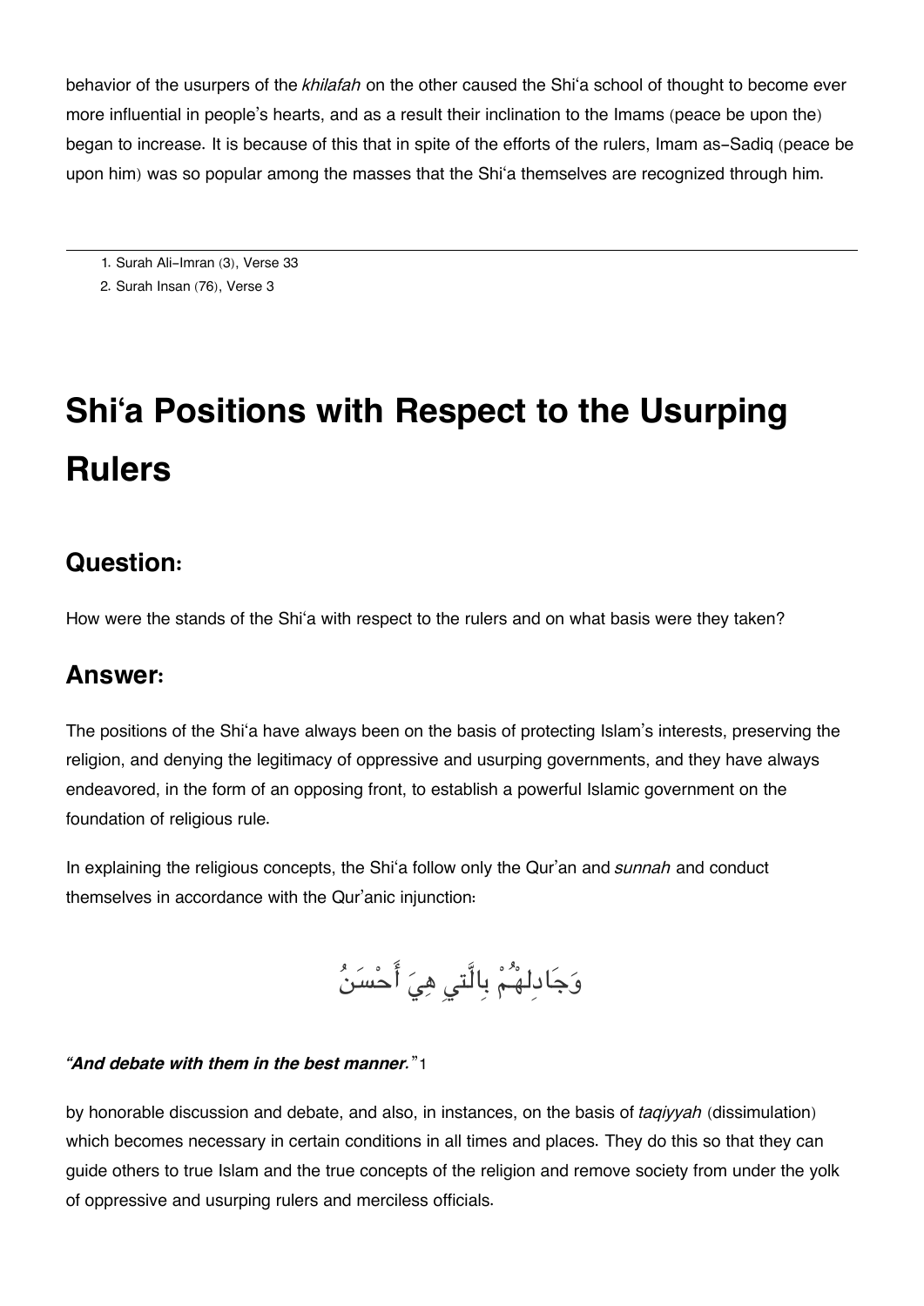behavior of the usurpers of the *khilafah* on the other caused the Shi'a school of thought to become ever more influential in people's hearts, and as a result their inclination to the Imams (peace be upon the) began to increase. It is because of this that in spite of the efforts of the rulers, Imam as-Sadiq (peace be upon him) was so popular among the masses that the Shi'a themselves are recognized through him.

---

1. Surah Ali-Imran (3), Verse 33
2. Surah Insan (76), Verse 3

# Shi'a Positions with Respect to the Usurping Rulers

## Question:

How were the stands of the Shi'a with respect to the rulers and on what basis were they taken?

## Answer:

The positions of the Shi'a have always been on the basis of protecting Islam's interests, preserving the religion, and denying the legitimacy of oppressive and usurping governments, and they have always endeavored, in the form of an opposing front, to establish a powerful Islamic government on the foundation of religious rule.

In explaining the religious concepts, the Shi'a follow only the Qur'an and *sunnah* and conduct themselves in accordance with the Qur'anic injunction:

وَجَادِلْهُمْ بِالَّتِي هِيَ أَحْسَنُ

***"And debate with them in the best manner."*** [1]

by honorable discussion and debate, and also, in instances, on the basis of *taqiyyah* (dissimulation) which becomes necessary in certain conditions in all times and places. They do this so that they can guide others to true Islam and the true concepts of the religion and remove society from under the yolk of oppressive and usurping rulers and merciless officials.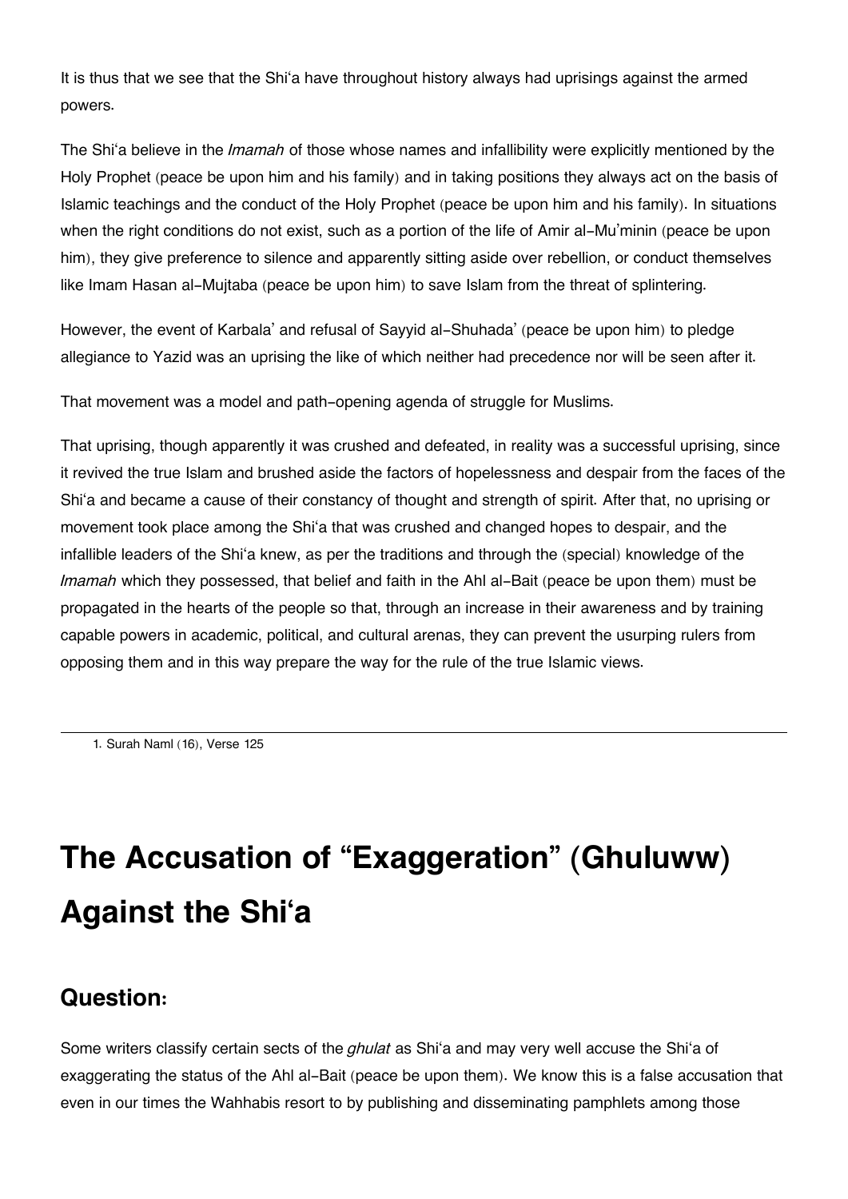It is thus that we see that the Shi'a have throughout history always had uprisings against the armed powers.

The Shi'a believe in the *Imamah* of those whose names and infallibility were explicitly mentioned by the Holy Prophet (peace be upon him and his family) and in taking positions they always act on the basis of Islamic teachings and the conduct of the Holy Prophet (peace be upon him and his family). In situations when the right conditions do not exist, such as a portion of the life of Amir al-Mu'minin (peace be upon him), they give preference to silence and apparently sitting aside over rebellion, or conduct themselves like Imam Hasan al-Mujtaba (peace be upon him) to save Islam from the threat of splintering.

However, the event of Karbala' and refusal of Sayyid al-Shuhada' (peace be upon him) to pledge allegiance to Yazid was an uprising the like of which neither had precedence nor will be seen after it.

That movement was a model and path-opening agenda of struggle for Muslims.

That uprising, though apparently it was crushed and defeated, in reality was a successful uprising, since it revived the true Islam and brushed aside the factors of hopelessness and despair from the faces of the Shi'a and became a cause of their constancy of thought and strength of spirit. After that, no uprising or movement took place among the Shi'a that was crushed and changed hopes to despair, and the infallible leaders of the Shi'a knew, as per the traditions and through the (special) knowledge of the *Imamah* which they possessed, that belief and faith in the Ahl al-Bait (peace be upon them) must be propagated in the hearts of the people so that, through an increase in their awareness and by training capable powers in academic, political, and cultural arenas, they can prevent the usurping rulers from opposing them and in this way prepare the way for the rule of the true Islamic views.

---

1. Surah Naml (16), Verse 125

# The Accusation of "Exaggeration" (Ghuluww) Against the Shi'a

## Question:

Some writers classify certain sects of the *ghulat* as Shi'a and may very well accuse the Shi'a of exaggerating the status of the Ahl al-Bait (peace be upon them). We know this is a false accusation that even in our times the Wahhabis resort to by publishing and disseminating pamphlets among those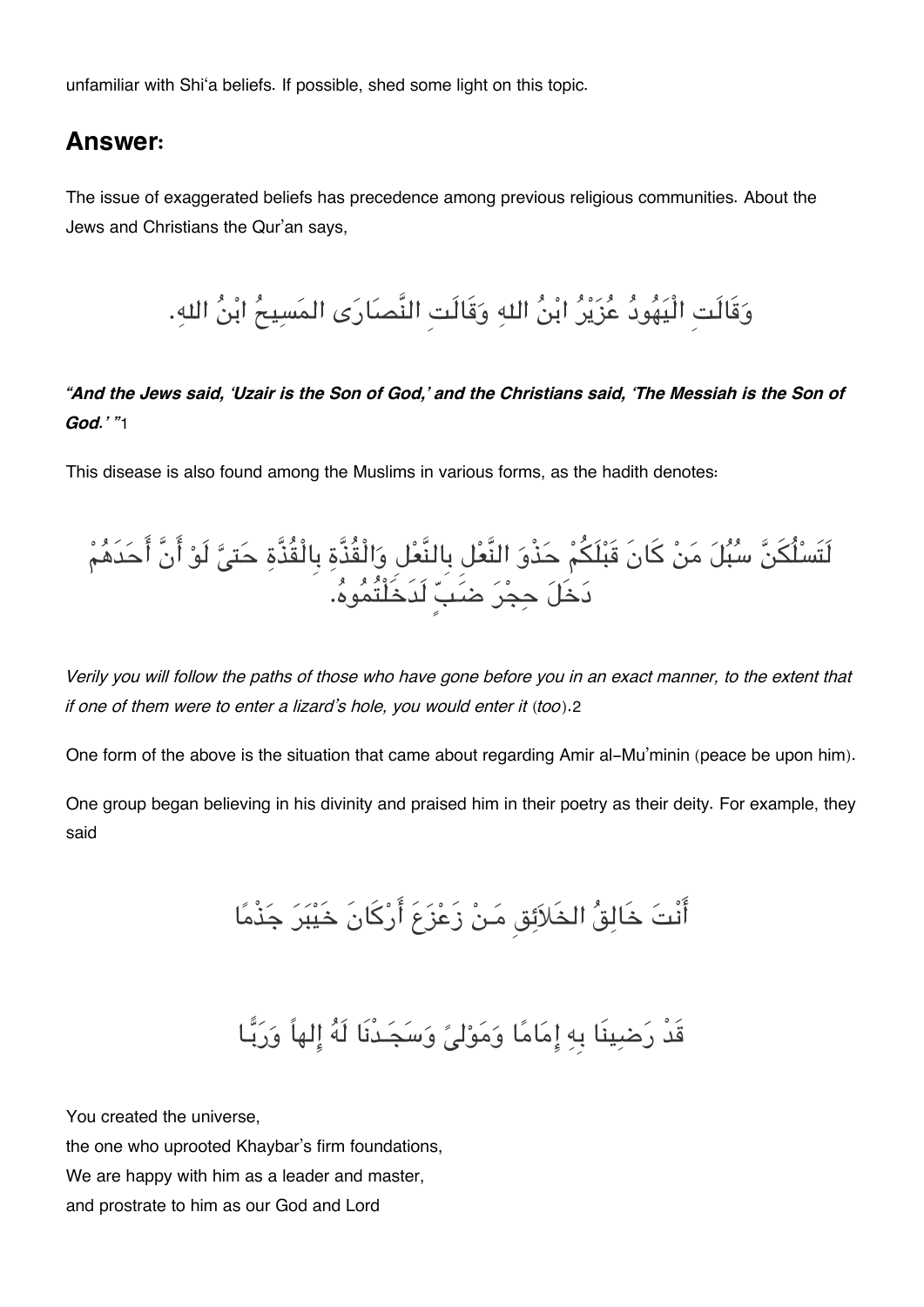unfamiliar with Shi'a beliefs. If possible, shed some light on this topic.

## Answer:

The issue of exaggerated beliefs has precedence among previous religious communities. About the Jews and Christians the Qur'an says,

وَقَالَتِ الْيَهُودُ عُزَيْرُ ابْنُ اللهِ وَقَالَتِ النَّصَارَى المَسِيحُ ابْنُ اللهِ.

***"And the Jews said, 'Uzair is the Son of God,' and the Christians said, 'The Messiah is the Son of God.' "***[1]

This disease is also found among the Muslims in various forms, as the hadith denotes:

لَتَسْلُكَنَّ سُبُلَ مَنْ كَانَ قَبْلَكُمْ حَذْوَ النَّعْلِ بِالنَّعْلِ وَالْقُذَّةِ بِالْقُذَّةِ حَتىَّ لَوْ أَنَّ أَحَدَهُمْ دَخَلَ حِجْرَ ضَبٍّ لَدَخَلْتُمُوهُ.

*Verily you will follow the paths of those who have gone before you in an exact manner, to the extent that if one of them were to enter a lizard's hole, you would enter it* (*too*).[2]

One form of the above is the situation that came about regarding Amir al-Mu'minin (peace be upon him).

One group began believing in his divinity and praised him in their poetry as their deity. For example, they said

أَنْتَ خَالِقُ الخَلاَئِقِ مَنْ زَعْزَعَ أَرْكَانَ خَيْبَرَ جَذْمًا

قَدْ رَضِينَا بِهِ إِمَامًا وَمَوْلىً وَسَجَدْنَا لَهُ إِلهاً وَرَبًّا

You created the universe,
the one who uprooted Khaybar's firm foundations,
We are happy with him as a leader and master,
and prostrate to him as our God and Lord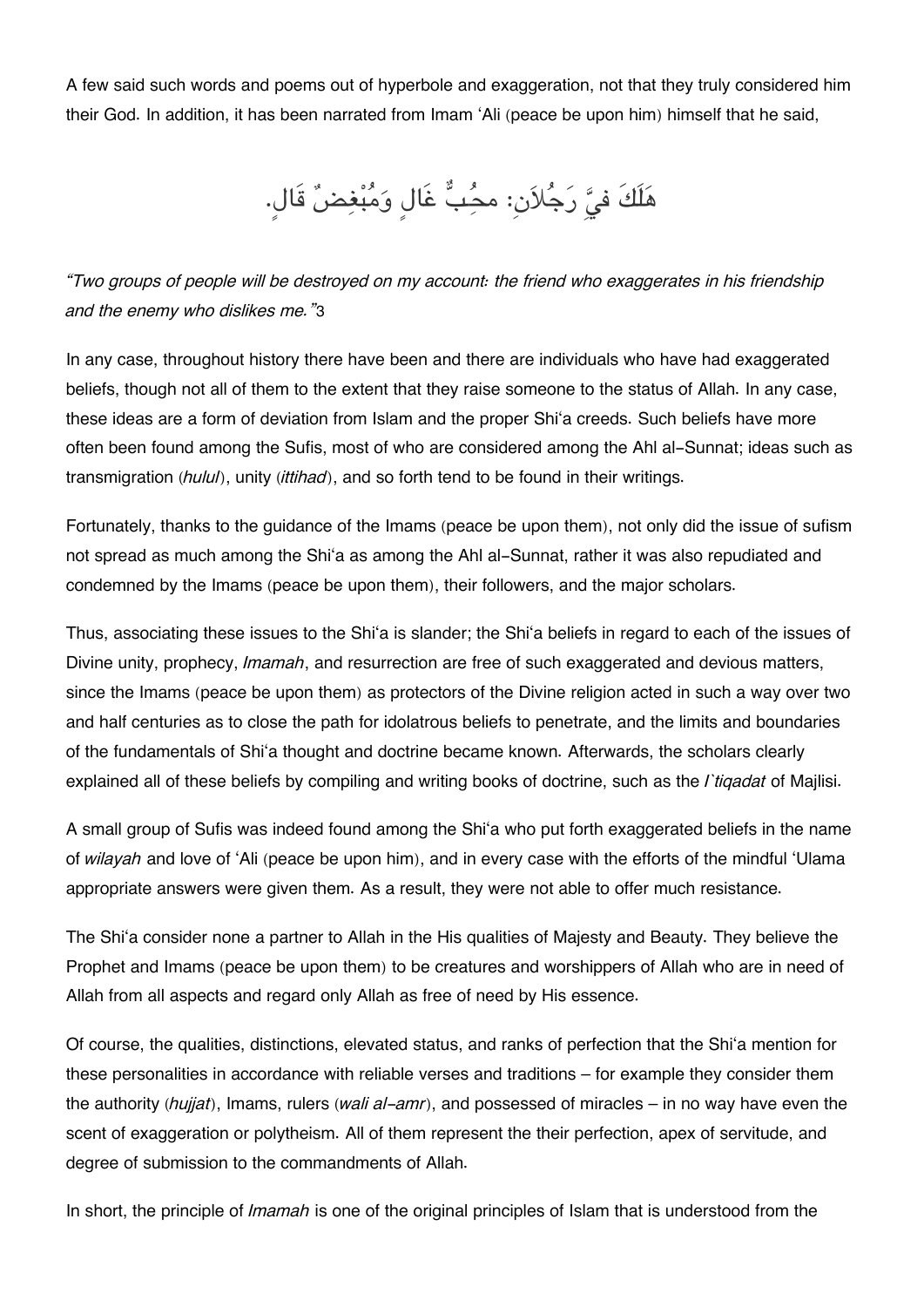A few said such words and poems out of hyperbole and exaggeration, not that they truly considered him their God. In addition, it has been narrated from Imam ‘Ali (peace be upon him) himself that he said,

هَلَكَ فيَّ رَجُلاَنِ: محِبٌّ غَالٍ وَمُبْغِضٌ قَالٍ.

*“Two groups of people will be destroyed on my account: the friend who exaggerates in his friendship and the enemy who dislikes me.”*[3]

In any case, throughout history there have been and there are individuals who have had exaggerated beliefs, though not all of them to the extent that they raise someone to the status of Allah. In any case, these ideas are a form of deviation from Islam and the proper Shi‘a creeds. Such beliefs have more often been found among the Sufis, most of who are considered among the Ahl al-Sunnat; ideas such as transmigration (*hulul*), unity (*ittihad*), and so forth tend to be found in their writings.

Fortunately, thanks to the guidance of the Imams (peace be upon them), not only did the issue of sufism not spread as much among the Shi‘a as among the Ahl al-Sunnat, rather it was also repudiated and condemned by the Imams (peace be upon them), their followers, and the major scholars.

Thus, associating these issues to the Shi‘a is slander; the Shi‘a beliefs in regard to each of the issues of Divine unity, prophecy, *Imamah*, and resurrection are free of such exaggerated and devious matters, since the Imams (peace be upon them) as protectors of the Divine religion acted in such a way over two and half centuries as to close the path for idolatrous beliefs to penetrate, and the limits and boundaries of the fundamentals of Shi‘a thought and doctrine became known. Afterwards, the scholars clearly explained all of these beliefs by compiling and writing books of doctrine, such as the *I`tiqadat* of Majlisi.

A small group of Sufis was indeed found among the Shi‘a who put forth exaggerated beliefs in the name of *wilayah* and love of ‘Ali (peace be upon him), and in every case with the efforts of the mindful ‘Ulama appropriate answers were given them. As a result, they were not able to offer much resistance.

The Shi‘a consider none a partner to Allah in the His qualities of Majesty and Beauty. They believe the Prophet and Imams (peace be upon them) to be creatures and worshippers of Allah who are in need of Allah from all aspects and regard only Allah as free of need by His essence.

Of course, the qualities, distinctions, elevated status, and ranks of perfection that the Shi‘a mention for these personalities in accordance with reliable verses and traditions – for example they consider them the authority (*hujjat*), Imams, rulers (*wali al-amr*), and possessed of miracles – in no way have even the scent of exaggeration or polytheism. All of them represent the their perfection, apex of servitude, and degree of submission to the commandments of Allah.

In short, the principle of *Imamah* is one of the original principles of Islam that is understood from the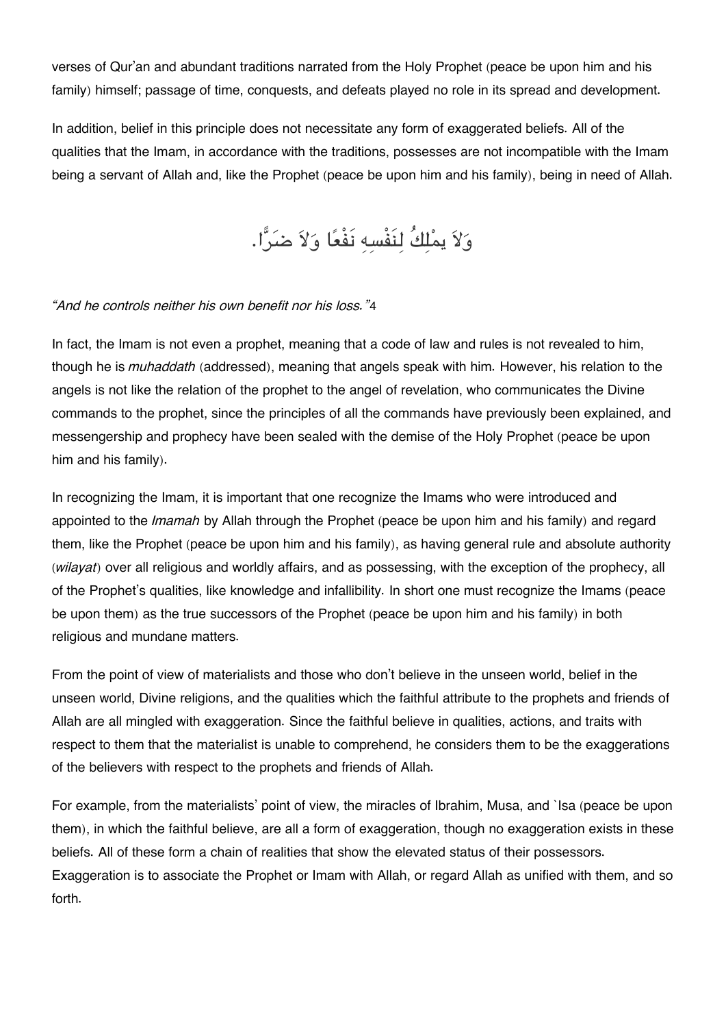verses of Qur'an and abundant traditions narrated from the Holy Prophet (peace be upon him and his family) himself; passage of time, conquests, and defeats played no role in its spread and development.

In addition, belief in this principle does not necessitate any form of exaggerated beliefs. All of the qualities that the Imam, in accordance with the traditions, possesses are not incompatible with the Imam being a servant of Allah and, like the Prophet (peace be upon him and his family), being in need of Allah.

وَلاَ يمْلِكُ لِنَفْسِهِ نَفْعًا وَلاَ ضَرًّا.

*"And he controls neither his own benefit nor his loss."*4

In fact, the Imam is not even a prophet, meaning that a code of law and rules is not revealed to him, though he is *muhaddath* (addressed), meaning that angels speak with him. However, his relation to the angels is not like the relation of the prophet to the angel of revelation, who communicates the Divine commands to the prophet, since the principles of all the commands have previously been explained, and messengership and prophecy have been sealed with the demise of the Holy Prophet (peace be upon him and his family).

In recognizing the Imam, it is important that one recognize the Imams who were introduced and appointed to the *Imamah* by Allah through the Prophet (peace be upon him and his family) and regard them, like the Prophet (peace be upon him and his family), as having general rule and absolute authority (*wilayat*) over all religious and worldly affairs, and as possessing, with the exception of the prophecy, all of the Prophet's qualities, like knowledge and infallibility. In short one must recognize the Imams (peace be upon them) as the true successors of the Prophet (peace be upon him and his family) in both religious and mundane matters.

From the point of view of materialists and those who don't believe in the unseen world, belief in the unseen world, Divine religions, and the qualities which the faithful attribute to the prophets and friends of Allah are all mingled with exaggeration. Since the faithful believe in qualities, actions, and traits with respect to them that the materialist is unable to comprehend, he considers them to be the exaggerations of the believers with respect to the prophets and friends of Allah.

For example, from the materialists' point of view, the miracles of Ibrahim, Musa, and `Isa (peace be upon them), in which the faithful believe, are all a form of exaggeration, though no exaggeration exists in these beliefs. All of these form a chain of realities that show the elevated status of their possessors. Exaggeration is to associate the Prophet or Imam with Allah, or regard Allah as unified with them, and so forth.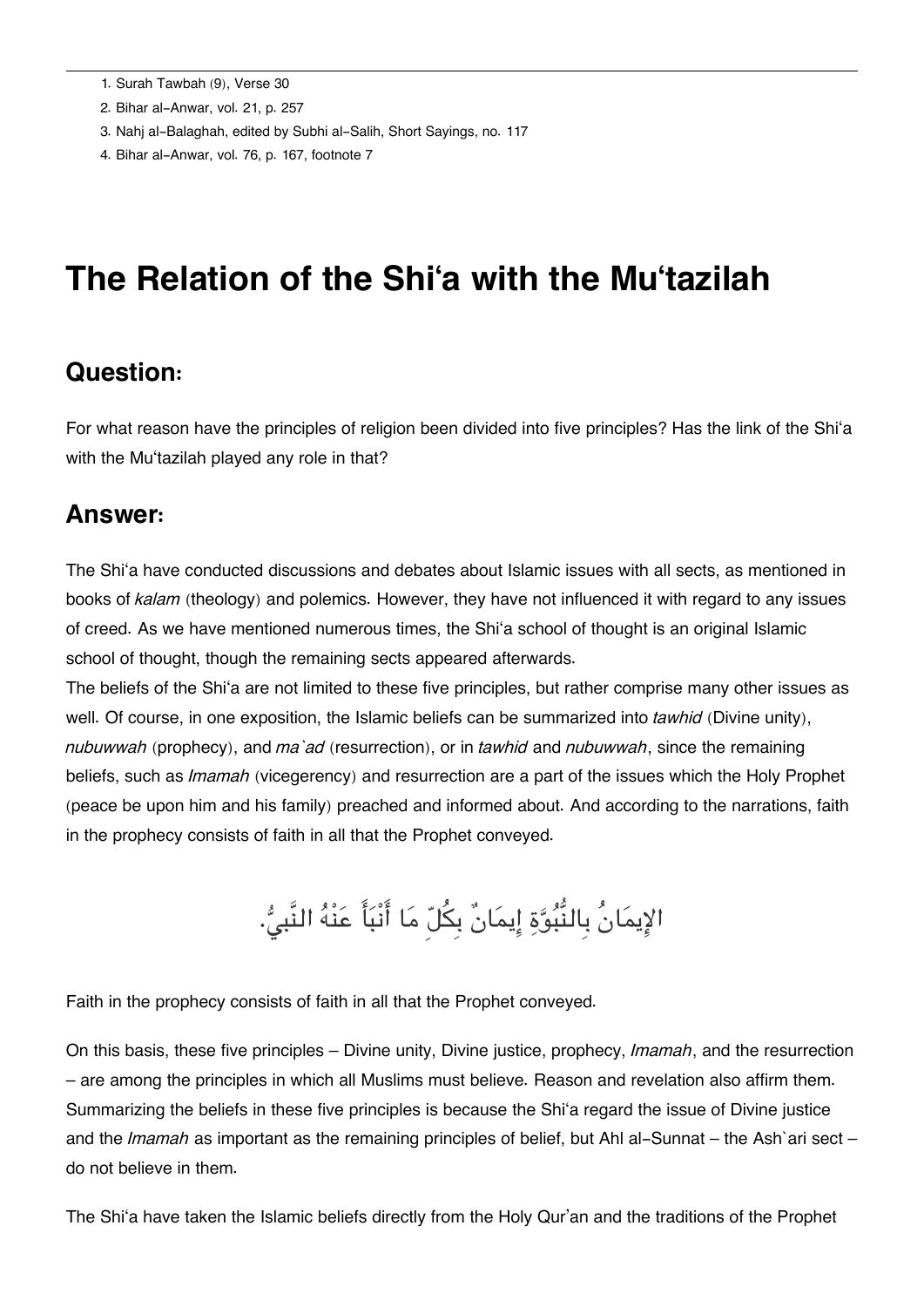1. Surah Tawbah (9), Verse 30
2. Bihar al-Anwar, vol. 21, p. 257
3. Nahj al-Balaghah, edited by Subhi al-Salih, Short Sayings, no. 117
4. Bihar al-Anwar, vol. 76, p. 167, footnote 7

# The Relation of the Shi'a with the Mu'tazilah

## Question:

For what reason have the principles of religion been divided into five principles? Has the link of the Shi'a with the Mu'tazilah played any role in that?

## Answer:

The Shi'a have conducted discussions and debates about Islamic issues with all sects, as mentioned in books of *kalam* (theology) and polemics. However, they have not influenced it with regard to any issues of creed. As we have mentioned numerous times, the Shi'a school of thought is an original Islamic school of thought, though the remaining sects appeared afterwards.

The beliefs of the Shi'a are not limited to these five principles, but rather comprise many other issues as well. Of course, in one exposition, the Islamic beliefs can be summarized into *tawhid* (Divine unity), *nubuwwah* (prophecy), and *ma`ad* (resurrection), or in *tawhid* and *nubuwwah*, since the remaining beliefs, such as *Imamah* (vicegerency) and resurrection are a part of the issues which the Holy Prophet (peace be upon him and his family) preached and informed about. And according to the narrations, faith in the prophecy consists of faith in all that the Prophet conveyed.

الإيمَانُ بِالنُّبُوَّةِ إِيمَانٌ بِكُلِّ مَا أَنْبَأَ عَنْهُ النَّبِيُّ.

Faith in the prophecy consists of faith in all that the Prophet conveyed.

On this basis, these five principles – Divine unity, Divine justice, prophecy, *Imamah*, and the resurrection – are among the principles in which all Muslims must believe. Reason and revelation also affirm them. Summarizing the beliefs in these five principles is because the Shi'a regard the issue of Divine justice and the *Imamah* as important as the remaining principles of belief, but Ahl al-Sunnat – the Ash`ari sect – do not believe in them.

The Shi'a have taken the Islamic beliefs directly from the Holy Qur'an and the traditions of the Prophet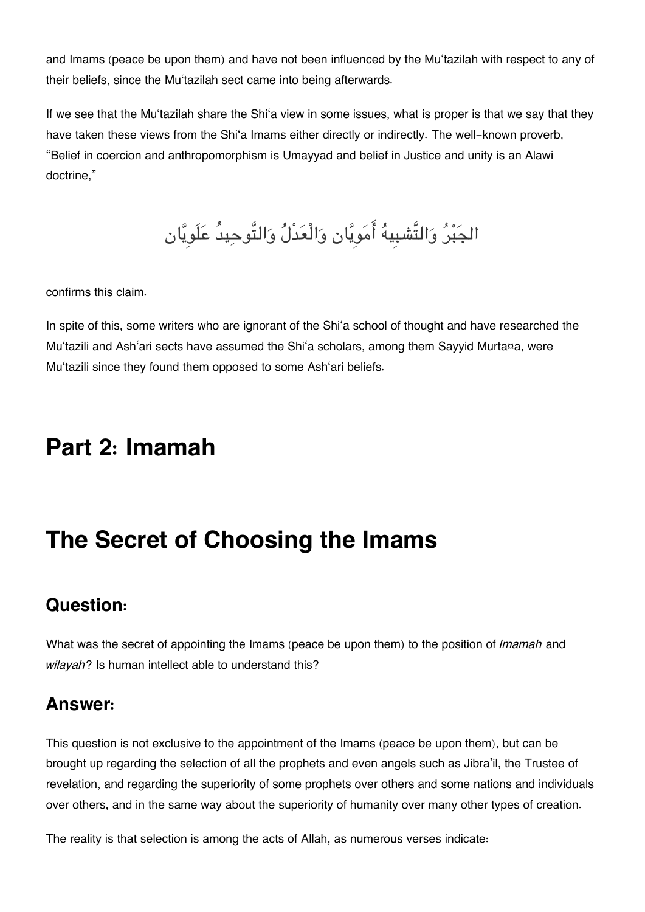and Imams (peace be upon them) and have not been influenced by the Mu‘tazilah with respect to any of their beliefs, since the Mu‘tazilah sect came into being afterwards.

If we see that the Mu‘tazilah share the Shi‘a view in some issues, what is proper is that we say that they have taken these views from the Shi‘a Imams either directly or indirectly. The well-known proverb, “Belief in coercion and anthropomorphism is Umayyad and belief in Justice and unity is an Alawi doctrine,”

الجَبْرُ وَالتَّشبِيهُ أَمَوِيَّان وَالْعَدْلُ وَالتَّوحِيدُ عَلَوِيَّان

confirms this claim.

In spite of this, some writers who are ignorant of the Shi‘a school of thought and have researched the Mu‘tazili and Ash‘ari sects have assumed the Shi‘a scholars, among them Sayyid Murta¤a, were Mu‘tazili since they found them opposed to some Ash‘ari beliefs.

# Part 2: Imamah

# The Secret of Choosing the Imams

## Question:

What was the secret of appointing the Imams (peace be upon them) to the position of *Imamah* and *wilayah*? Is human intellect able to understand this?

## Answer:

This question is not exclusive to the appointment of the Imams (peace be upon them), but can be brought up regarding the selection of all the prophets and even angels such as Jibra’il, the Trustee of revelation, and regarding the superiority of some prophets over others and some nations and individuals over others, and in the same way about the superiority of humanity over many other types of creation.

The reality is that selection is among the acts of Allah, as numerous verses indicate: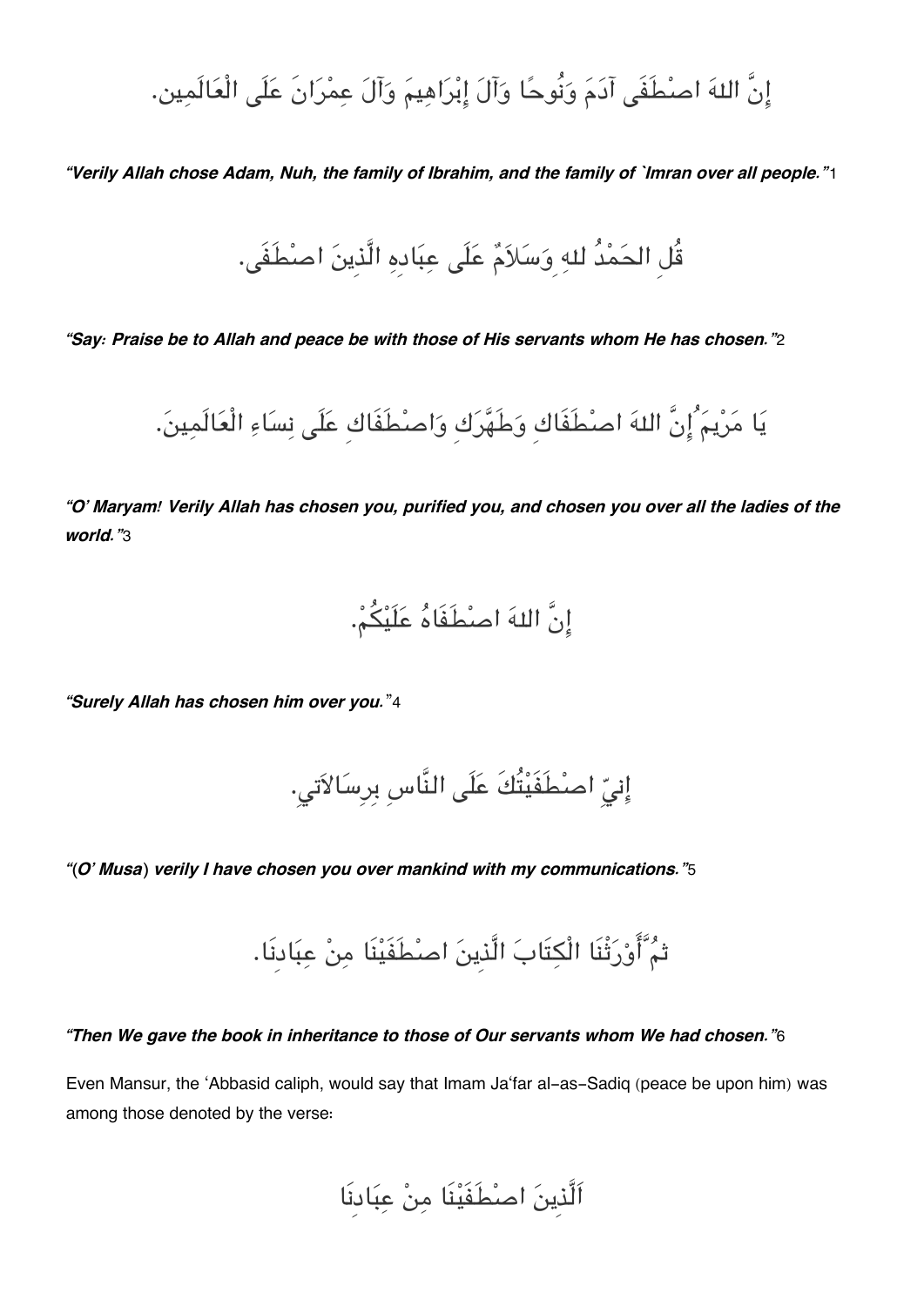إِنَّ اللهَ اصْطَفَى آدَمَ وَنُوحًا وَآلَ إِبْرَاهِيمَ وَآلَ عِمْرَانَ عَلَى الْعَالَمِين.

*"Verily Allah chose Adam, Nuh, the family of Ibrahim, and the family of `Imran over all people."*1

قُلِ الحَمْدُ للهِ وَسَلاَمٌ عَلَى عِبَادِهِ الَّذِينَ اصْطَفَى.

*"Say: Praise be to Allah and peace be with those of His servants whom He has chosen."*2

يَا مَرْيَمُ إِنَّ اللهَ اصْطَفَاكِ وَطَهَّرَكِ وَاصْطَفَاكِ عَلَى نِسَاءِ الْعَالَمِينَ.

***"O' Maryam! Verily Allah has chosen you, purified you, and chosen you over all the ladies of the world."***3

إِنَّ اللهَ اصْطَفَاهُ عَلَيْكُمْ.

***"Surely Allah has chosen him over you."***4

إِنِيّ اصْطَفَيْتُكَ عَلَى النَّاسِ بِرِسَالاَتِي.

***"(O' Musa) verily I have chosen you over mankind with my communications."***5

ثمُ َّأَوْرَثْنَا الْكِتَابَ الَّذِينَ اصْطَفَيْنَا مِنْ عِبَادِنَا.

***"Then We gave the book in inheritance to those of Our servants whom We had chosen."***6

Even Mansur, the 'Abbasid caliph, would say that Imam Ja'far al-as-Sadiq (peace be upon him) was among those denoted by the verse:

اَلَّذِينَ اصْطَفَيْنَا مِنْ عِبَادِنَا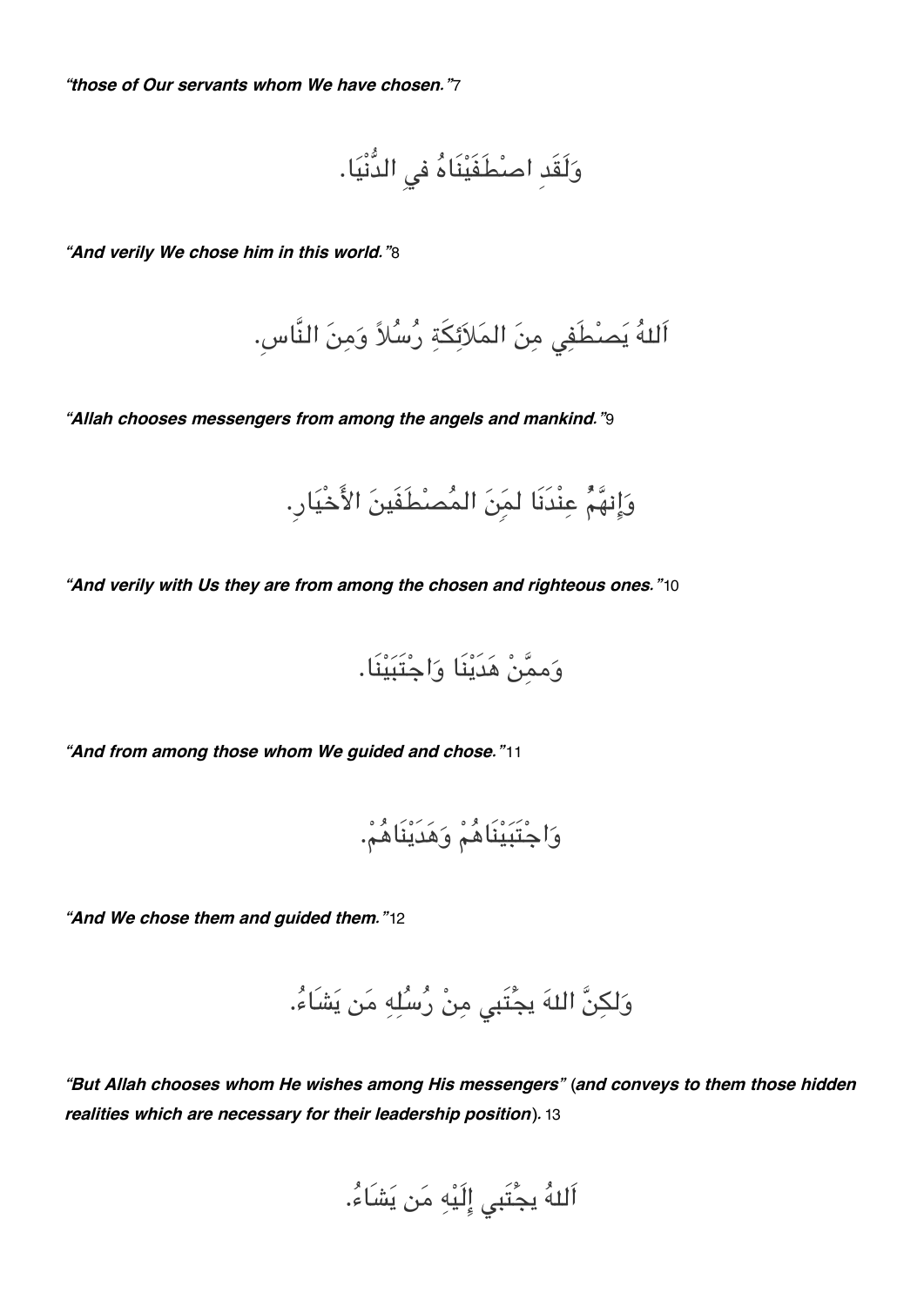*"those of Our servants whom We have chosen."*[7]

وَلَقَدِ اصْطَفَيْنَاهُ في الدُّنْيَا.

*"And verily We chose him in this world."*[8]

اَللهُ يَصْطَفِي مِنَ المَلاَئِكَةِ رُسُلاً وَمِنَ النَّاسِ.

*"Allah chooses messengers from among the angels and mankind."*[9]

وَإِنهَّمُ عِنْدَنَا لمِنَ المُصْطَفَينَ الأَخْيَارِ.

*"And verily with Us they are from among the chosen and righteous ones."*[10]

وَممَّنْ هَدَيْنَا وَاجْتَبَيْنَا.

*"And from among those whom We guided and chose."*[11]

وَاجْتَبَيْنَاهُمْ وَهَدَيْنَاهُمْ.

*"And We chose them and guided them."*[12]

وَلكِنَّ اللهَ يجْتَبي مِنْ رُسُلِهِ مَن يَشَاءُ.

***"But Allah chooses whom He wishes among His messengers" (and conveys to them those hidden realities which are necessary for their leadership position).*** [13]

اَللهُ يجْتَبي إِلَيْهِ مَن يَشَاءُ.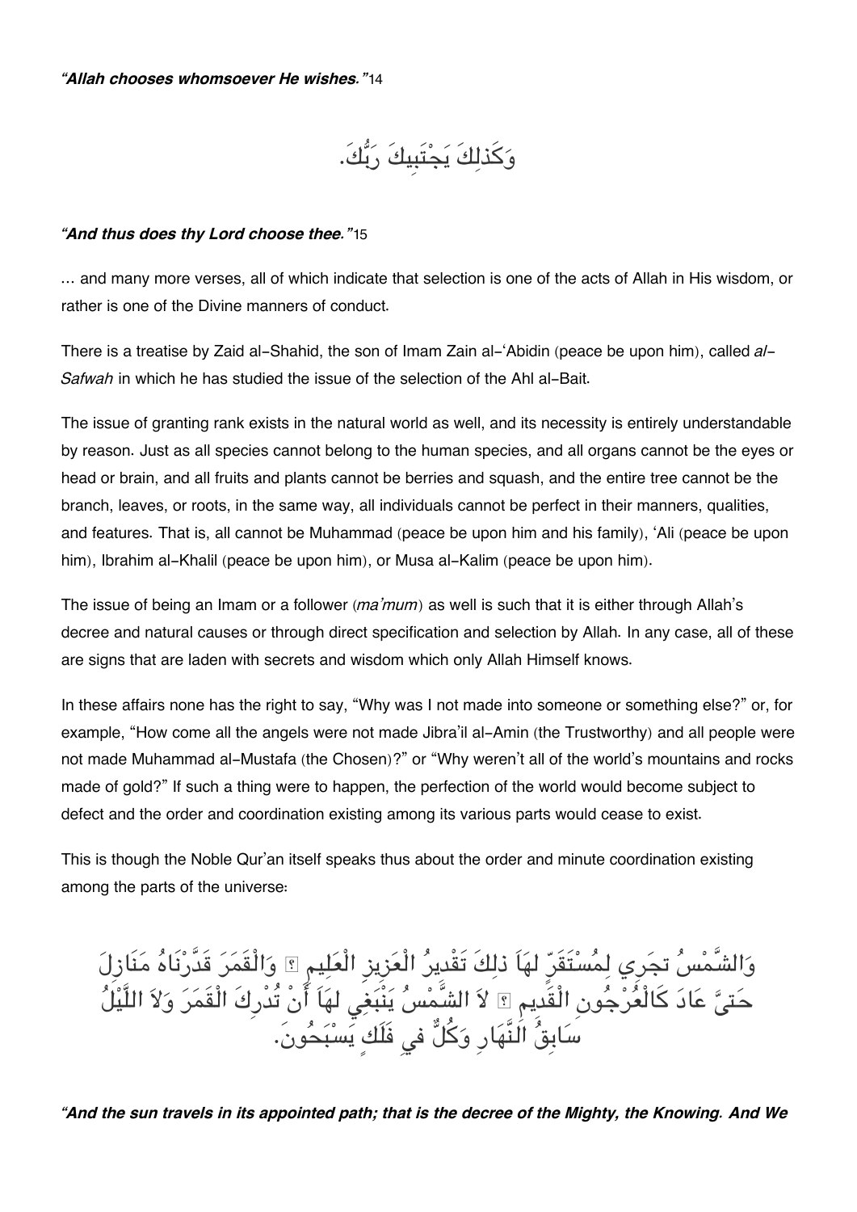*"Allah chooses whomsoever He wishes."*14

وَكَذٰلِكَ يَجْتَبِيكَ رَبُّكَ.

***"And thus does thy Lord choose thee."***15

… and many more verses, all of which indicate that selection is one of the acts of Allah in His wisdom, or rather is one of the Divine manners of conduct.

There is a treatise by Zaid al-Shahid, the son of Imam Zain al-'Abidin (peace be upon him), called *al-Safwah* in which he has studied the issue of the selection of the Ahl al-Bait.

The issue of granting rank exists in the natural world as well, and its necessity is entirely understandable by reason. Just as all species cannot belong to the human species, and all organs cannot be the eyes or head or brain, and all fruits and plants cannot be berries and squash, and the entire tree cannot be the branch, leaves, or roots, in the same way, all individuals cannot be perfect in their manners, qualities, and features. That is, all cannot be Muhammad (peace be upon him and his family), 'Ali (peace be upon him), Ibrahim al-Khalil (peace be upon him), or Musa al-Kalim (peace be upon him).

The issue of being an Imam or a follower (*ma'mum*) as well is such that it is either through Allah's decree and natural causes or through direct specification and selection by Allah. In any case, all of these are signs that are laden with secrets and wisdom which only Allah Himself knows.

In these affairs none has the right to say, "Why was I not made into someone or something else?" or, for example, "How come all the angels were not made Jibra'il al-Amin (the Trustworthy) and all people were not made Muhammad al-Mustafa (the Chosen)?" or "Why weren't all of the world's mountains and rocks made of gold?" If such a thing were to happen, the perfection of the world would become subject to defect and the order and coordination existing among its various parts would cease to exist.

This is though the Noble Qur'an itself speaks thus about the order and minute coordination existing among the parts of the universe:

وَالشَّمْسُ تجَرِي لِمُسْتَقَرٍّ لهَاَ ذلِكَ تَقْدِيرُ الْعَزِيزِ الْعَلِيمِ ۝ وَالْقَمَرَ قَدَّرْنَاهُ مَنَازِلَ حَتىَّ عَادَ كَالْعُرْجُونِ الْقَدِيمِ ۝ لاَ الشَّمْسُ يَنْبَغِي لهَاَ أَنْ تُدْرِكَ الْقَمَرَ وَلاَ اللَّيْلُ سَابِقُ النَّهَارِ وَكُلٌّ فيِ فَلَكٍ يَسْبَحُونَ.

***"And the sun travels in its appointed path; that is the decree of the Mighty, the Knowing. And We***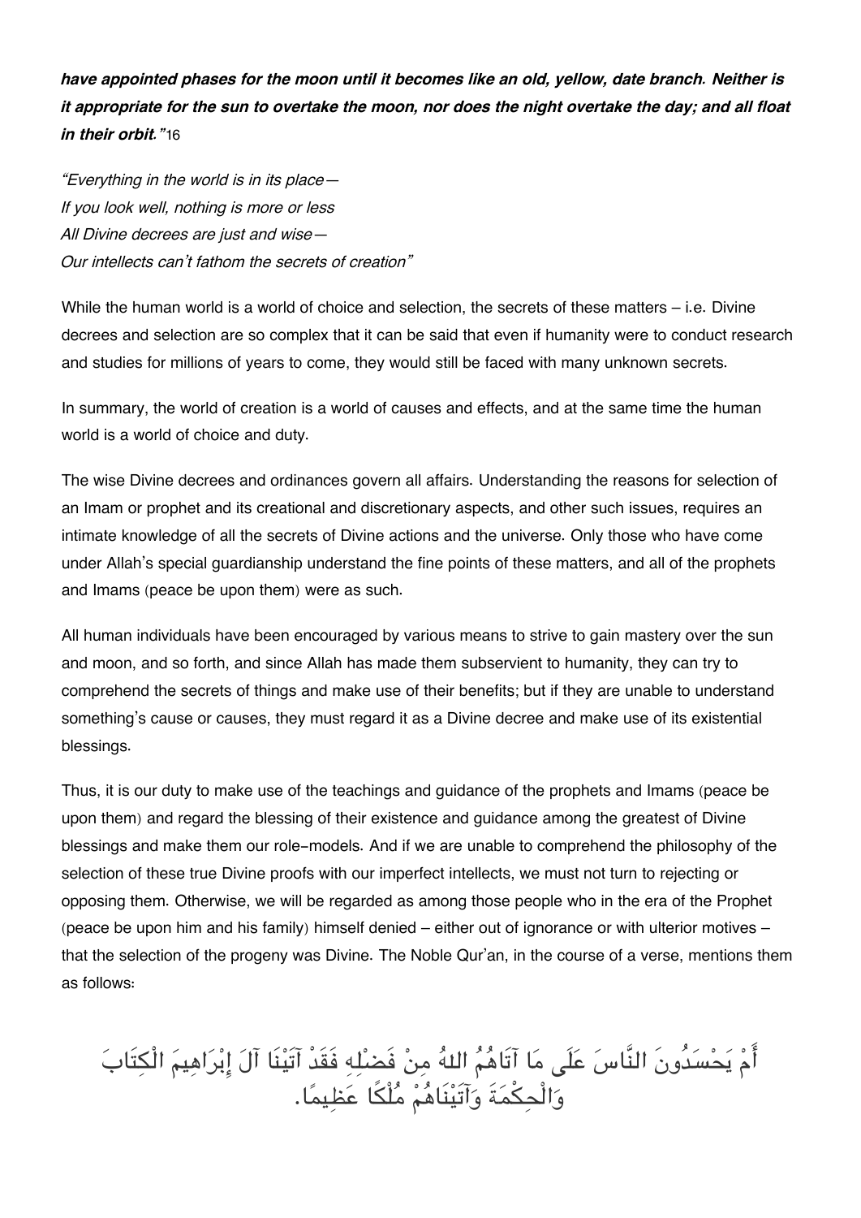***have appointed phases for the moon until it becomes like an old, yellow, date branch. Neither is it appropriate for the sun to overtake the moon, nor does the night overtake the day; and all float in their orbit."***[16]

*"Everything in the world is in its place—*
*If you look well, nothing is more or less*
*All Divine decrees are just and wise—*
*Our intellects can't fathom the secrets of creation"*

While the human world is a world of choice and selection, the secrets of these matters – i.e. Divine decrees and selection are so complex that it can be said that even if humanity were to conduct research and studies for millions of years to come, they would still be faced with many unknown secrets.

In summary, the world of creation is a world of causes and effects, and at the same time the human world is a world of choice and duty.

The wise Divine decrees and ordinances govern all affairs. Understanding the reasons for selection of an Imam or prophet and its creational and discretionary aspects, and other such issues, requires an intimate knowledge of all the secrets of Divine actions and the universe. Only those who have come under Allah's special guardianship understand the fine points of these matters, and all of the prophets and Imams (peace be upon them) were as such.

All human individuals have been encouraged by various means to strive to gain mastery over the sun and moon, and so forth, and since Allah has made them subservient to humanity, they can try to comprehend the secrets of things and make use of their benefits; but if they are unable to understand something's cause or causes, they must regard it as a Divine decree and make use of its existential blessings.

Thus, it is our duty to make use of the teachings and guidance of the prophets and Imams (peace be upon them) and regard the blessing of their existence and guidance among the greatest of Divine blessings and make them our role-models. And if we are unable to comprehend the philosophy of the selection of these true Divine proofs with our imperfect intellects, we must not turn to rejecting or opposing them. Otherwise, we will be regarded as among those people who in the era of the Prophet (peace be upon him and his family) himself denied – either out of ignorance or with ulterior motives – that the selection of the progeny was Divine. The Noble Qur'an, in the course of a verse, mentions them as follows:

أَمْ يَحْسُدُونَ النَّاسَ عَلَى مَا آتَاهُمُ اللهُ مِنْ فَضْلِهِ فَقَدْ آتَيْنَا آلَ إِبْرَاهِيمَ الْكِتَابَ وَالْحِكْمَةَ وَآتَيْنَاهُمْ مُلْكًا عَظِيمًا.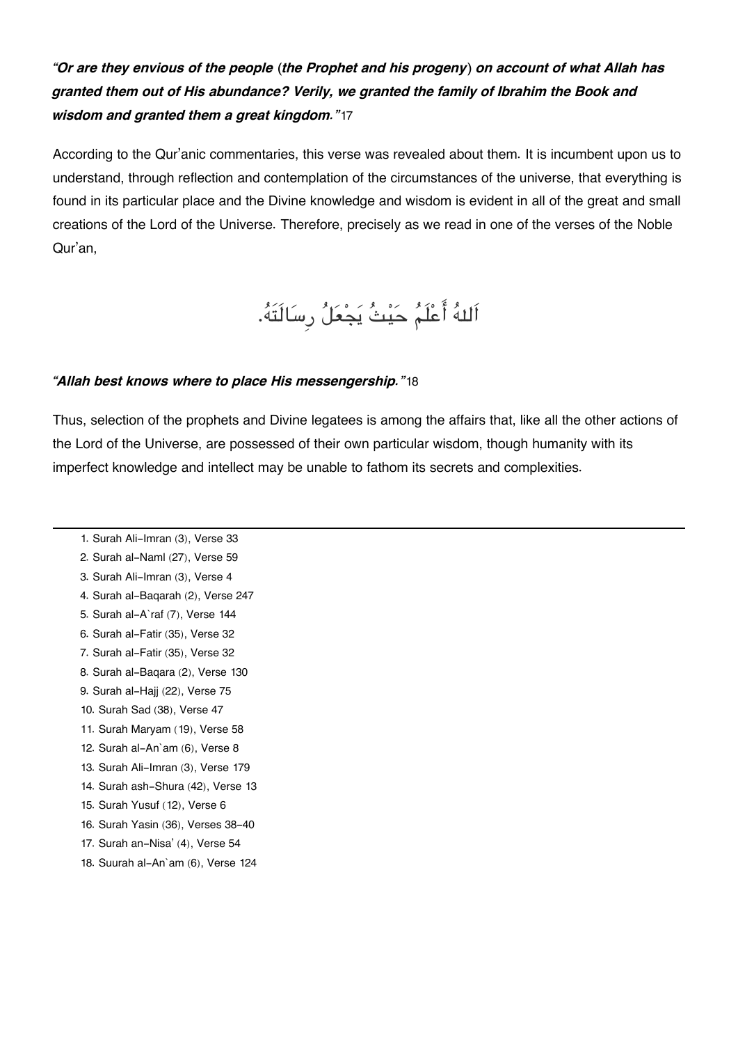***"Or are they envious of the people (the Prophet and his progeny) on account of what Allah has granted them out of His abundance? Verily, we granted the family of Ibrahim the Book and wisdom and granted them a great kingdom."***[17]

According to the Qur'anic commentaries, this verse was revealed about them. It is incumbent upon us to understand, through reflection and contemplation of the circumstances of the universe, that everything is found in its particular place and the Divine knowledge and wisdom is evident in all of the great and small creations of the Lord of the Universe. Therefore, precisely as we read in one of the verses of the Noble Qur'an,

اَللهُ أَعْلَمُ حَيْثُ يَجْعَلُ رِسَالَتَهُ.

***"Allah best knows where to place His messengership."***[18]

Thus, selection of the prophets and Divine legatees is among the affairs that, like all the other actions of the Lord of the Universe, are possessed of their own particular wisdom, though humanity with its imperfect knowledge and intellect may be unable to fathom its secrets and complexities.

---

1. Surah Ali-Imran (3), Verse 33
2. Surah al-Naml (27), Verse 59
3. Surah Ali-Imran (3), Verse 4
4. Surah al-Baqarah (2), Verse 247
5. Surah al-A`raf (7), Verse 144
6. Surah al-Fatir (35), Verse 32
7. Surah al-Fatir (35), Verse 32
8. Surah al-Baqara (2), Verse 130
9. Surah al-Hajj (22), Verse 75
10. Surah Sad (38), Verse 47
11. Surah Maryam (19), Verse 58
12. Surah al-An`am (6), Verse 8
13. Surah Ali-Imran (3), Verse 179
14. Surah ash-Shura (42), Verse 13
15. Surah Yusuf (12), Verse 6
16. Surah Yasin (36), Verses 38-40
17. Surah an-Nisa' (4), Verse 54
18. Suurah al-An`am (6), Verse 124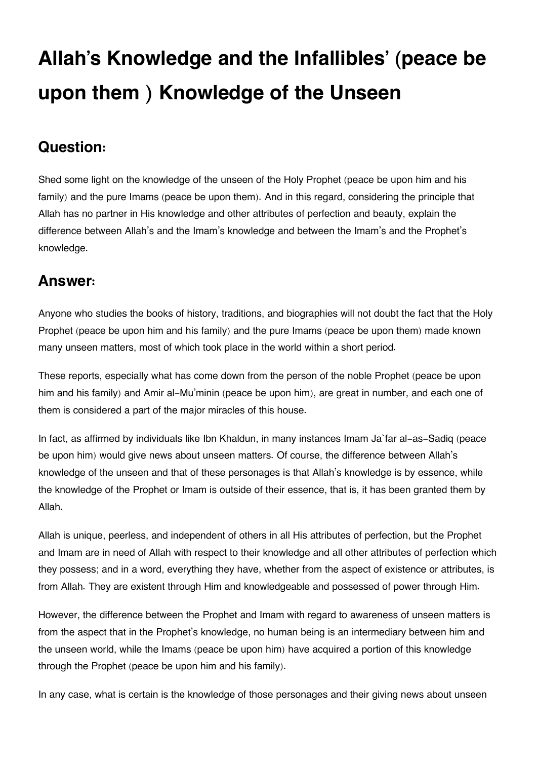# Allah's Knowledge and the Infallibles' (peace be upon them ) Knowledge of the Unseen

## Question:

Shed some light on the knowledge of the unseen of the Holy Prophet (peace be upon him and his family) and the pure Imams (peace be upon them). And in this regard, considering the principle that Allah has no partner in His knowledge and other attributes of perfection and beauty, explain the difference between Allah's and the Imam's knowledge and between the Imam's and the Prophet's knowledge.

## Answer:

Anyone who studies the books of history, traditions, and biographies will not doubt the fact that the Holy Prophet (peace be upon him and his family) and the pure Imams (peace be upon them) made known many unseen matters, most of which took place in the world within a short period.

These reports, especially what has come down from the person of the noble Prophet (peace be upon him and his family) and Amir al-Mu'minin (peace be upon him), are great in number, and each one of them is considered a part of the major miracles of this house.

In fact, as affirmed by individuals like Ibn Khaldun, in many instances Imam Ja`far al-as-Sadiq (peace be upon him) would give news about unseen matters. Of course, the difference between Allah's knowledge of the unseen and that of these personages is that Allah's knowledge is by essence, while the knowledge of the Prophet or Imam is outside of their essence, that is, it has been granted them by Allah.

Allah is unique, peerless, and independent of others in all His attributes of perfection, but the Prophet and Imam are in need of Allah with respect to their knowledge and all other attributes of perfection which they possess; and in a word, everything they have, whether from the aspect of existence or attributes, is from Allah. They are existent through Him and knowledgeable and possessed of power through Him.

However, the difference between the Prophet and Imam with regard to awareness of unseen matters is from the aspect that in the Prophet's knowledge, no human being is an intermediary between him and the unseen world, while the Imams (peace be upon him) have acquired a portion of this knowledge through the Prophet (peace be upon him and his family).

In any case, what is certain is the knowledge of those personages and their giving news about unseen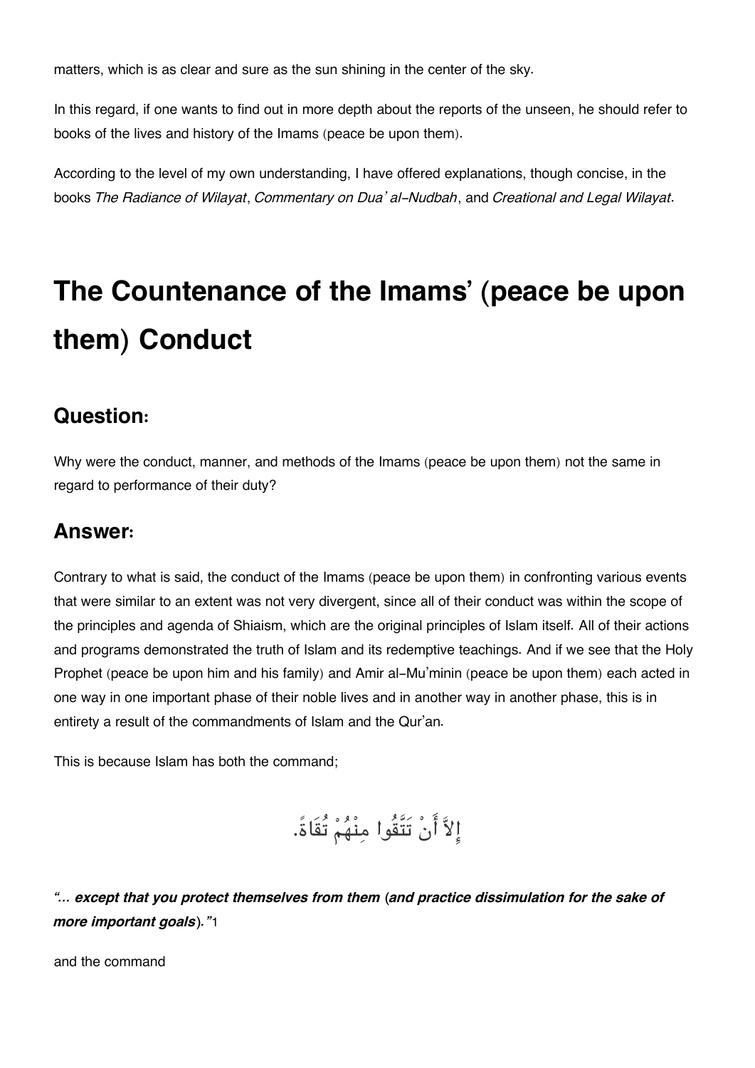matters, which is as clear and sure as the sun shining in the center of the sky.

In this regard, if one wants to find out in more depth about the reports of the unseen, he should refer to books of the lives and history of the Imams (peace be upon them).

According to the level of my own understanding, I have offered explanations, though concise, in the books *The Radiance of Wilayat*, *Commentary on Dua' al-Nudbah*, and *Creational and Legal Wilayat*.

# The Countenance of the Imams' (peace be upon them) Conduct

## Question:

Why were the conduct, manner, and methods of the Imams (peace be upon them) not the same in regard to performance of their duty?

## Answer:

Contrary to what is said, the conduct of the Imams (peace be upon them) in confronting various events that were similar to an extent was not very divergent, since all of their conduct was within the scope of the principles and agenda of Shiaism, which are the original principles of Islam itself. All of their actions and programs demonstrated the truth of Islam and its redemptive teachings. And if we see that the Holy Prophet (peace be upon him and his family) and Amir al-Mu'minin (peace be upon them) each acted in one way in one important phase of their noble lives and in another way in another phase, this is in entirety a result of the commandments of Islam and the Qur'an.

This is because Islam has both the command;

إِلاَّ أَنْ تَتَّقُوا مِنْهُمْ تُقَاةً.

***"... except that you protect themselves from them (and practice dissimulation for the sake of more important goals)."***[1]

and the command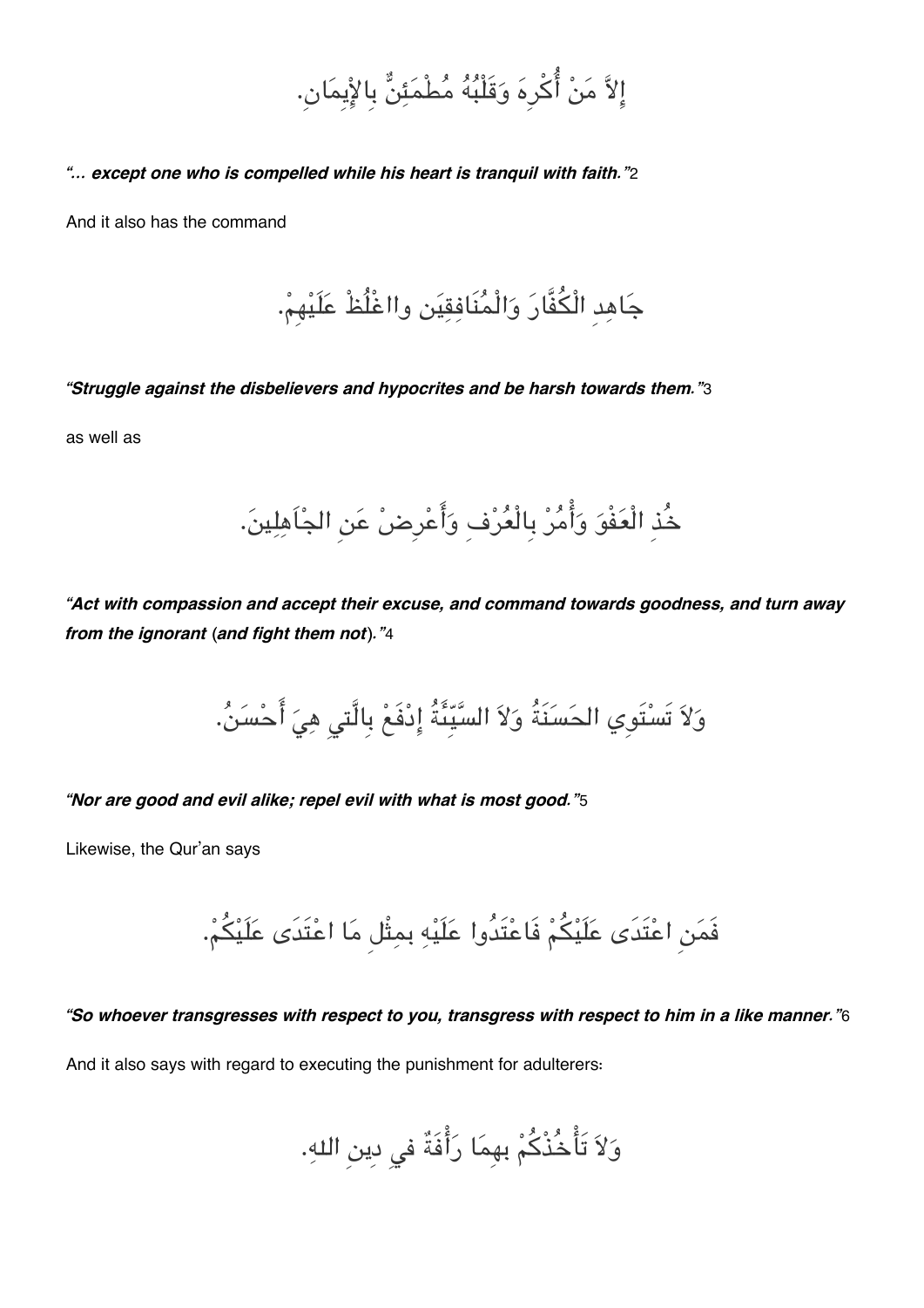إِلاَّ مَنْ أُكْرِهَ وَقَلْبُهُ مُطْمَئِنٌّ بِالْإِيمَانِ.

***"... except one who is compelled while his heart is tranquil with faith."***[2]

And it also has the command

جَاهِدِ الْكُفَّارَ وَالْمُنَافِقِينَ واغْلُظْ عَلَيْهِمْ.

***"Struggle against the disbelievers and hypocrites and be harsh towards them."***[3]

as well as

خُذِ الْعَفْوَ وَأْمُرْ بِالْعُرْفِ وَأَعْرِضْ عَنِ الجْاَهِلِينَ.

***"Act with compassion and accept their excuse, and command towards goodness, and turn away from the ignorant (and fight them not)."***[4]

وَلاَ تَسْتَوِي الحَسَنَةُ وَلاَ السَّيِّئَةُ إِدْفَعْ بِالَّتِي هِيَ أَحْسَنُ.

***"Nor are good and evil alike; repel evil with what is most good."***[5]

Likewise, the Qur'an says

فَمَنِ اعْتَدَى عَلَيْكُمْ فَاعْتَدُوا عَلَيْهِ بِمِثْلِ مَا اعْتَدَى عَلَيْكُمْ.

***"So whoever transgresses with respect to you, transgress with respect to him in a like manner."***[6]

And it also says with regard to executing the punishment for adulterers:

وَلاَ تَأْخُذْكُمْ بِهِمَا رَأْفَةٌ فِي دِينِ اللهِ.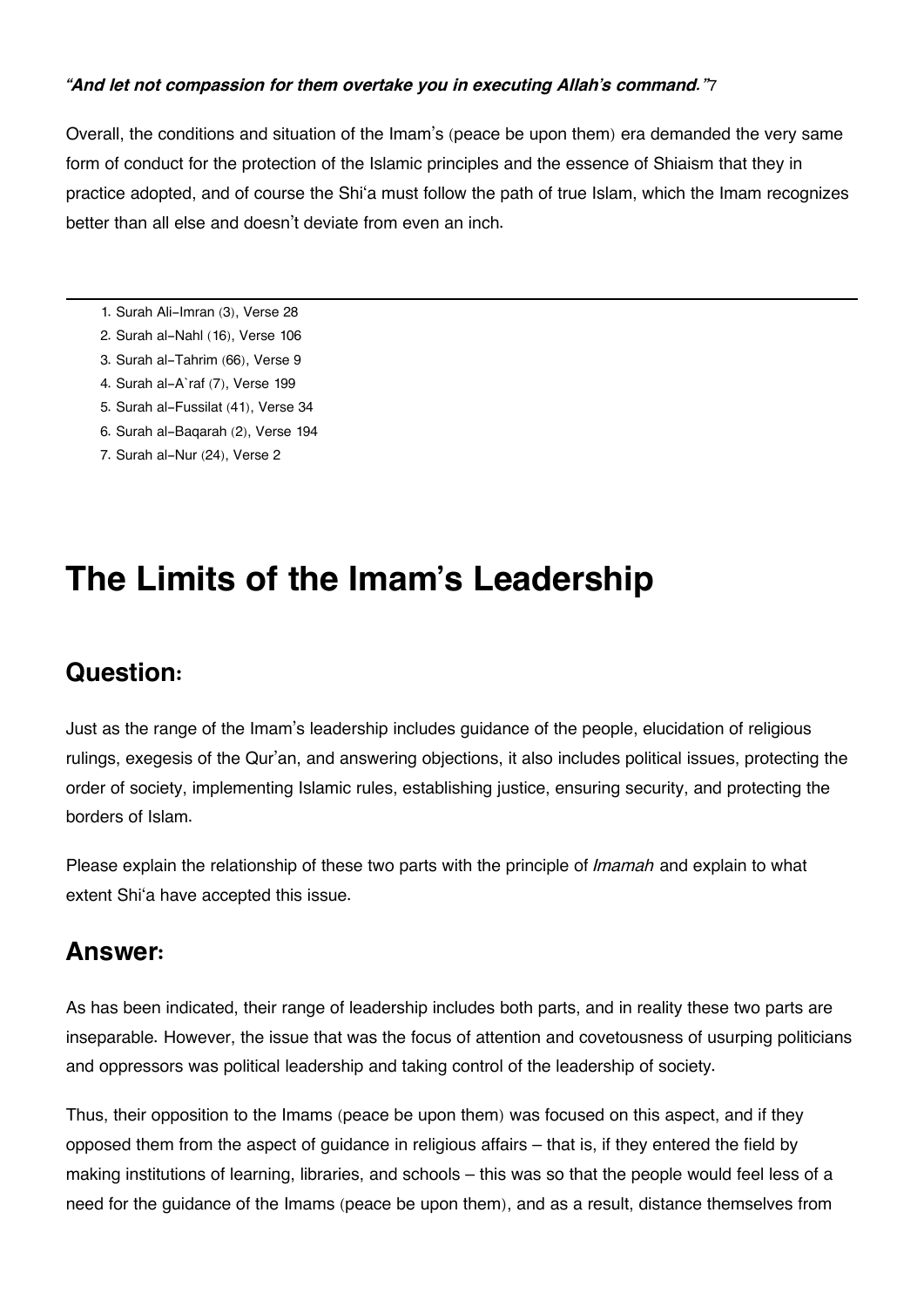***"And let not compassion for them overtake you in executing Allah's command."***[7]

Overall, the conditions and situation of the Imam's (peace be upon them) era demanded the very same form of conduct for the protection of the Islamic principles and the essence of Shiaism that they in practice adopted, and of course the Shi'a must follow the path of true Islam, which the Imam recognizes better than all else and doesn't deviate from even an inch.

---

1. Surah Ali-Imran (3), Verse 28
2. Surah al-Nahl (16), Verse 106
3. Surah al-Tahrim (66), Verse 9
4. Surah al-A`raf (7), Verse 199
5. Surah al-Fussilat (41), Verse 34
6. Surah al-Baqarah (2), Verse 194
7. Surah al-Nur (24), Verse 2

# The Limits of the Imam's Leadership

## Question:

Just as the range of the Imam's leadership includes guidance of the people, elucidation of religious rulings, exegesis of the Qur'an, and answering objections, it also includes political issues, protecting the order of society, implementing Islamic rules, establishing justice, ensuring security, and protecting the borders of Islam.

Please explain the relationship of these two parts with the principle of *Imamah* and explain to what extent Shi'a have accepted this issue.

## Answer:

As has been indicated, their range of leadership includes both parts, and in reality these two parts are inseparable. However, the issue that was the focus of attention and covetousness of usurping politicians and oppressors was political leadership and taking control of the leadership of society.

Thus, their opposition to the Imams (peace be upon them) was focused on this aspect, and if they opposed them from the aspect of guidance in religious affairs – that is, if they entered the field by making institutions of learning, libraries, and schools – this was so that the people would feel less of a need for the guidance of the Imams (peace be upon them), and as a result, distance themselves from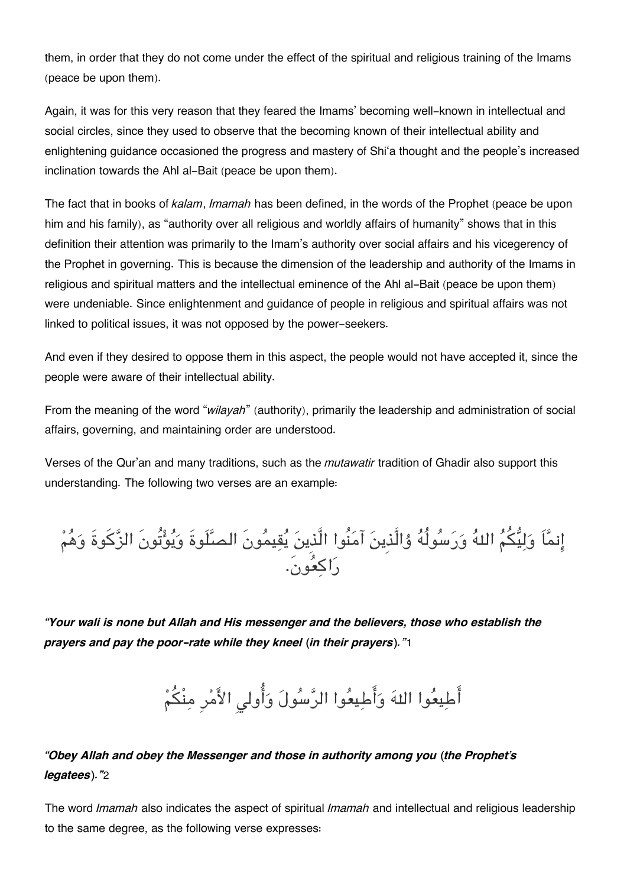them, in order that they do not come under the effect of the spiritual and religious training of the Imams (peace be upon them).

Again, it was for this very reason that they feared the Imams' becoming well-known in intellectual and social circles, since they used to observe that the becoming known of their intellectual ability and enlightening guidance occasioned the progress and mastery of Shi'a thought and the people's increased inclination towards the Ahl al-Bait (peace be upon them).

The fact that in books of *kalam*, *Imamah* has been defined, in the words of the Prophet (peace be upon him and his family), as "authority over all religious and worldly affairs of humanity" shows that in this definition their attention was primarily to the Imam's authority over social affairs and his vicegerency of the Prophet in governing. This is because the dimension of the leadership and authority of the Imams in religious and spiritual matters and the intellectual eminence of the Ahl al-Bait (peace be upon them) were undeniable. Since enlightenment and guidance of people in religious and spiritual affairs was not linked to political issues, it was not opposed by the power-seekers.

And even if they desired to oppose them in this aspect, the people would not have accepted it, since the people were aware of their intellectual ability.

From the meaning of the word "*wilayah*" (authority), primarily the leadership and administration of social affairs, governing, and maintaining order are understood.

Verses of the Qur'an and many traditions, such as the *mutawatir* tradition of Ghadir also support this understanding. The following two verses are an example:

إِنمَّاَ وَلِيُّكُمُ اللهُ وَرَسُولُهُ وُالَّذِينَ آمَنُوا الَّذِينَ يُقِيمُونَ الصَّلَوةَ وَيُؤْتُونَ الزَّكَوةَ وَهُمْ رَاكِعُونَ.

***"Your wali is none but Allah and His messenger and the believers, those who establish the prayers and pay the poor-rate while they kneel (in their prayers)."***1

أَطِيعُوا اللهَ وَأَطِيعُوا الرَّسُولَ وَأُولِي الأَمْرِ مِنْكُمْ

***"Obey Allah and obey the Messenger and those in authority among you (the Prophet's legatees)."***2

The word *Imamah* also indicates the aspect of spiritual *Imamah* and intellectual and religious leadership to the same degree, as the following verse expresses: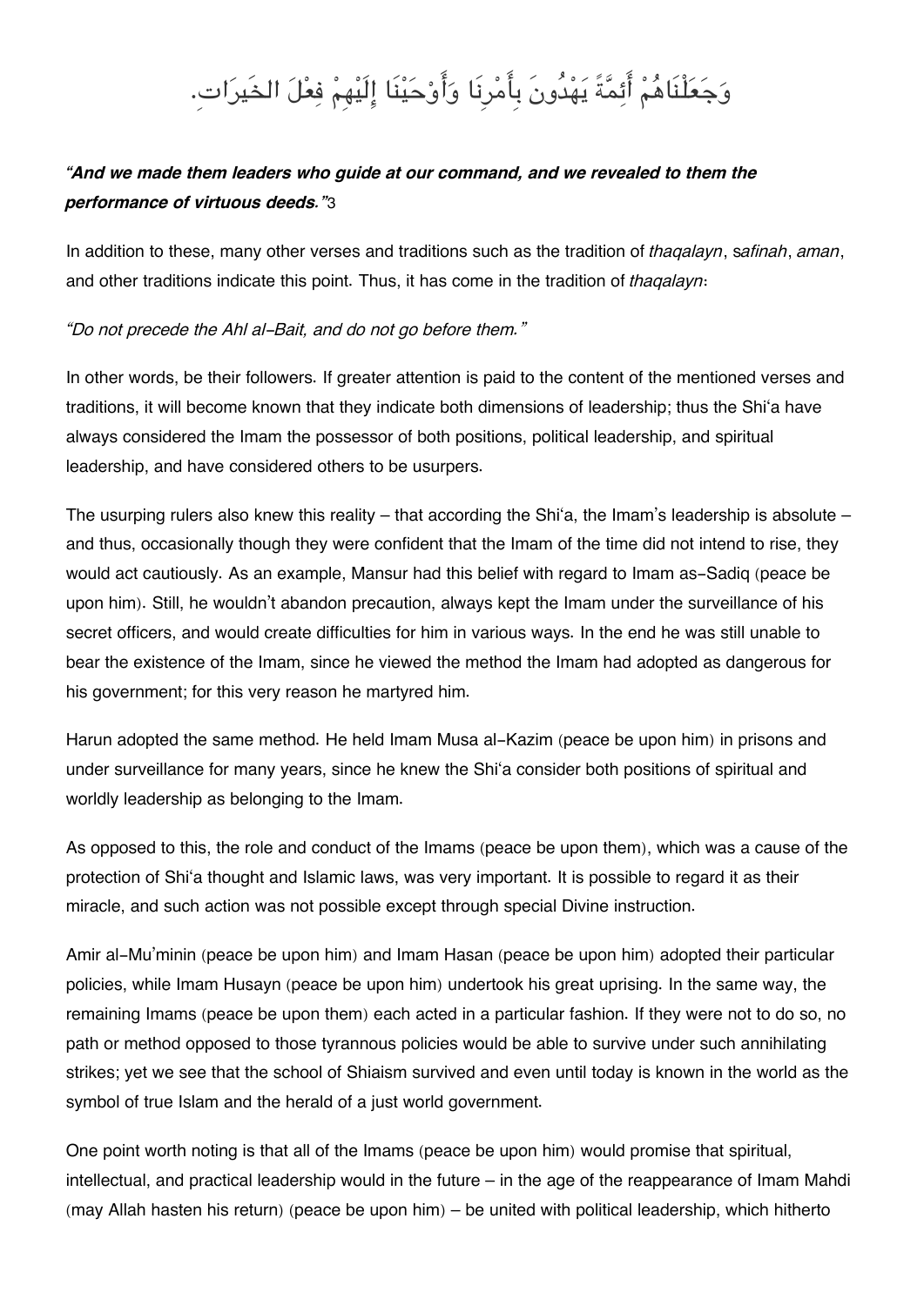وَجَعَلْنَاهُمْ أَئِمَّةً يَهْدُونَ بِأَمْرِنَا وَأَوْحَيْنَا إِلَيْهِمْ فِعْلَ الخَيرَاتِ.

***"And we made them leaders who guide at our command, and we revealed to them the performance of virtuous deeds."***[3]

In addition to these, many other verses and traditions such as the tradition of *thaqalayn*, s*afinah*, *aman*, and other traditions indicate this point. Thus, it has come in the tradition of *thaqalayn*:

*"Do not precede the Ahl al-Bait, and do not go before them."*

In other words, be their followers. If greater attention is paid to the content of the mentioned verses and traditions, it will become known that they indicate both dimensions of leadership; thus the Shi'a have always considered the Imam the possessor of both positions, political leadership, and spiritual leadership, and have considered others to be usurpers.

The usurping rulers also knew this reality – that according the Shi'a, the Imam's leadership is absolute – and thus, occasionally though they were confident that the Imam of the time did not intend to rise, they would act cautiously. As an example, Mansur had this belief with regard to Imam as-Sadiq (peace be upon him). Still, he wouldn't abandon precaution, always kept the Imam under the surveillance of his secret officers, and would create difficulties for him in various ways. In the end he was still unable to bear the existence of the Imam, since he viewed the method the Imam had adopted as dangerous for his government; for this very reason he martyred him.

Harun adopted the same method. He held Imam Musa al-Kazim (peace be upon him) in prisons and under surveillance for many years, since he knew the Shi'a consider both positions of spiritual and worldly leadership as belonging to the Imam.

As opposed to this, the role and conduct of the Imams (peace be upon them), which was a cause of the protection of Shi'a thought and Islamic laws, was very important. It is possible to regard it as their miracle, and such action was not possible except through special Divine instruction.

Amir al-Mu'minin (peace be upon him) and Imam Hasan (peace be upon him) adopted their particular policies, while Imam Husayn (peace be upon him) undertook his great uprising. In the same way, the remaining Imams (peace be upon them) each acted in a particular fashion. If they were not to do so, no path or method opposed to those tyrannous policies would be able to survive under such annihilating strikes; yet we see that the school of Shiaism survived and even until today is known in the world as the symbol of true Islam and the herald of a just world government.

One point worth noting is that all of the Imams (peace be upon him) would promise that spiritual, intellectual, and practical leadership would in the future – in the age of the reappearance of Imam Mahdi (may Allah hasten his return) (peace be upon him) – be united with political leadership, which hitherto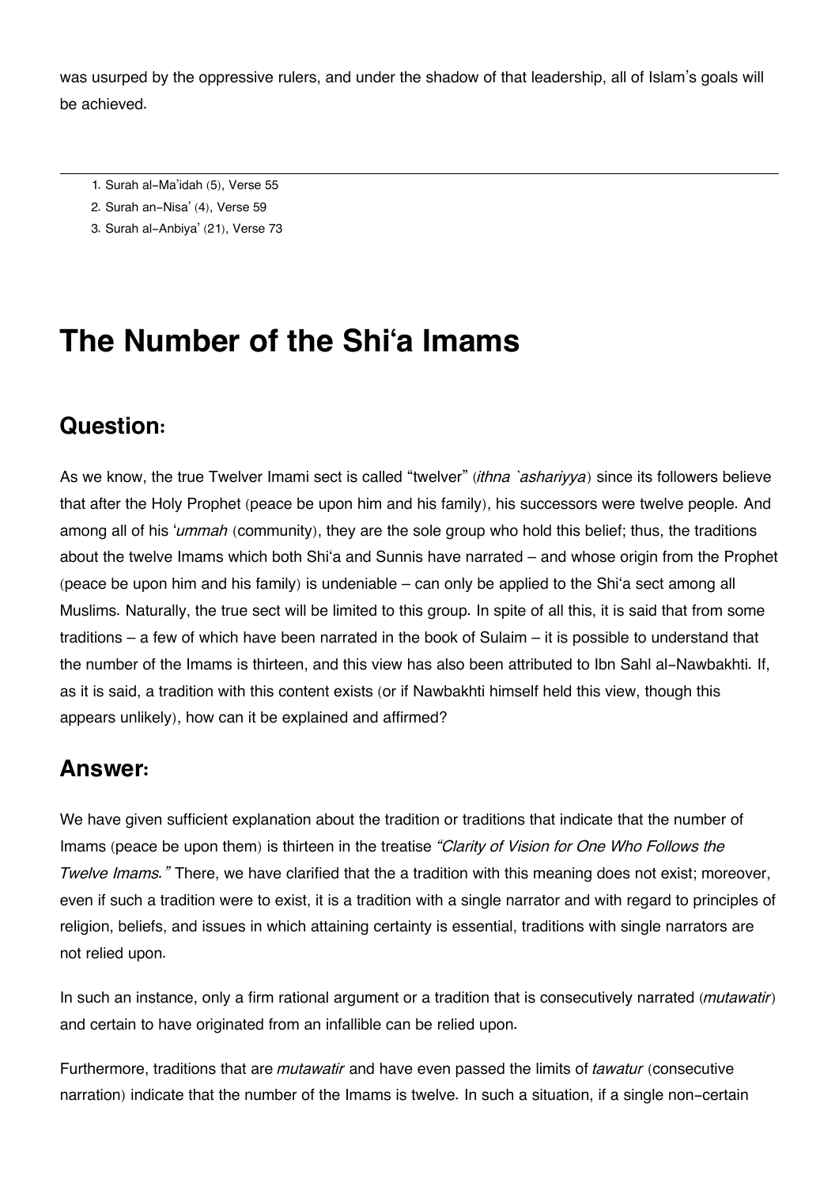was usurped by the oppressive rulers, and under the shadow of that leadership, all of Islam's goals will be achieved.

---

1. Surah al-Ma'idah (5), Verse 55
2. Surah an-Nisa' (4), Verse 59
3. Surah al-Anbiya' (21), Verse 73

# The Number of the Shi'a Imams

## Question:

As we know, the true Twelver Imami sect is called "twelver" (*ithna `ashariyya*) since its followers believe that after the Holy Prophet (peace be upon him and his family), his successors were twelve people. And among all of his '*ummah* (community), they are the sole group who hold this belief; thus, the traditions about the twelve Imams which both Shi'a and Sunnis have narrated – and whose origin from the Prophet (peace be upon him and his family) is undeniable – can only be applied to the Shi'a sect among all Muslims. Naturally, the true sect will be limited to this group. In spite of all this, it is said that from some traditions – a few of which have been narrated in the book of Sulaim – it is possible to understand that the number of the Imams is thirteen, and this view has also been attributed to Ibn Sahl al-Nawbakhti. If, as it is said, a tradition with this content exists (or if Nawbakhti himself held this view, though this appears unlikely), how can it be explained and affirmed?

## Answer:

We have given sufficient explanation about the tradition or traditions that indicate that the number of Imams (peace be upon them) is thirteen in the treatise *"Clarity of Vision for One Who Follows the Twelve Imams."* There, we have clarified that the a tradition with this meaning does not exist; moreover, even if such a tradition were to exist, it is a tradition with a single narrator and with regard to principles of religion, beliefs, and issues in which attaining certainty is essential, traditions with single narrators are not relied upon.

In such an instance, only a firm rational argument or a tradition that is consecutively narrated (*mutawatir*) and certain to have originated from an infallible can be relied upon.

Furthermore, traditions that are *mutawatir* and have even passed the limits of *tawatur* (consecutive narration) indicate that the number of the Imams is twelve. In such a situation, if a single non-certain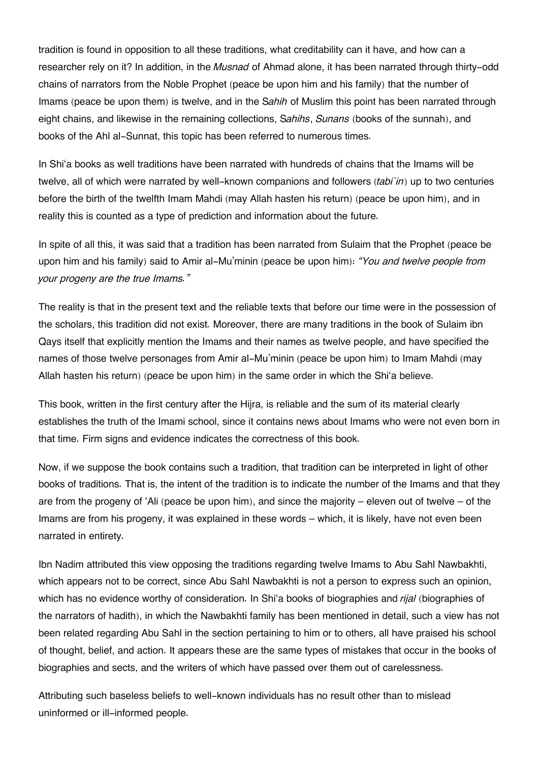tradition is found in opposition to all these traditions, what creditability can it have, and how can a researcher rely on it? In addition, in the *Musnad* of Ahmad alone, it has been narrated through thirty-odd chains of narrators from the Noble Prophet (peace be upon him and his family) that the number of Imams (peace be upon them) is twelve, and in the S*ahih* of Muslim this point has been narrated through eight chains, and likewise in the remaining collections, S*ahihs*, *Sunans* (books of the sunnah), and books of the Ahl al-Sunnat, this topic has been referred to numerous times.

In Shi'a books as well traditions have been narrated with hundreds of chains that the Imams will be twelve, all of which were narrated by well-known companions and followers (*tabi`in*) up to two centuries before the birth of the twelfth Imam Mahdi (may Allah hasten his return) (peace be upon him), and in reality this is counted as a type of prediction and information about the future.

In spite of all this, it was said that a tradition has been narrated from Sulaim that the Prophet (peace be upon him and his family) said to Amir al-Mu'minin (peace be upon him): *"You and twelve people from your progeny are the true Imams."*

The reality is that in the present text and the reliable texts that before our time were in the possession of the scholars, this tradition did not exist. Moreover, there are many traditions in the book of Sulaim ibn Qays itself that explicitly mention the Imams and their names as twelve people, and have specified the names of those twelve personages from Amir al-Mu'minin (peace be upon him) to Imam Mahdi (may Allah hasten his return) (peace be upon him) in the same order in which the Shi'a believe.

This book, written in the first century after the Hijra, is reliable and the sum of its material clearly establishes the truth of the Imami school, since it contains news about Imams who were not even born in that time. Firm signs and evidence indicates the correctness of this book.

Now, if we suppose the book contains such a tradition, that tradition can be interpreted in light of other books of traditions. That is, the intent of the tradition is to indicate the number of the Imams and that they are from the progeny of 'Ali (peace be upon him), and since the majority – eleven out of twelve – of the Imams are from his progeny, it was explained in these words – which, it is likely, have not even been narrated in entirety.

Ibn Nadim attributed this view opposing the traditions regarding twelve Imams to Abu Sahl Nawbakhti, which appears not to be correct, since Abu Sahl Nawbakhti is not a person to express such an opinion, which has no evidence worthy of consideration. In Shi'a books of biographies and *rijal* (biographies of the narrators of hadith), in which the Nawbakhti family has been mentioned in detail, such a view has not been related regarding Abu Sahl in the section pertaining to him or to others, all have praised his school of thought, belief, and action. It appears these are the same types of mistakes that occur in the books of biographies and sects, and the writers of which have passed over them out of carelessness.

Attributing such baseless beliefs to well-known individuals has no result other than to mislead uninformed or ill-informed people.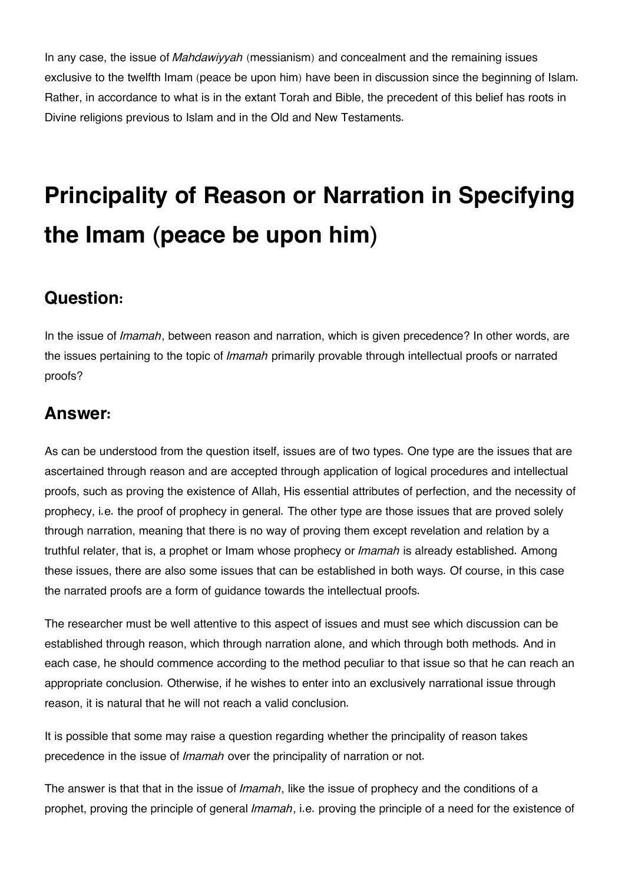In any case, the issue of *Mahdawiyyah* (messianism) and concealment and the remaining issues exclusive to the twelfth Imam (peace be upon him) have been in discussion since the beginning of Islam. Rather, in accordance to what is in the extant Torah and Bible, the precedent of this belief has roots in Divine religions previous to Islam and in the Old and New Testaments.

# Principality of Reason or Narration in Specifying the Imam (peace be upon him)

## Question:

In the issue of *Imamah*, between reason and narration, which is given precedence? In other words, are the issues pertaining to the topic of *Imamah* primarily provable through intellectual proofs or narrated proofs?

## Answer:

As can be understood from the question itself, issues are of two types. One type are the issues that are ascertained through reason and are accepted through application of logical procedures and intellectual proofs, such as proving the existence of Allah, His essential attributes of perfection, and the necessity of prophecy, i.e. the proof of prophecy in general. The other type are those issues that are proved solely through narration, meaning that there is no way of proving them except revelation and relation by a truthful relater, that is, a prophet or Imam whose prophecy or *Imamah* is already established. Among these issues, there are also some issues that can be established in both ways. Of course, in this case the narrated proofs are a form of guidance towards the intellectual proofs.

The researcher must be well attentive to this aspect of issues and must see which discussion can be established through reason, which through narration alone, and which through both methods. And in each case, he should commence according to the method peculiar to that issue so that he can reach an appropriate conclusion. Otherwise, if he wishes to enter into an exclusively narrational issue through reason, it is natural that he will not reach a valid conclusion.

It is possible that some may raise a question regarding whether the principality of reason takes precedence in the issue of *Imamah* over the principality of narration or not.

The answer is that that in the issue of *Imamah*, like the issue of prophecy and the conditions of a prophet, proving the principle of general *Imamah*, i.e. proving the principle of a need for the existence of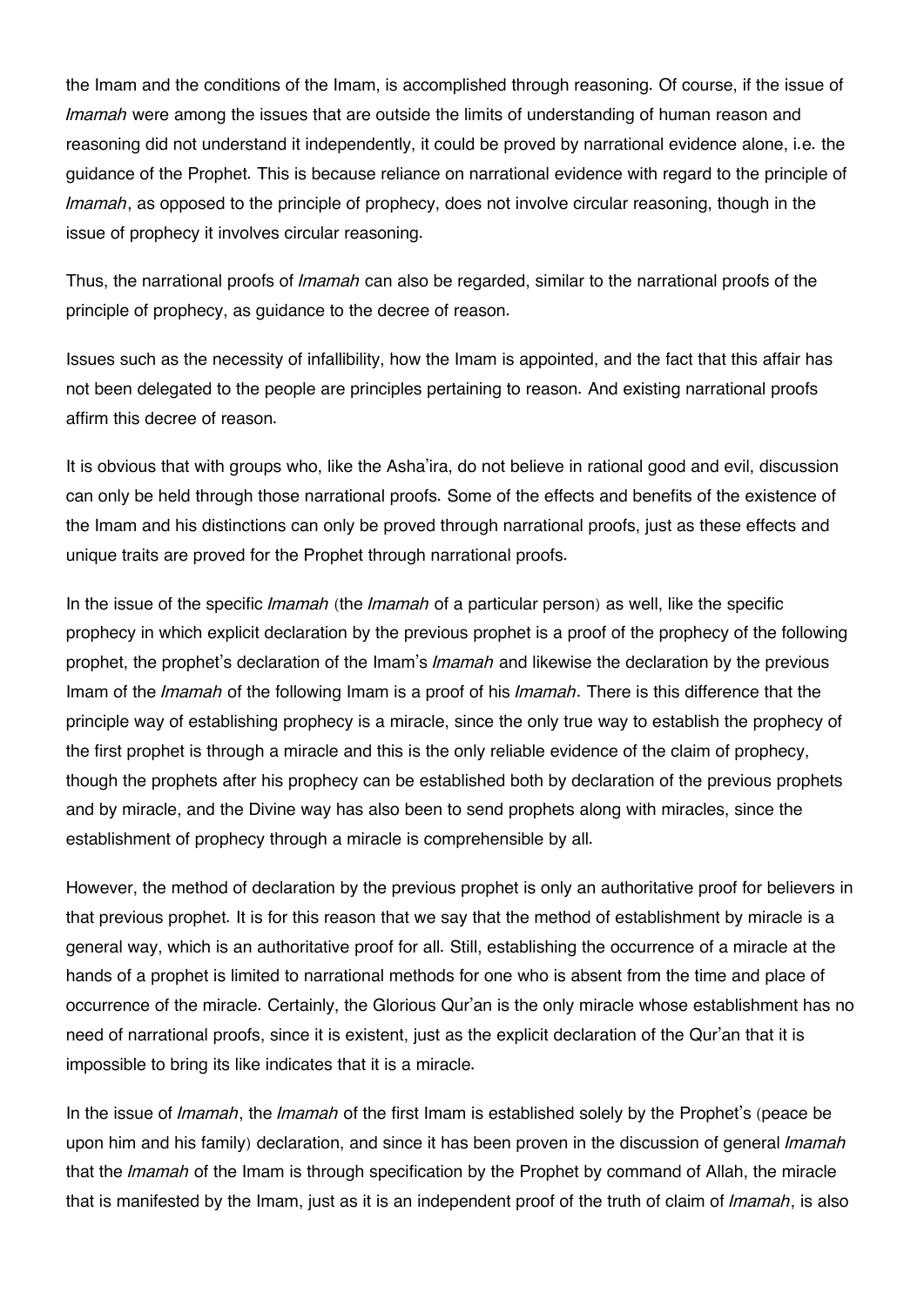the Imam and the conditions of the Imam, is accomplished through reasoning. Of course, if the issue of *Imamah* were among the issues that are outside the limits of understanding of human reason and reasoning did not understand it independently, it could be proved by narrational evidence alone, i.e. the guidance of the Prophet. This is because reliance on narrational evidence with regard to the principle of *Imamah*, as opposed to the principle of prophecy, does not involve circular reasoning, though in the issue of prophecy it involves circular reasoning.

Thus, the narrational proofs of *Imamah* can also be regarded, similar to the narrational proofs of the principle of prophecy, as guidance to the decree of reason.

Issues such as the necessity of infallibility, how the Imam is appointed, and the fact that this affair has not been delegated to the people are principles pertaining to reason. And existing narrational proofs affirm this decree of reason.

It is obvious that with groups who, like the Asha'ira, do not believe in rational good and evil, discussion can only be held through those narrational proofs. Some of the effects and benefits of the existence of the Imam and his distinctions can only be proved through narrational proofs, just as these effects and unique traits are proved for the Prophet through narrational proofs.

In the issue of the specific *Imamah* (the *Imamah* of a particular person) as well, like the specific prophecy in which explicit declaration by the previous prophet is a proof of the prophecy of the following prophet, the prophet's declaration of the Imam's *Imamah* and likewise the declaration by the previous Imam of the *Imamah* of the following Imam is a proof of his *Imamah*. There is this difference that the principle way of establishing prophecy is a miracle, since the only true way to establish the prophecy of the first prophet is through a miracle and this is the only reliable evidence of the claim of prophecy, though the prophets after his prophecy can be established both by declaration of the previous prophets and by miracle, and the Divine way has also been to send prophets along with miracles, since the establishment of prophecy through a miracle is comprehensible by all.

However, the method of declaration by the previous prophet is only an authoritative proof for believers in that previous prophet. It is for this reason that we say that the method of establishment by miracle is a general way, which is an authoritative proof for all. Still, establishing the occurrence of a miracle at the hands of a prophet is limited to narrational methods for one who is absent from the time and place of occurrence of the miracle. Certainly, the Glorious Qur'an is the only miracle whose establishment has no need of narrational proofs, since it is existent, just as the explicit declaration of the Qur'an that it is impossible to bring its like indicates that it is a miracle.

In the issue of *Imamah*, the *Imamah* of the first Imam is established solely by the Prophet's (peace be upon him and his family) declaration, and since it has been proven in the discussion of general *Imamah* that the *Imamah* of the Imam is through specification by the Prophet by command of Allah, the miracle that is manifested by the Imam, just as it is an independent proof of the truth of claim of *Imamah*, is also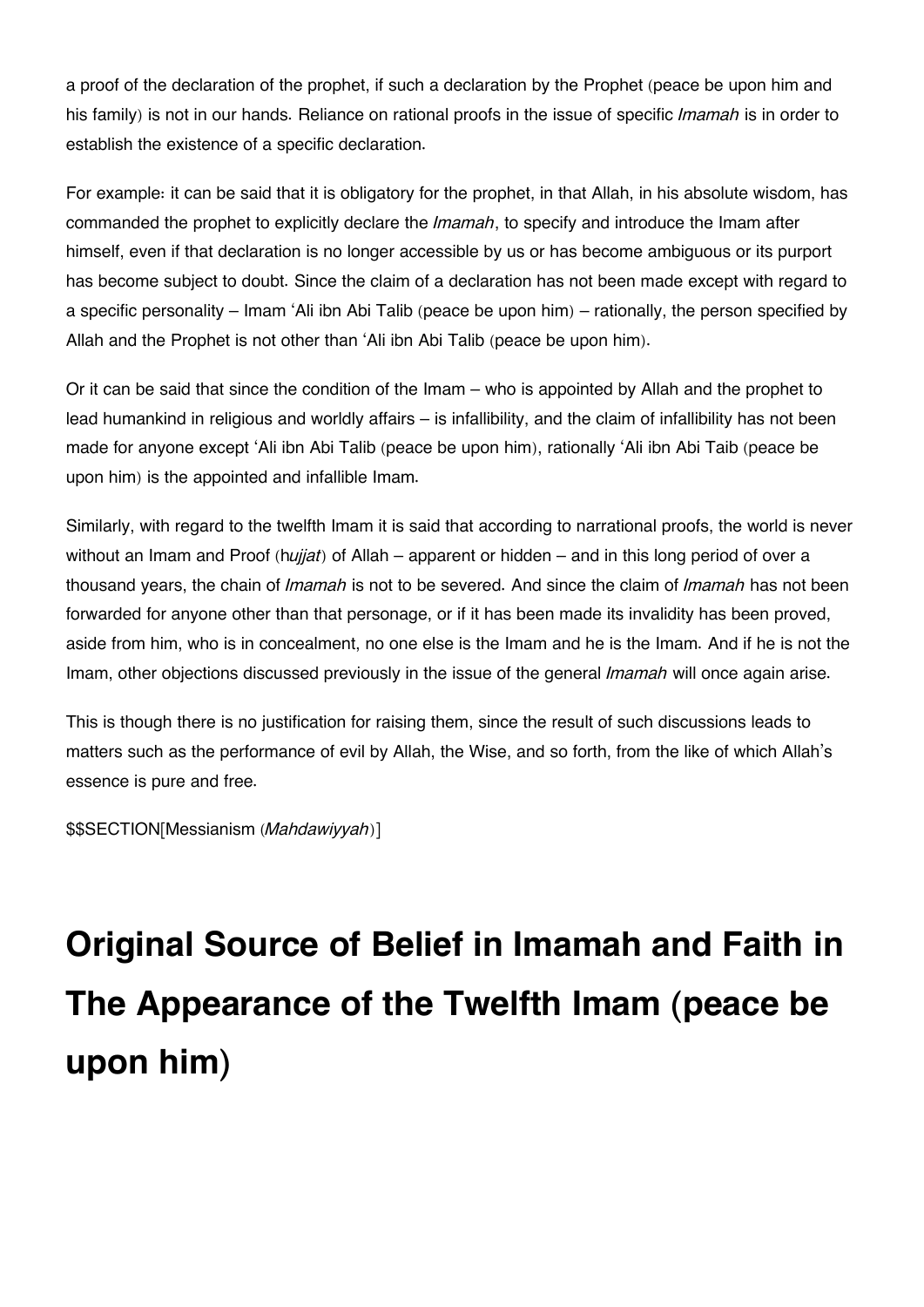a proof of the declaration of the prophet, if such a declaration by the Prophet (peace be upon him and his family) is not in our hands. Reliance on rational proofs in the issue of specific *Imamah* is in order to establish the existence of a specific declaration.

For example: it can be said that it is obligatory for the prophet, in that Allah, in his absolute wisdom, has commanded the prophet to explicitly declare the *Imamah*, to specify and introduce the Imam after himself, even if that declaration is no longer accessible by us or has become ambiguous or its purport has become subject to doubt. Since the claim of a declaration has not been made except with regard to a specific personality – Imam 'Ali ibn Abi Talib (peace be upon him) – rationally, the person specified by Allah and the Prophet is not other than 'Ali ibn Abi Talib (peace be upon him).

Or it can be said that since the condition of the Imam – who is appointed by Allah and the prophet to lead humankind in religious and worldly affairs – is infallibility, and the claim of infallibility has not been made for anyone except 'Ali ibn Abi Talib (peace be upon him), rationally 'Ali ibn Abi Taib (peace be upon him) is the appointed and infallible Imam.

Similarly, with regard to the twelfth Imam it is said that according to narrational proofs, the world is never without an Imam and Proof (h*ujjat*) of Allah – apparent or hidden – and in this long period of over a thousand years, the chain of *Imamah* is not to be severed. And since the claim of *Imamah* has not been forwarded for anyone other than that personage, or if it has been made its invalidity has been proved, aside from him, who is in concealment, no one else is the Imam and he is the Imam. And if he is not the Imam, other objections discussed previously in the issue of the general *Imamah* will once again arise.

This is though there is no justification for raising them, since the result of such discussions leads to matters such as the performance of evil by Allah, the Wise, and so forth, from the like of which Allah's essence is pure and free.

$$SECTION[Messianism (*Mahdawiyyah*)]

# Original Source of Belief in Imamah and Faith in The Appearance of the Twelfth Imam (peace be upon him)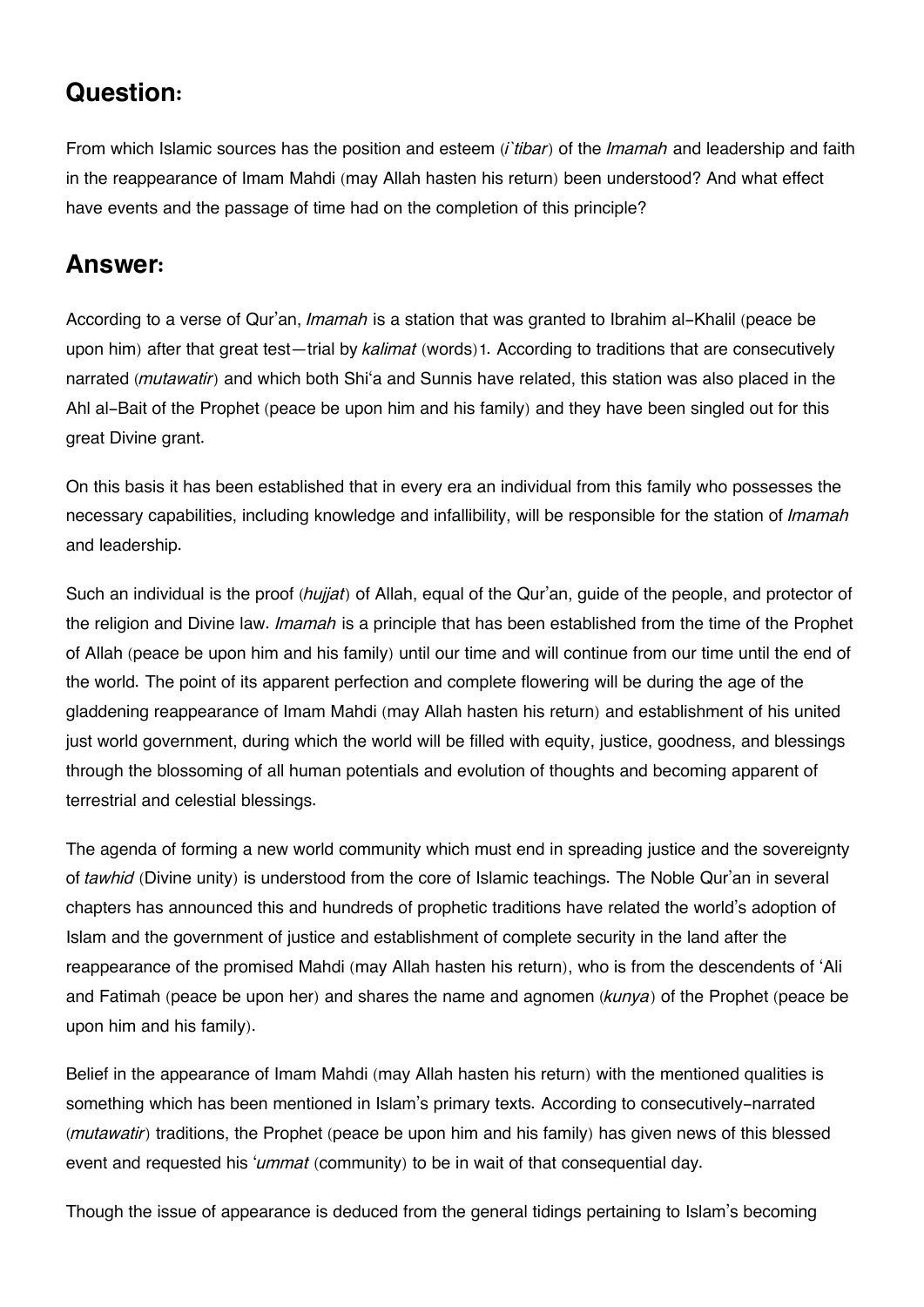## Question:

From which Islamic sources has the position and esteem (*i`tibar*) of the *Imamah* and leadership and faith in the reappearance of Imam Mahdi (may Allah hasten his return) been understood? And what effect have events and the passage of time had on the completion of this principle?

## Answer:

According to a verse of Qur'an, *Imamah* is a station that was granted to Ibrahim al-Khalil (peace be upon him) after that great test—trial by *kalimat* (words)[1]. According to traditions that are consecutively narrated (*mutawatir*) and which both Shi'a and Sunnis have related, this station was also placed in the Ahl al-Bait of the Prophet (peace be upon him and his family) and they have been singled out for this great Divine grant.

On this basis it has been established that in every era an individual from this family who possesses the necessary capabilities, including knowledge and infallibility, will be responsible for the station of *Imamah* and leadership.

Such an individual is the proof (*hujjat*) of Allah, equal of the Qur'an, guide of the people, and protector of the religion and Divine law. *Imamah* is a principle that has been established from the time of the Prophet of Allah (peace be upon him and his family) until our time and will continue from our time until the end of the world. The point of its apparent perfection and complete flowering will be during the age of the gladdening reappearance of Imam Mahdi (may Allah hasten his return) and establishment of his united just world government, during which the world will be filled with equity, justice, goodness, and blessings through the blossoming of all human potentials and evolution of thoughts and becoming apparent of terrestrial and celestial blessings.

The agenda of forming a new world community which must end in spreading justice and the sovereignty of *tawhid* (Divine unity) is understood from the core of Islamic teachings. The Noble Qur'an in several chapters has announced this and hundreds of prophetic traditions have related the world's adoption of Islam and the government of justice and establishment of complete security in the land after the reappearance of the promised Mahdi (may Allah hasten his return), who is from the descendents of 'Ali and Fatimah (peace be upon her) and shares the name and agnomen (*kunya*) of the Prophet (peace be upon him and his family).

Belief in the appearance of Imam Mahdi (may Allah hasten his return) with the mentioned qualities is something which has been mentioned in Islam's primary texts. According to consecutively-narrated (*mutawatir*) traditions, the Prophet (peace be upon him and his family) has given news of this blessed event and requested his '*ummat* (community) to be in wait of that consequential day.

Though the issue of appearance is deduced from the general tidings pertaining to Islam's becoming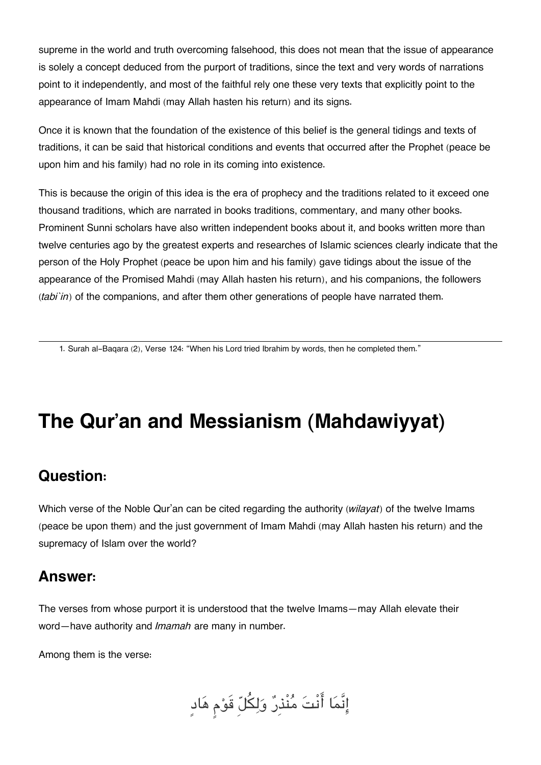supreme in the world and truth overcoming falsehood, this does not mean that the issue of appearance is solely a concept deduced from the purport of traditions, since the text and very words of narrations point to it independently, and most of the faithful rely one these very texts that explicitly point to the appearance of Imam Mahdi (may Allah hasten his return) and its signs.

Once it is known that the foundation of the existence of this belief is the general tidings and texts of traditions, it can be said that historical conditions and events that occurred after the Prophet (peace be upon him and his family) had no role in its coming into existence.

This is because the origin of this idea is the era of prophecy and the traditions related to it exceed one thousand traditions, which are narrated in books traditions, commentary, and many other books. Prominent Sunni scholars have also written independent books about it, and books written more than twelve centuries ago by the greatest experts and researches of Islamic sciences clearly indicate that the person of the Holy Prophet (peace be upon him and his family) gave tidings about the issue of the appearance of the Promised Mahdi (may Allah hasten his return), and his companions, the followers (*tabi`in*) of the companions, and after them other generations of people have narrated them.

---

1. Surah al-Baqara (2), Verse 124: “When his Lord tried Ibrahim by words, then he completed them.”

# The Qur’an and Messianism (Mahdawiyyat)

## Question:

Which verse of the Noble Qur’an can be cited regarding the authority (*wilayat*) of the twelve Imams (peace be upon them) and the just government of Imam Mahdi (may Allah hasten his return) and the supremacy of Islam over the world?

## Answer:

The verses from whose purport it is understood that the twelve Imams—may Allah elevate their word—have authority and *Imamah* are many in number.

Among them is the verse:

إِنَّمَا أَنْتَ مُنْذِرٌ وَلِكُلِّ قَوْمٍ هَادٍ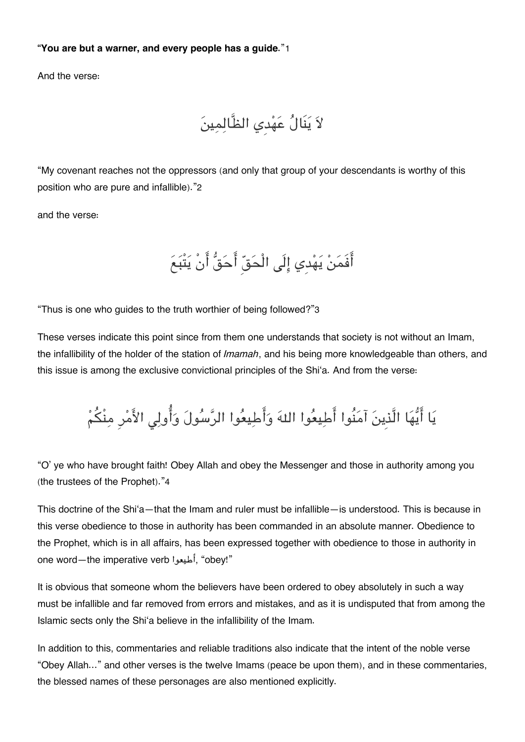**“You are but a warner, and every people has a guide.**”[1]

And the verse:

لاَ يَنَالُ عَهْدِي الظَّالِمِينَ

“My covenant reaches not the oppressors (and only that group of your descendants is worthy of this position who are pure and infallible).”[2]

and the verse:

أَفَمَنْ يَهْدِي إِلَى الْحَقِّ أَحَقُّ أَنْ يَتْبَعَ

“Thus is one who guides to the truth worthier of being followed?”[3]

These verses indicate this point since from them one understands that society is not without an Imam, the infallibility of the holder of the station of *Imamah*, and his being more knowledgeable than others, and this issue is among the exclusive convictional principles of the Shi‘a. And from the verse:

يَا أَيُّهَا الَّذِينَ آمَنُوا أَطِيعُوا اللهَ وَأَطِيعُوا الرَّسُولَ وَأُولِي الأَمْرِ مِنْكُمْ

“O’ ye who have brought faith! Obey Allah and obey the Messenger and those in authority among you (the trustees of the Prophet).”[4]

This doctrine of the Shi‘a—that the Imam and ruler must be infallible—is understood. This is because in this verse obedience to those in authority has been commanded in an absolute manner. Obedience to the Prophet, which is in all affairs, has been expressed together with obedience to those in authority in one word—the imperative verb أطيعوا, “obey!”

It is obvious that someone whom the believers have been ordered to obey absolutely in such a way must be infallible and far removed from errors and mistakes, and as it is undisputed that from among the Islamic sects only the Shi‘a believe in the infallibility of the Imam.

In addition to this, commentaries and reliable traditions also indicate that the intent of the noble verse “Obey Allah…” and other verses is the twelve Imams (peace be upon them), and in these commentaries, the blessed names of these personages are also mentioned explicitly.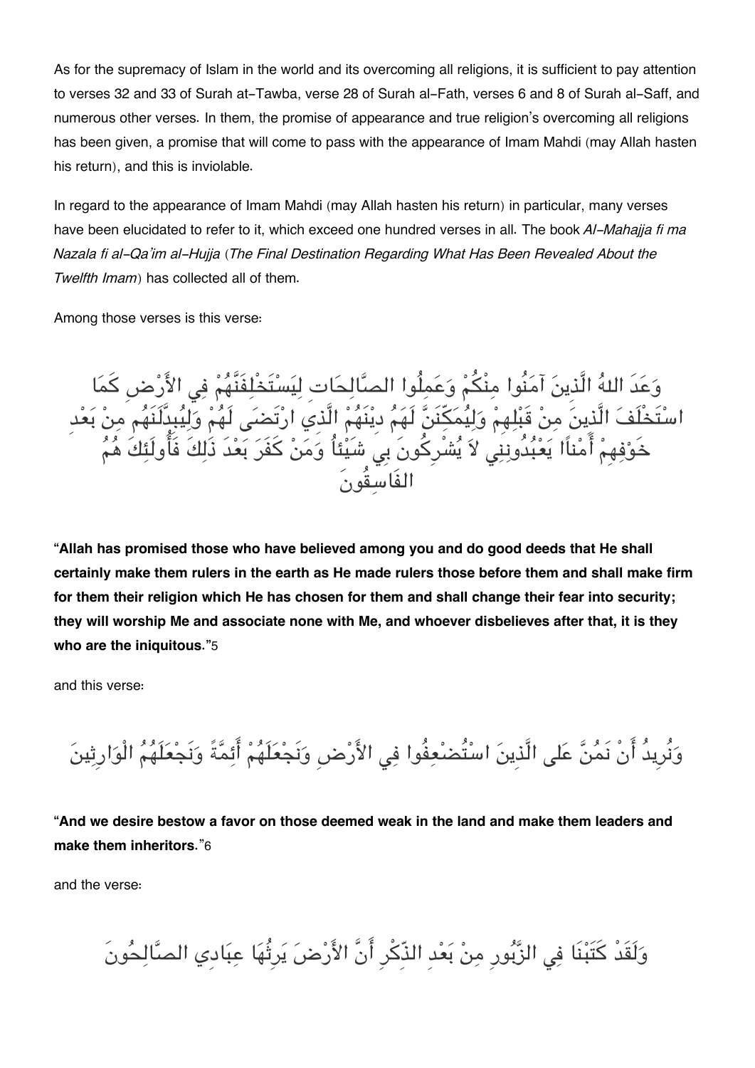As for the supremacy of Islam in the world and its overcoming all religions, it is sufficient to pay attention to verses 32 and 33 of Surah at-Tawba, verse 28 of Surah al-Fath, verses 6 and 8 of Surah al-Saff, and numerous other verses. In them, the promise of appearance and true religion's overcoming all religions has been given, a promise that will come to pass with the appearance of Imam Mahdi (may Allah hasten his return), and this is inviolable.

In regard to the appearance of Imam Mahdi (may Allah hasten his return) in particular, many verses have been elucidated to refer to it, which exceed one hundred verses in all. The book *Al-Mahajja fi ma Nazala fi al-Qa'im al-Hujja* (*The Final Destination Regarding What Has Been Revealed About the Twelfth Imam*) has collected all of them.

Among those verses is this verse:

وَعَدَ اللهُ الَّذِينَ آمَنُوا مِنْكُمْ وَعَمِلُوا الصَّالِحَاتِ لِيَسْتَخْلِفَنَّهُمْ فِي الأَرْضِ كَمَا اسْتَخْلَفَ الَّذِينَ مِنْ قَبْلِهِمْ وَلِيُمَكِّنَنَّ لَهَمُ دِيْنَهُمْ الَّذِي ارْتَضَى لَهُمْ وَلِيُبدِّلَنَهُم مِنْ بَعْدِ خَوْفِهِمْ أَمْناًا يَعْبُدُونِنِي لاَ يُشْرِكُونَ بِي شَيْئاً وَمَنْ كَفَرَ بَعْدَ ذَلِكَ فَأُولَئِكَ هُمُ الفَاسِقُونَ

**"Allah has promised those who have believed among you and do good deeds that He shall certainly make them rulers in the earth as He made rulers those before them and shall make firm for them their religion which He has chosen for them and shall change their fear into security; they will worship Me and associate none with Me, and whoever disbelieves after that, it is they who are the iniquitous."**5

and this verse:

وَنُرِيدُ أَنْ نَمُنَّ عَلى الَّذِينَ اسْتُضْعِفُوا فِي الأَرْضِ وَنَجْعَلَهُمْ أَئِمَّةً وَنَجْعَلَهُمُ الْوَارِثِينَ

**"And we desire bestow a favor on those deemed weak in the land and make them leaders and make them inheritors."**6

and the verse:

وَلَقَدْ كَتَبْنَا فِي الزَّبُورِ مِنْ بَعْدِ الذِّكْرِ أَنَّ الأَرْضَ يَرِثُهَا عِبَادِي الصَّالِحُونَ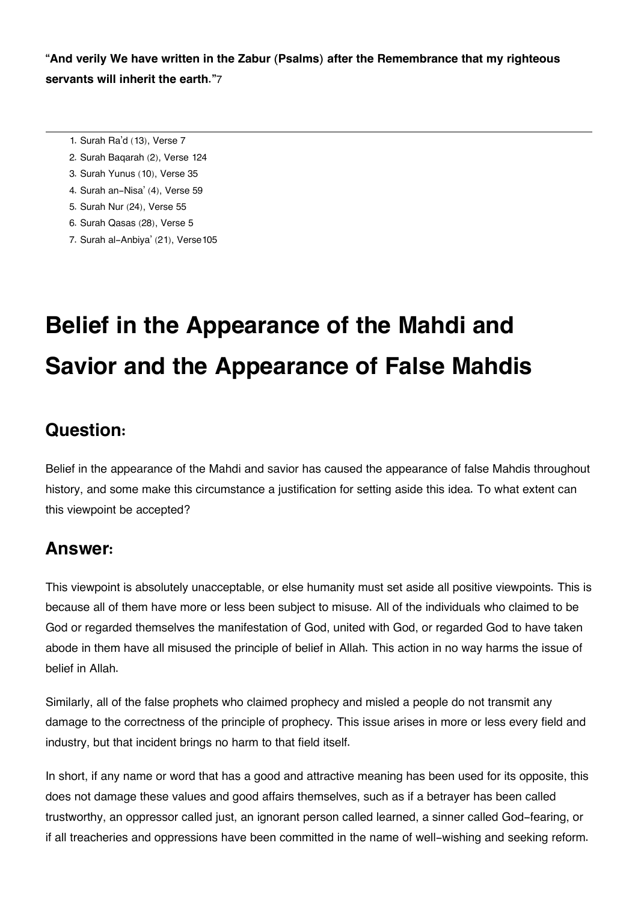**"And verily We have written in the Zabur (Psalms) after the Remembrance that my righteous servants will inherit the earth."**[7]

---

1. Surah Ra'd (13), Verse 7
2. Surah Baqarah (2), Verse 124
3. Surah Yunus (10), Verse 35
4. Surah an-Nisa' (4), Verse 59
5. Surah Nur (24), Verse 55
6. Surah Qasas (28), Verse 5
7. Surah al-Anbiya' (21), Verse105

# Belief in the Appearance of the Mahdi and Savior and the Appearance of False Mahdis

## Question:

Belief in the appearance of the Mahdi and savior has caused the appearance of false Mahdis throughout history, and some make this circumstance a justification for setting aside this idea. To what extent can this viewpoint be accepted?

## Answer:

This viewpoint is absolutely unacceptable, or else humanity must set aside all positive viewpoints. This is because all of them have more or less been subject to misuse. All of the individuals who claimed to be God or regarded themselves the manifestation of God, united with God, or regarded God to have taken abode in them have all misused the principle of belief in Allah. This action in no way harms the issue of belief in Allah.

Similarly, all of the false prophets who claimed prophecy and misled a people do not transmit any damage to the correctness of the principle of prophecy. This issue arises in more or less every field and industry, but that incident brings no harm to that field itself.

In short, if any name or word that has a good and attractive meaning has been used for its opposite, this does not damage these values and good affairs themselves, such as if a betrayer has been called trustworthy, an oppressor called just, an ignorant person called learned, a sinner called God-fearing, or if all treacheries and oppressions have been committed in the name of well-wishing and seeking reform.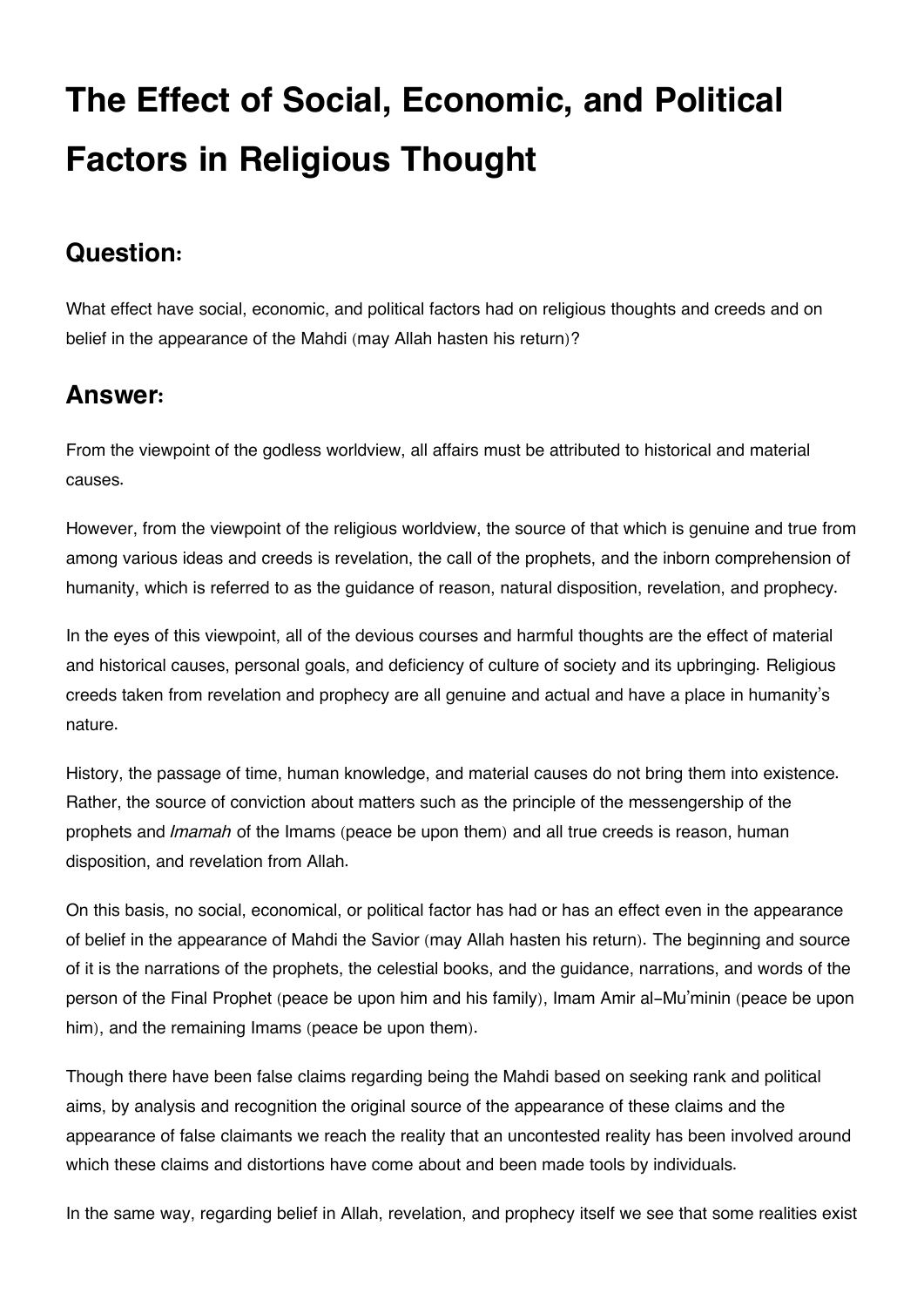# The Effect of Social, Economic, and Political Factors in Religious Thought

## Question:

What effect have social, economic, and political factors had on religious thoughts and creeds and on belief in the appearance of the Mahdi (may Allah hasten his return)?

## Answer:

From the viewpoint of the godless worldview, all affairs must be attributed to historical and material causes.

However, from the viewpoint of the religious worldview, the source of that which is genuine and true from among various ideas and creeds is revelation, the call of the prophets, and the inborn comprehension of humanity, which is referred to as the guidance of reason, natural disposition, revelation, and prophecy.

In the eyes of this viewpoint, all of the devious courses and harmful thoughts are the effect of material and historical causes, personal goals, and deficiency of culture of society and its upbringing. Religious creeds taken from revelation and prophecy are all genuine and actual and have a place in humanity's nature.

History, the passage of time, human knowledge, and material causes do not bring them into existence. Rather, the source of conviction about matters such as the principle of the messengership of the prophets and *Imamah* of the Imams (peace be upon them) and all true creeds is reason, human disposition, and revelation from Allah.

On this basis, no social, economical, or political factor has had or has an effect even in the appearance of belief in the appearance of Mahdi the Savior (may Allah hasten his return). The beginning and source of it is the narrations of the prophets, the celestial books, and the guidance, narrations, and words of the person of the Final Prophet (peace be upon him and his family), Imam Amir al-Mu'minin (peace be upon him), and the remaining Imams (peace be upon them).

Though there have been false claims regarding being the Mahdi based on seeking rank and political aims, by analysis and recognition the original source of the appearance of these claims and the appearance of false claimants we reach the reality that an uncontested reality has been involved around which these claims and distortions have come about and been made tools by individuals.

In the same way, regarding belief in Allah, revelation, and prophecy itself we see that some realities exist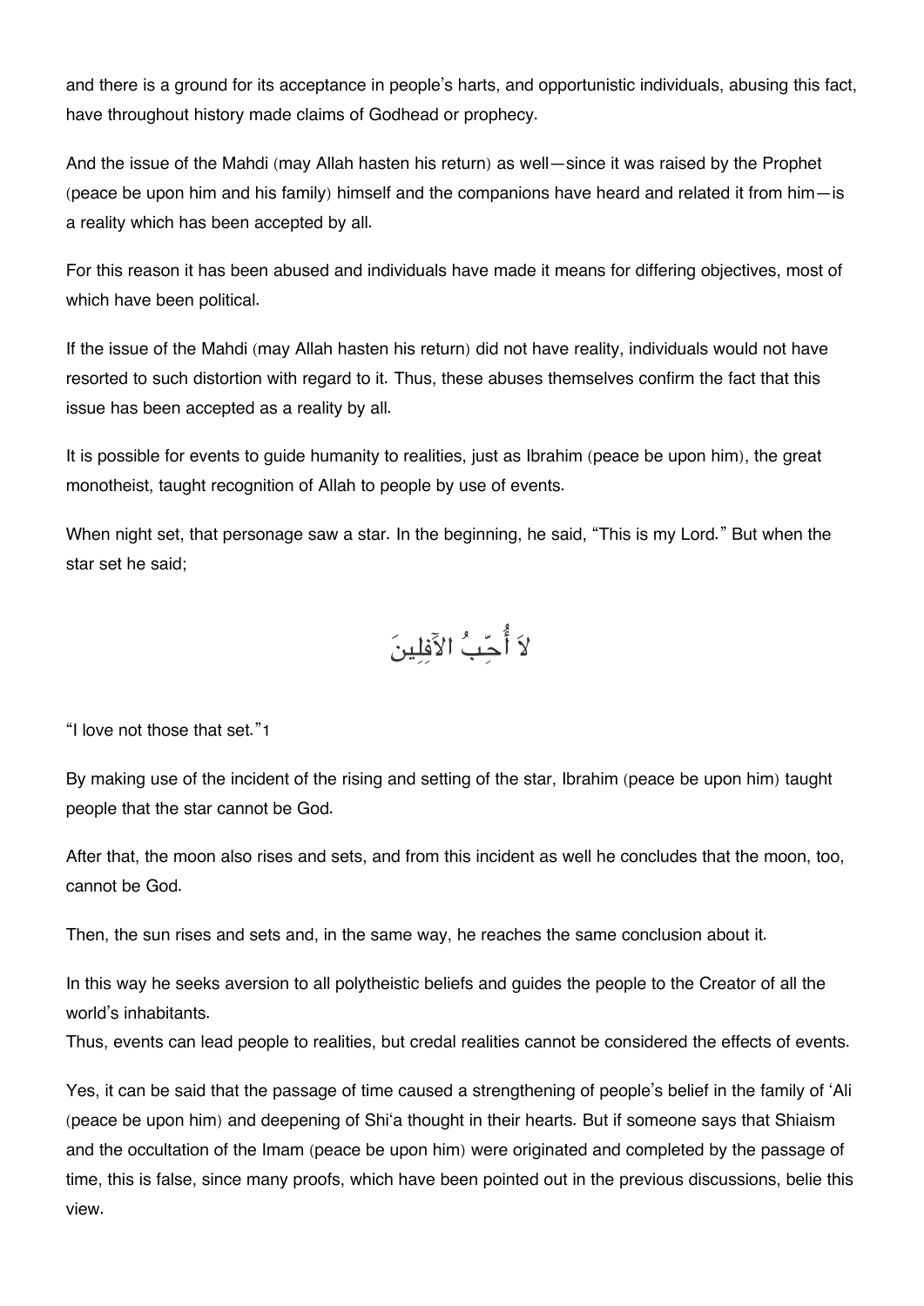and there is a ground for its acceptance in people's harts, and opportunistic individuals, abusing this fact, have throughout history made claims of Godhead or prophecy.

And the issue of the Mahdi (may Allah hasten his return) as well—since it was raised by the Prophet (peace be upon him and his family) himself and the companions have heard and related it from him—is a reality which has been accepted by all.

For this reason it has been abused and individuals have made it means for differing objectives, most of which have been political.

If the issue of the Mahdi (may Allah hasten his return) did not have reality, individuals would not have resorted to such distortion with regard to it. Thus, these abuses themselves confirm the fact that this issue has been accepted as a reality by all.

It is possible for events to guide humanity to realities, just as Ibrahim (peace be upon him), the great monotheist, taught recognition of Allah to people by use of events.

When night set, that personage saw a star. In the beginning, he said, "This is my Lord." But when the star set he said;

لاَ أُحِبُّ الآفِلِينَ

"I love not those that set."[1]

By making use of the incident of the rising and setting of the star, Ibrahim (peace be upon him) taught people that the star cannot be God.

After that, the moon also rises and sets, and from this incident as well he concludes that the moon, too, cannot be God.

Then, the sun rises and sets and, in the same way, he reaches the same conclusion about it.

In this way he seeks aversion to all polytheistic beliefs and guides the people to the Creator of all the world's inhabitants.
Thus, events can lead people to realities, but credal realities cannot be considered the effects of events.

Yes, it can be said that the passage of time caused a strengthening of people's belief in the family of 'Ali (peace be upon him) and deepening of Shi'a thought in their hearts. But if someone says that Shiaism and the occultation of the Imam (peace be upon him) were originated and completed by the passage of time, this is false, since many proofs, which have been pointed out in the previous discussions, belie this view.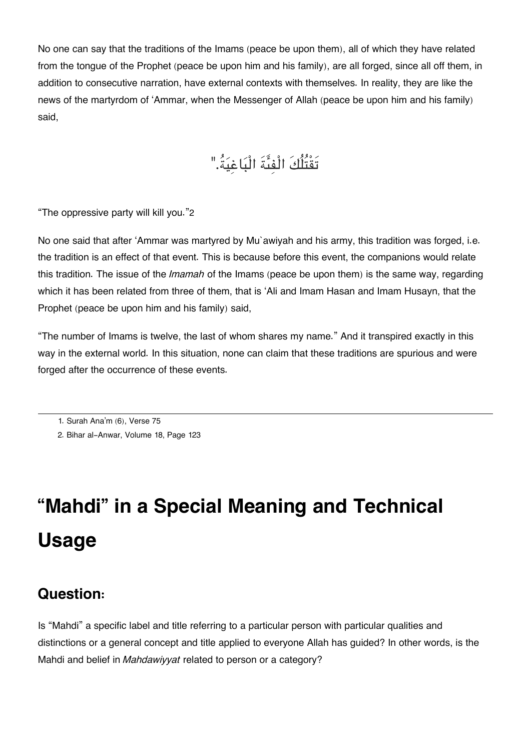No one can say that the traditions of the Imams (peace be upon them), all of which they have related from the tongue of the Prophet (peace be upon him and his family), are all forged, since all off them, in addition to consecutive narration, have external contexts with themselves. In reality, they are like the news of the martyrdom of 'Ammar, when the Messenger of Allah (peace be upon him and his family) said,

"تَقْتُلُكَ الْفِئَةُ الْبَاغِيَةُ."

"The oppressive party will kill you."[2]

No one said that after 'Ammar was martyred by Mu`awiyah and his army, this tradition was forged, i.e. the tradition is an effect of that event. This is because before this event, the companions would relate this tradition. The issue of the *Imamah* of the Imams (peace be upon them) is the same way, regarding which it has been related from three of them, that is 'Ali and Imam Hasan and Imam Husayn, that the Prophet (peace be upon him and his family) said,

"The number of Imams is twelve, the last of whom shares my name." And it transpired exactly in this way in the external world. In this situation, none can claim that these traditions are spurious and were forged after the occurrence of these events.

---

1. Surah Ana'm (6), Verse 75
2. Bihar al-Anwar, Volume 18, Page 123

# "Mahdi" in a Special Meaning and Technical Usage

## Question:

Is "Mahdi" a specific label and title referring to a particular person with particular qualities and distinctions or a general concept and title applied to everyone Allah has guided? In other words, is the Mahdi and belief in *Mahdawiyyat* related to person or a category?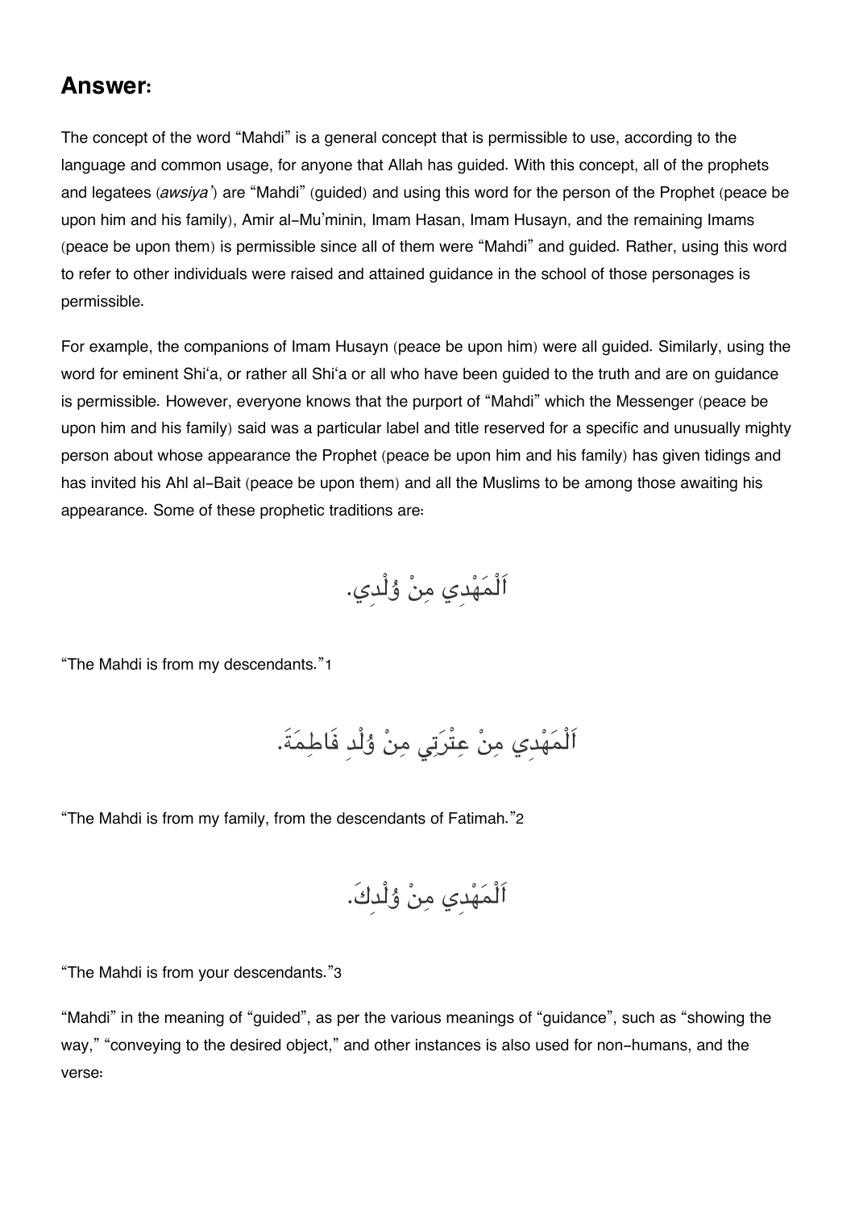## Answer:

The concept of the word "Mahdi" is a general concept that is permissible to use, according to the language and common usage, for anyone that Allah has guided. With this concept, all of the prophets and legatees (*awsiya'*) are "Mahdi" (guided) and using this word for the person of the Prophet (peace be upon him and his family), Amir al-Mu'minin, Imam Hasan, Imam Husayn, and the remaining Imams (peace be upon them) is permissible since all of them were "Mahdi" and guided. Rather, using this word to refer to other individuals were raised and attained guidance in the school of those personages is permissible.

For example, the companions of Imam Husayn (peace be upon him) were all guided. Similarly, using the word for eminent Shi'a, or rather all Shi'a or all who have been guided to the truth and are on guidance is permissible. However, everyone knows that the purport of "Mahdi" which the Messenger (peace be upon him and his family) said was a particular label and title reserved for a specific and unusually mighty person about whose appearance the Prophet (peace be upon him and his family) has given tidings and has invited his Ahl al-Bait (peace be upon them) and all the Muslims to be among those awaiting his appearance. Some of these prophetic traditions are:

اَلْمَهْدِي مِنْ وُلْدِي.

"The Mahdi is from my descendants."[1]

اَلْمَهْدِي مِنْ عِتْرَتِي مِنْ وُلْدِ فَاطِمَةَ.

"The Mahdi is from my family, from the descendants of Fatimah."[2]

اَلْمَهْدِي مِنْ وُلْدِكَ.

"The Mahdi is from your descendants."[3]

"Mahdi" in the meaning of "guided", as per the various meanings of "guidance", such as "showing the way," "conveying to the desired object," and other instances is also used for non-humans, and the verse: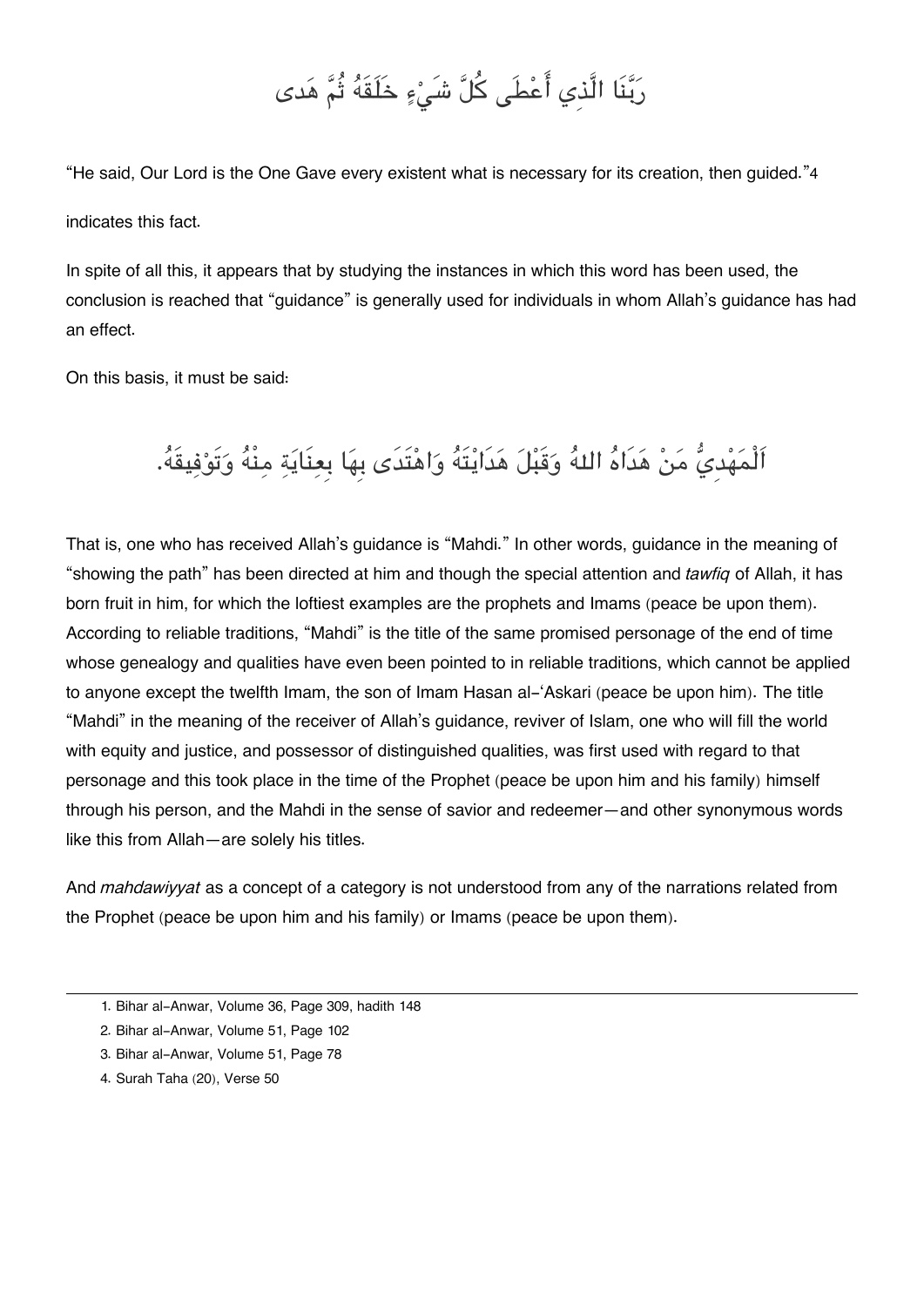رَبَّنَا الَّذِي أَعْطَى كُلَّ شَيْءٍ خَلَقَهُ ثُمَّ هَدى

"He said, Our Lord is the One Gave every existent what is necessary for its creation, then guided."4

indicates this fact.

In spite of all this, it appears that by studying the instances in which this word has been used, the conclusion is reached that "guidance" is generally used for individuals in whom Allah's guidance has had an effect.

On this basis, it must be said:

اَلْمَهْدِيُّ مَنْ هَدَاهُ اللهُ وَقَبْلَ هَدَايْتَهُ وَاهْتَدَى بِهَا بِعِنَايَةٍ مِنْهُ وَتَوْفِيقَهُ.

That is, one who has received Allah's guidance is "Mahdi." In other words, guidance in the meaning of "showing the path" has been directed at him and though the special attention and *tawfiq* of Allah, it has born fruit in him, for which the loftiest examples are the prophets and Imams (peace be upon them). According to reliable traditions, "Mahdi" is the title of the same promised personage of the end of time whose genealogy and qualities have even been pointed to in reliable traditions, which cannot be applied to anyone except the twelfth Imam, the son of Imam Hasan al-'Askari (peace be upon him). The title "Mahdi" in the meaning of the receiver of Allah's guidance, reviver of Islam, one who will fill the world with equity and justice, and possessor of distinguished qualities, was first used with regard to that personage and this took place in the time of the Prophet (peace be upon him and his family) himself through his person, and the Mahdi in the sense of savior and redeemer—and other synonymous words like this from Allah—are solely his titles.

And *mahdawiyyat* as a concept of a category is not understood from any of the narrations related from the Prophet (peace be upon him and his family) or Imams (peace be upon them).

---

1. Bihar al-Anwar, Volume 36, Page 309, hadith 148
2. Bihar al-Anwar, Volume 51, Page 102
3. Bihar al-Anwar, Volume 51, Page 78
4. Surah Taha (20), Verse 50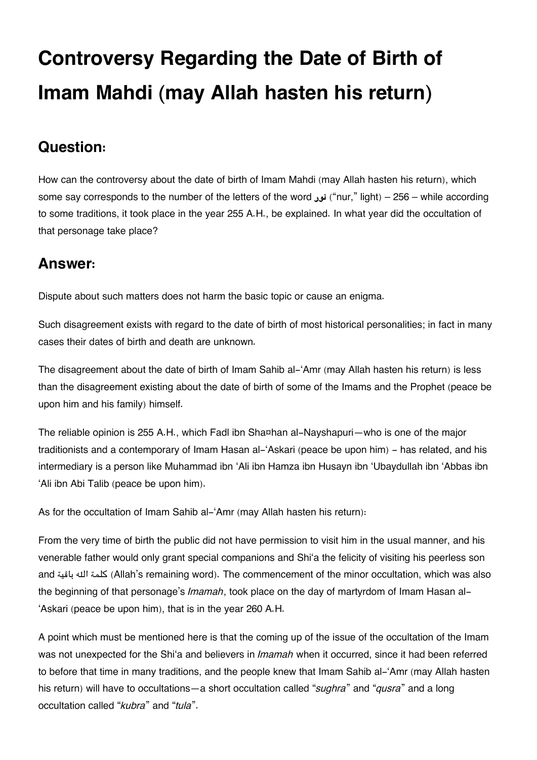# Controversy Regarding the Date of Birth of Imam Mahdi (may Allah hasten his return)

## Question:

How can the controversy about the date of birth of Imam Mahdi (may Allah hasten his return), which some say corresponds to the number of the letters of the word نور ("nur," light) – 256 – while according to some traditions, it took place in the year 255 A.H., be explained. In what year did the occultation of that personage take place?

## Answer:

Dispute about such matters does not harm the basic topic or cause an enigma.

Such disagreement exists with regard to the date of birth of most historical personalities; in fact in many cases their dates of birth and death are unknown.

The disagreement about the date of birth of Imam Sahib al-'Amr (may Allah hasten his return) is less than the disagreement existing about the date of birth of some of the Imams and the Prophet (peace be upon him and his family) himself.

The reliable opinion is 255 A.H., which Fadl ibn Sha¤han al-Nayshapuri—who is one of the major traditionists and a contemporary of Imam Hasan al-'Askari (peace be upon him) - has related, and his intermediary is a person like Muhammad ibn 'Ali ibn Hamza ibn Husayn ibn 'Ubaydullah ibn 'Abbas ibn 'Ali ibn Abi Talib (peace be upon him).

As for the occultation of Imam Sahib al-'Amr (may Allah hasten his return):

From the very time of birth the public did not have permission to visit him in the usual manner, and his venerable father would only grant special companions and Shi'a the felicity of visiting his peerless son and كلمة الله باقية (Allah's remaining word). The commencement of the minor occultation, which was also the beginning of that personage's *Imamah*, took place on the day of martyrdom of Imam Hasan al-'Askari (peace be upon him), that is in the year 260 A.H.

A point which must be mentioned here is that the coming up of the issue of the occultation of the Imam was not unexpected for the Shi'a and believers in *Imamah* when it occurred, since it had been referred to before that time in many traditions, and the people knew that Imam Sahib al-'Amr (may Allah hasten his return) will have to occultations—a short occultation called "*sughra*" and "*qusra*" and a long occultation called "*kubra*" and "*tula*".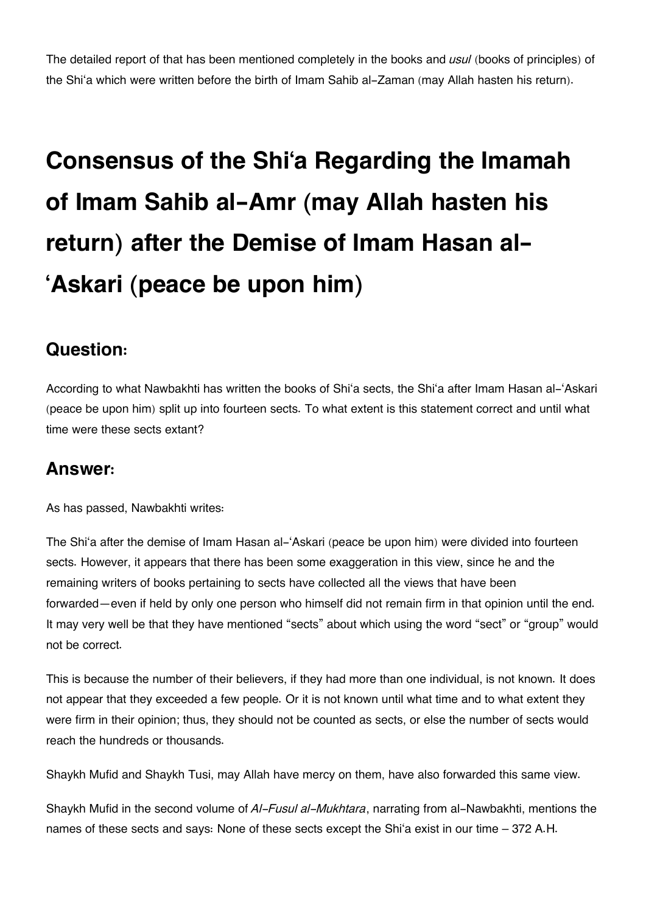The detailed report of that has been mentioned completely in the books and *usul* (books of principles) of the Shi'a which were written before the birth of Imam Sahib al-Zaman (may Allah hasten his return).

# Consensus of the Shi'a Regarding the Imamah of Imam Sahib al-Amr (may Allah hasten his return) after the Demise of Imam Hasan al-'Askari (peace be upon him)

## Question:

According to what Nawbakhti has written the books of Shi'a sects, the Shi'a after Imam Hasan al-'Askari (peace be upon him) split up into fourteen sects. To what extent is this statement correct and until what time were these sects extant?

## Answer:

As has passed, Nawbakhti writes:

The Shi'a after the demise of Imam Hasan al-'Askari (peace be upon him) were divided into fourteen sects. However, it appears that there has been some exaggeration in this view, since he and the remaining writers of books pertaining to sects have collected all the views that have been forwarded—even if held by only one person who himself did not remain firm in that opinion until the end. It may very well be that they have mentioned "sects" about which using the word "sect" or "group" would not be correct.

This is because the number of their believers, if they had more than one individual, is not known. It does not appear that they exceeded a few people. Or it is not known until what time and to what extent they were firm in their opinion; thus, they should not be counted as sects, or else the number of sects would reach the hundreds or thousands.

Shaykh Mufid and Shaykh Tusi, may Allah have mercy on them, have also forwarded this same view.

Shaykh Mufid in the second volume of *Al-Fusul al-Mukhtara*, narrating from al-Nawbakhti, mentions the names of these sects and says: None of these sects except the Shi'a exist in our time – 372 A.H.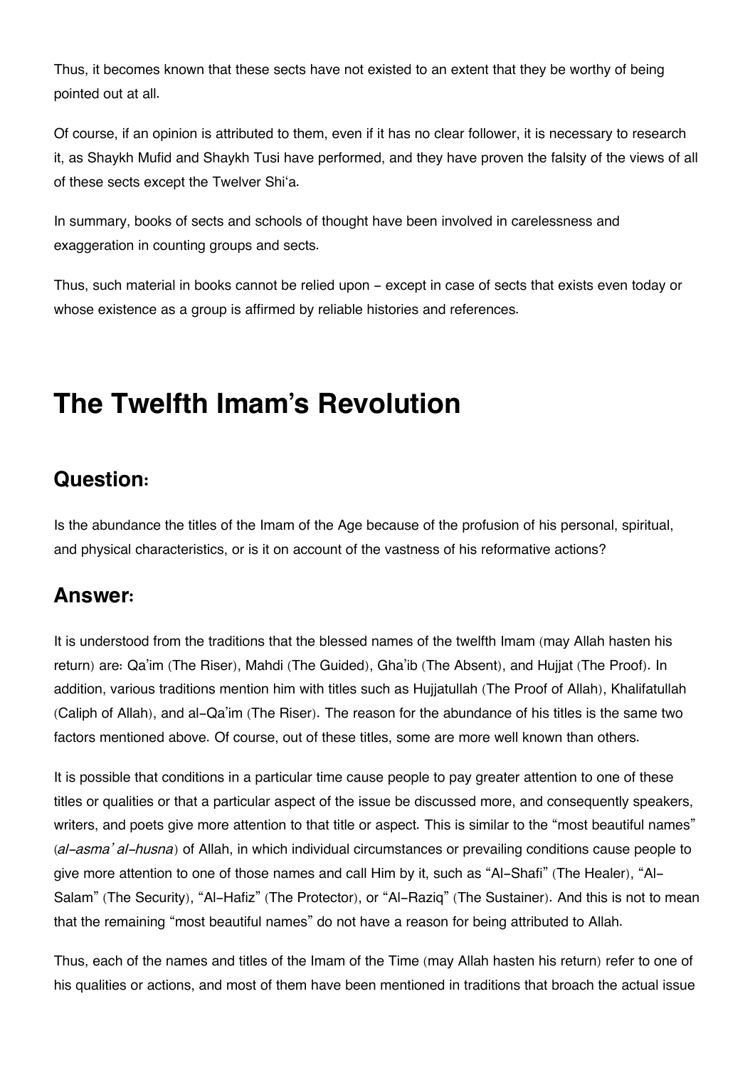Thus, it becomes known that these sects have not existed to an extent that they be worthy of being pointed out at all.

Of course, if an opinion is attributed to them, even if it has no clear follower, it is necessary to research it, as Shaykh Mufid and Shaykh Tusi have performed, and they have proven the falsity of the views of all of these sects except the Twelver Shi'a.

In summary, books of sects and schools of thought have been involved in carelessness and exaggeration in counting groups and sects.

Thus, such material in books cannot be relied upon – except in case of sects that exists even today or whose existence as a group is affirmed by reliable histories and references.

# The Twelfth Imam's Revolution

## Question:

Is the abundance the titles of the Imam of the Age because of the profusion of his personal, spiritual, and physical characteristics, or is it on account of the vastness of his reformative actions?

## Answer:

It is understood from the traditions that the blessed names of the twelfth Imam (may Allah hasten his return) are: Qa'im (The Riser), Mahdi (The Guided), Gha'ib (The Absent), and Hujjat (The Proof). In addition, various traditions mention him with titles such as Hujjatullah (The Proof of Allah), Khalifatullah (Caliph of Allah), and al-Qa'im (The Riser). The reason for the abundance of his titles is the same two factors mentioned above. Of course, out of these titles, some are more well known than others.

It is possible that conditions in a particular time cause people to pay greater attention to one of these titles or qualities or that a particular aspect of the issue be discussed more, and consequently speakers, writers, and poets give more attention to that title or aspect. This is similar to the "most beautiful names" (*al-asma' al-husna*) of Allah, in which individual circumstances or prevailing conditions cause people to give more attention to one of those names and call Him by it, such as "Al-Shafi" (The Healer), "Al-Salam" (The Security), "Al-Hafiz" (The Protector), or "Al-Raziq" (The Sustainer). And this is not to mean that the remaining "most beautiful names" do not have a reason for being attributed to Allah.

Thus, each of the names and titles of the Imam of the Time (may Allah hasten his return) refer to one of his qualities or actions, and most of them have been mentioned in traditions that broach the actual issue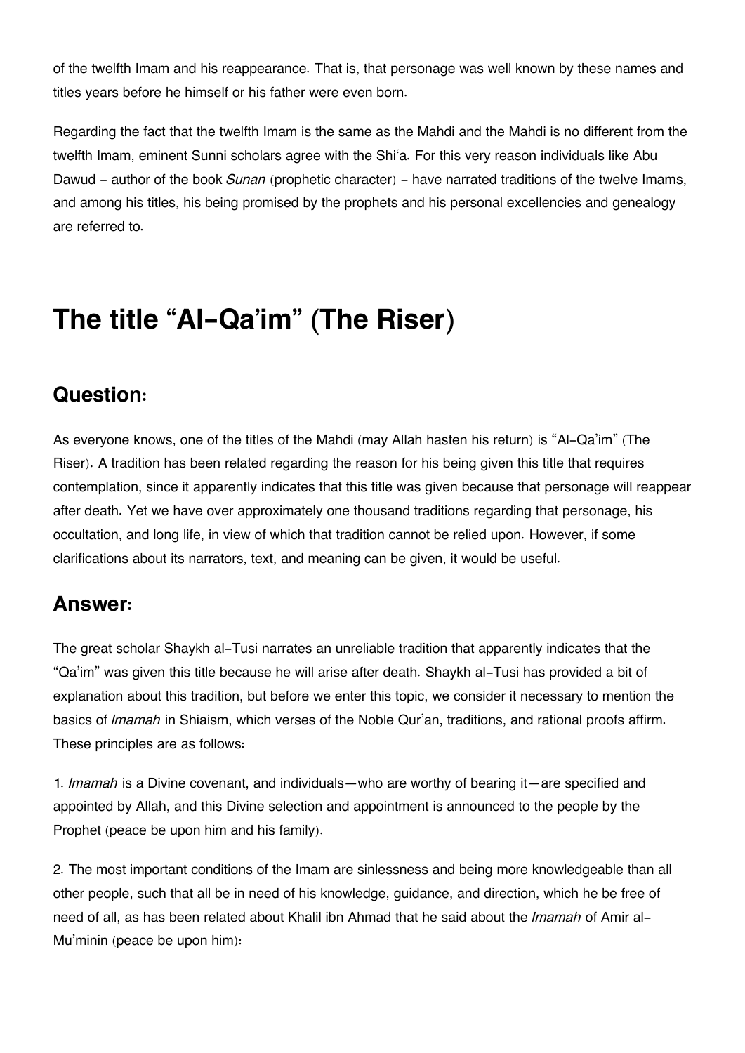of the twelfth Imam and his reappearance. That is, that personage was well known by these names and titles years before he himself or his father were even born.

Regarding the fact that the twelfth Imam is the same as the Mahdi and the Mahdi is no different from the twelfth Imam, eminent Sunni scholars agree with the Shi'a. For this very reason individuals like Abu Dawud - author of the book *Sunan* (prophetic character) - have narrated traditions of the twelve Imams, and among his titles, his being promised by the prophets and his personal excellencies and genealogy are referred to.

# The title "Al-Qa'im" (The Riser)

## Question:

As everyone knows, one of the titles of the Mahdi (may Allah hasten his return) is "Al-Qa'im" (The Riser). A tradition has been related regarding the reason for his being given this title that requires contemplation, since it apparently indicates that this title was given because that personage will reappear after death. Yet we have over approximately one thousand traditions regarding that personage, his occultation, and long life, in view of which that tradition cannot be relied upon. However, if some clarifications about its narrators, text, and meaning can be given, it would be useful.

## Answer:

The great scholar Shaykh al-Tusi narrates an unreliable tradition that apparently indicates that the "Qa'im" was given this title because he will arise after death. Shaykh al-Tusi has provided a bit of explanation about this tradition, but before we enter this topic, we consider it necessary to mention the basics of *Imamah* in Shiaism, which verses of the Noble Qur'an, traditions, and rational proofs affirm. These principles are as follows:

1. *Imamah* is a Divine covenant, and individuals—who are worthy of bearing it—are specified and appointed by Allah, and this Divine selection and appointment is announced to the people by the Prophet (peace be upon him and his family).

2. The most important conditions of the Imam are sinlessness and being more knowledgeable than all other people, such that all be in need of his knowledge, guidance, and direction, which he be free of need of all, as has been related about Khalil ibn Ahmad that he said about the *Imamah* of Amir al-Mu'minin (peace be upon him):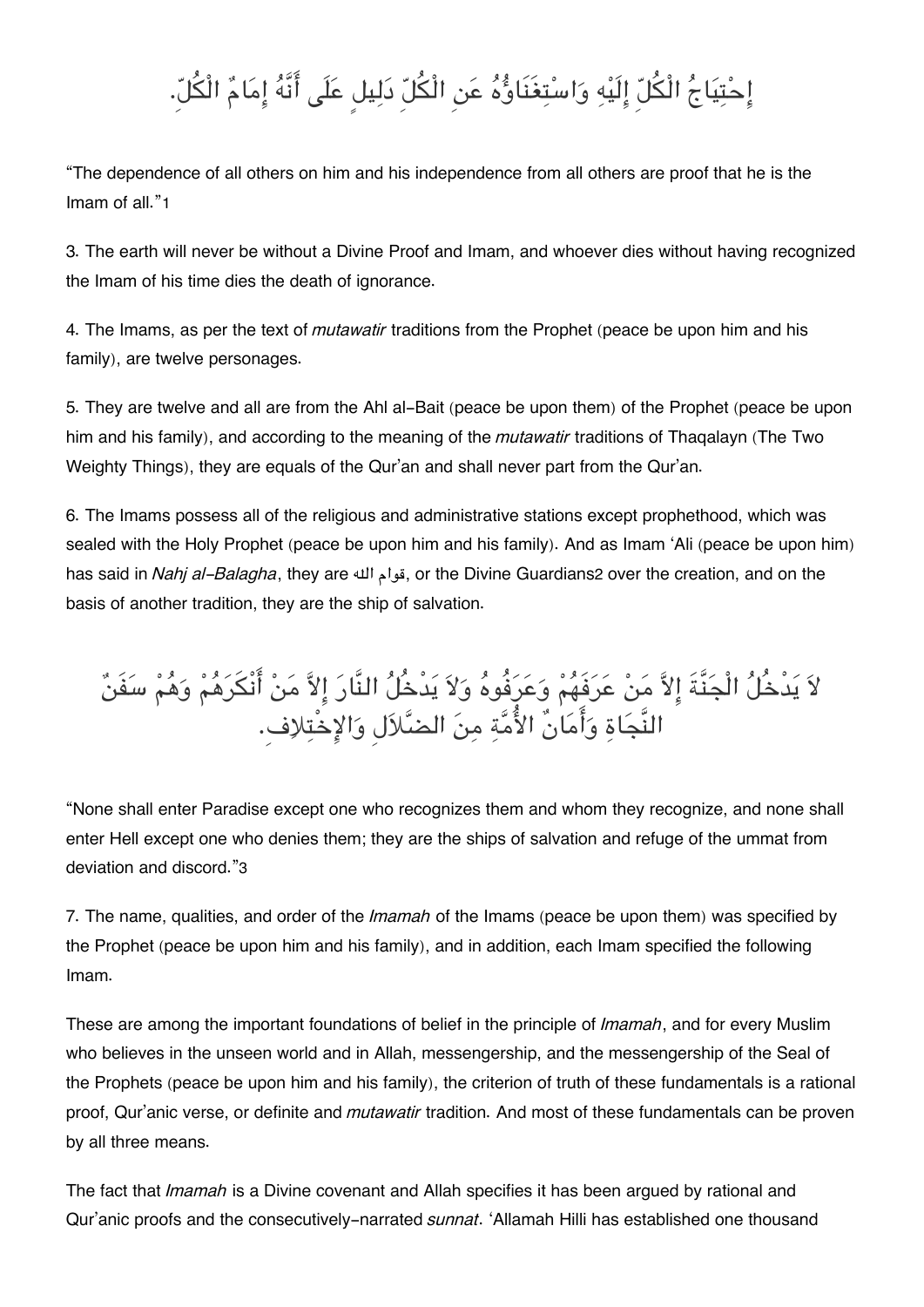إِحْتِيَاجُ الْكُلِّ إِلَيْهِ وَاسْتِغْنَاؤُهُ عَنِ الْكُلِّ دَلِيلٍ عَلَى أَنَّهُ إِمَامُ الْكُلِّ.

“The dependence of all others on him and his independence from all others are proof that he is the Imam of all.”[1]

3. The earth will never be without a Divine Proof and Imam, and whoever dies without having recognized the Imam of his time dies the death of ignorance.

4. The Imams, as per the text of *mutawatir* traditions from the Prophet (peace be upon him and his family), are twelve personages.

5. They are twelve and all are from the Ahl al-Bait (peace be upon them) of the Prophet (peace be upon him and his family), and according to the meaning of the *mutawatir* traditions of Thaqalayn (The Two Weighty Things), they are equals of the Qur’an and shall never part from the Qur’an.

6. The Imams possess all of the religious and administrative stations except prophethood, which was sealed with the Holy Prophet (peace be upon him and his family). And as Imam ‘Ali (peace be upon him) has said in *Nahj al-Balagha*, they are قوام الله, or the Divine Guardians[2] over the creation, and on the basis of another tradition, they are the ship of salvation.

لاَ يَدْخُلُ الْجَنَّةَ إِلاَّ مَنْ عَرَفَهُمْ وَعَرَفُوهُ وَلاَ يَدْخُلُ النَّارَ إِلاَّ مَنْ أَنْكَرَهُمْ وَهُمْ سَفَنٌ النَّجَاةِ وَأَمَانٌ الأُمَّةِ مِنَ الضَّلاَلِ وَالإِخْتِلاِفِ.

“None shall enter Paradise except one who recognizes them and whom they recognize, and none shall enter Hell except one who denies them; they are the ships of salvation and refuge of the ummat from deviation and discord.”[3]

7. The name, qualities, and order of the *Imamah* of the Imams (peace be upon them) was specified by the Prophet (peace be upon him and his family), and in addition, each Imam specified the following Imam.

These are among the important foundations of belief in the principle of *Imamah*, and for every Muslim who believes in the unseen world and in Allah, messengership, and the messengership of the Seal of the Prophets (peace be upon him and his family), the criterion of truth of these fundamentals is a rational proof, Qur’anic verse, or definite and *mutawatir* tradition. And most of these fundamentals can be proven by all three means.

The fact that *Imamah* is a Divine covenant and Allah specifies it has been argued by rational and Qur’anic proofs and the consecutively-narrated *sunnat*. ‘Allamah Hilli has established one thousand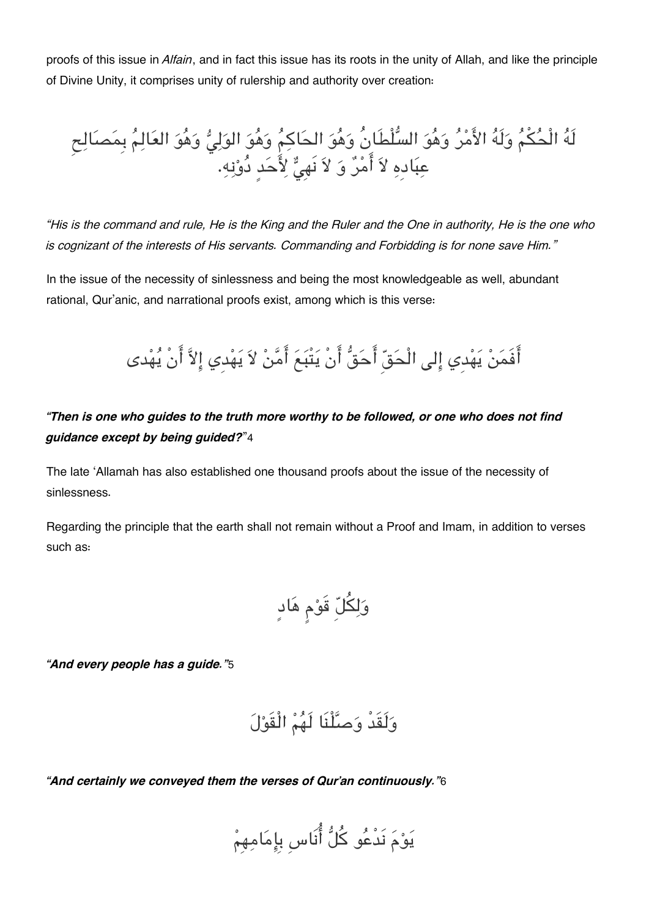proofs of this issue in *Alfain*, and in fact this issue has its roots in the unity of Allah, and like the principle of Divine Unity, it comprises unity of rulership and authority over creation:

لَهُ الْحُكْمُ وَلَهُ الأَمْرُ وَهُوَ السُّلْطَانُ وَهُوَ الحَاكِمُ وَهُوَ الوَلِيُّ وَهُوَ العَالِمُ بِمَصَالِحِ عِبَادِهِ لاَ أَمْرٌ وَ لاَ نَهِيٌّ لِأَحَدٍ دُوْنِهِ.

*"His is the command and rule, He is the King and the Ruler and the One in authority, He is the one who is cognizant of the interests of His servants. Commanding and Forbidding is for none save Him."*

In the issue of the necessity of sinlessness and being the most knowledgeable as well, abundant rational, Qur'anic, and narrational proofs exist, among which is this verse:

أَفَمَنْ يَهْدِي إِلى الْحَقِّ أَحَقُّ أَنْ يَتْبَعَ أَمَّنْ لاَ يَهْدِي إِلاَّ أَنْ يُهْدى

***"Then is one who guides to the truth more worthy to be followed, or one who does not find guidance except by being guided?"*** 4

The late 'Allamah has also established one thousand proofs about the issue of the necessity of sinlessness.

Regarding the principle that the earth shall not remain without a Proof and Imam, in addition to verses such as:

وَلِكُلِّ قَوْمٍ هَادٍ

***"And every people has a guide."*** 5

وَلَقَدْ وَصَّلْنَا لَهُمْ الْقَوْلَ

***"And certainly we conveyed them the verses of Qur'an continuously."*** 6

يَوْمَ نَدْعُو كُلُّ أُنَاسِ بِإِمَامِهِمْ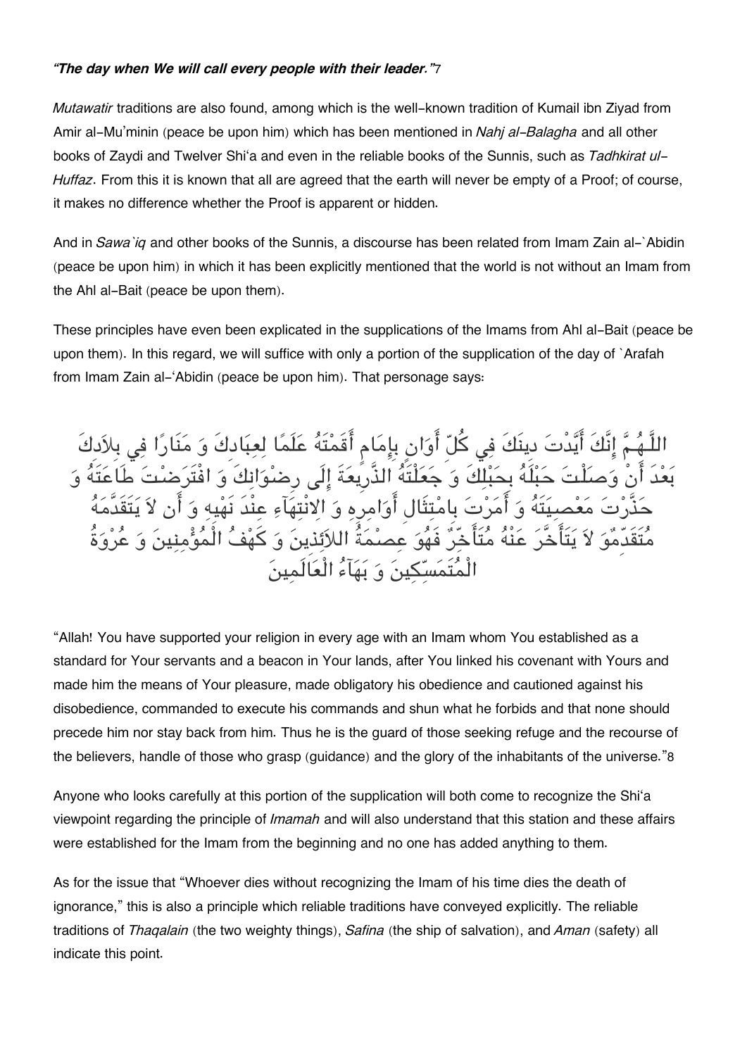*"The day when We will call every people with their leader."*[7]

*Mutawatir* traditions are also found, among which is the well-known tradition of Kumail ibn Ziyad from Amir al-Mu'minin (peace be upon him) which has been mentioned in *Nahj al-Balagha* and all other books of Zaydi and Twelver Shi'a and even in the reliable books of the Sunnis, such as *Tadhkirat ul-Huffaz*. From this it is known that all are agreed that the earth will never be empty of a Proof; of course, it makes no difference whether the Proof is apparent or hidden.

And in *Sawa`iq* and other books of the Sunnis, a discourse has been related from Imam Zain al-`Abidin (peace be upon him) in which it has been explicitly mentioned that the world is not without an Imam from the Ahl al-Bait (peace be upon them).

These principles have even been explicated in the supplications of the Imams from Ahl al-Bait (peace be upon them). In this regard, we will suffice with only a portion of the supplication of the day of `Arafah from Imam Zain al-'Abidin (peace be upon him). That personage says:

اللَّـهُمَّ إِنَّكَ أَيَّدْتَ دينَكَ فِي كُلِّ أَوَانٍ بِإِمَامٍ أَقَمْتَهُ عَلَمًا لِعِبَادِكَ وَ مَنَارًا فِي بِلاَدِكَ بَعْدَ أَنْ وَصَلْتَ حَبْلَهُ بِحَبْلِكَ وَ جَعَلْتَهُ الذَّرِيعَةَ إِلَى رِضْوَانِكَ وَ افْتَرَضْتَ طَاعَتَهُ وَ حَذَّرْتَ مَعْصِيَتَهُ وَ أَمَرْتَ بِامْتِثَالِ أَوَامِرِهِ وَ الانْتِهَآءِ عِنْدَ نَهْيِهِ وَ أَن لاَ يَتَقَدَّمَهُ مُتَقَدِّمٌ وَ لاَ يَتَأَخَّرَ عَنْهُ مُتَأَخِّرٌ فَهُوَ عِصْمَةُ اللاّئِذينَ وَ كَهْفُ الْمُؤْمِنينَ وَ عُرْوَةُ الْمُتَمَسِّكِينَ وَ بَهَآءُ الْعَالَمِينَ

"Allah! You have supported your religion in every age with an Imam whom You established as a standard for Your servants and a beacon in Your lands, after You linked his covenant with Yours and made him the means of Your pleasure, made obligatory his obedience and cautioned against his disobedience, commanded to execute his commands and shun what he forbids and that none should precede him nor stay back from him. Thus he is the guard of those seeking refuge and the recourse of the believers, handle of those who grasp (guidance) and the glory of the inhabitants of the universe."[8]

Anyone who looks carefully at this portion of the supplication will both come to recognize the Shi'a viewpoint regarding the principle of *Imamah* and will also understand that this station and these affairs were established for the Imam from the beginning and no one has added anything to them.

As for the issue that "Whoever dies without recognizing the Imam of his time dies the death of ignorance," this is also a principle which reliable traditions have conveyed explicitly. The reliable traditions of *Thaqalain* (the two weighty things), *Safina* (the ship of salvation), and *Aman* (safety) all indicate this point.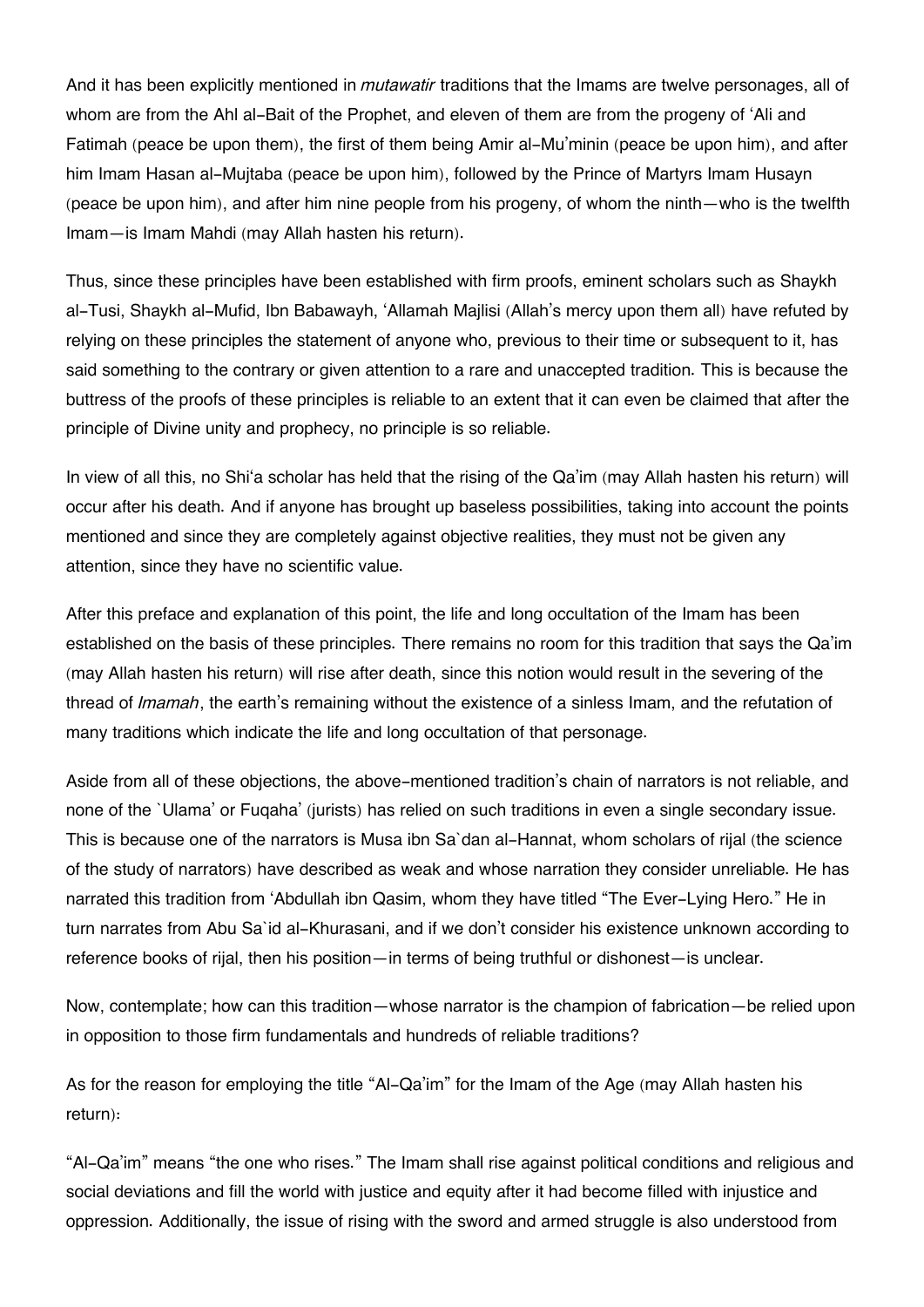And it has been explicitly mentioned in *mutawatir* traditions that the Imams are twelve personages, all of whom are from the Ahl al-Bait of the Prophet, and eleven of them are from the progeny of 'Ali and Fatimah (peace be upon them), the first of them being Amir al-Mu'minin (peace be upon him), and after him Imam Hasan al-Mujtaba (peace be upon him), followed by the Prince of Martyrs Imam Husayn (peace be upon him), and after him nine people from his progeny, of whom the ninth—who is the twelfth Imam—is Imam Mahdi (may Allah hasten his return).

Thus, since these principles have been established with firm proofs, eminent scholars such as Shaykh al-Tusi, Shaykh al-Mufid, Ibn Babawayh, 'Allamah Majlisi (Allah's mercy upon them all) have refuted by relying on these principles the statement of anyone who, previous to their time or subsequent to it, has said something to the contrary or given attention to a rare and unaccepted tradition. This is because the buttress of the proofs of these principles is reliable to an extent that it can even be claimed that after the principle of Divine unity and prophecy, no principle is so reliable.

In view of all this, no Shi'a scholar has held that the rising of the Qa'im (may Allah hasten his return) will occur after his death. And if anyone has brought up baseless possibilities, taking into account the points mentioned and since they are completely against objective realities, they must not be given any attention, since they have no scientific value.

After this preface and explanation of this point, the life and long occultation of the Imam has been established on the basis of these principles. There remains no room for this tradition that says the Qa'im (may Allah hasten his return) will rise after death, since this notion would result in the severing of the thread of *Imamah*, the earth's remaining without the existence of a sinless Imam, and the refutation of many traditions which indicate the life and long occultation of that personage.

Aside from all of these objections, the above-mentioned tradition's chain of narrators is not reliable, and none of the `Ulama' or Fuqaha' (jurists) has relied on such traditions in even a single secondary issue. This is because one of the narrators is Musa ibn Sa`dan al-Hannat, whom scholars of rijal (the science of the study of narrators) have described as weak and whose narration they consider unreliable. He has narrated this tradition from 'Abdullah ibn Qasim, whom they have titled "The Ever-Lying Hero." He in turn narrates from Abu Sa`id al-Khurasani, and if we don't consider his existence unknown according to reference books of rijal, then his position—in terms of being truthful or dishonest—is unclear.

Now, contemplate; how can this tradition—whose narrator is the champion of fabrication—be relied upon in opposition to those firm fundamentals and hundreds of reliable traditions?

As for the reason for employing the title "Al-Qa'im" for the Imam of the Age (may Allah hasten his return):

"Al-Qa'im" means "the one who rises." The Imam shall rise against political conditions and religious and social deviations and fill the world with justice and equity after it had become filled with injustice and oppression. Additionally, the issue of rising with the sword and armed struggle is also understood from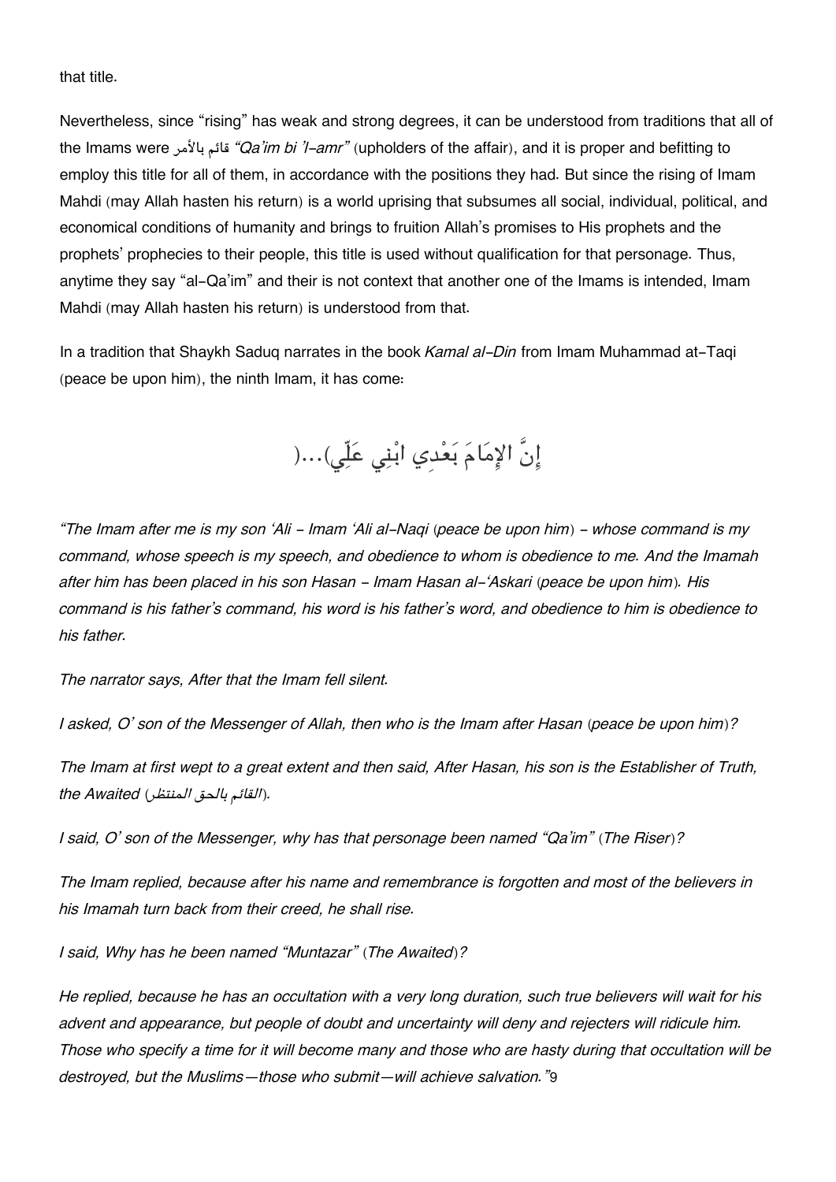that title.

Nevertheless, since "rising" has weak and strong degrees, it can be understood from traditions that all of the Imams were قائم بالأمر *"Qa'im bi 'l-amr"* (upholders of the affair), and it is proper and befitting to employ this title for all of them, in accordance with the positions they had. But since the rising of Imam Mahdi (may Allah hasten his return) is a world uprising that subsumes all social, individual, political, and economical conditions of humanity and brings to fruition Allah's promises to His prophets and the prophets' prophecies to their people, this title is used without qualification for that personage. Thus, anytime they say "al-Qa'im" and their is not context that another one of the Imams is intended, Imam Mahdi (may Allah hasten his return) is understood from that.

In a tradition that Shaykh Saduq narrates in the book *Kamal al-Din* from Imam Muhammad at-Taqi (peace be upon him), the ninth Imam, it has come:

إِنَّ الإِمَامَ بَعْدِي ابْنِي عَلِّي)...(

*"The Imam after me is my son 'Ali - Imam 'Ali al-Naqi (peace be upon him) - whose command is my command, whose speech is my speech, and obedience to whom is obedience to me. And the Imamah after him has been placed in his son Hasan - Imam Hasan al-'Askari (peace be upon him). His command is his father's command, his word is his father's word, and obedience to him is obedience to his father.*

*The narrator says, After that the Imam fell silent.*

*I asked, O' son of the Messenger of Allah, then who is the Imam after Hasan (peace be upon him)?*

*The Imam at first wept to a great extent and then said, After Hasan, his son is the Establisher of Truth, the Awaited (القائم بالحق المنتظر).*

*I said, O' son of the Messenger, why has that personage been named "Qa'im" (The Riser)?*

*The Imam replied, because after his name and remembrance is forgotten and most of the believers in his Imamah turn back from their creed, he shall rise.*

*I said, Why has he been named "Muntazar" (The Awaited)?*

*He replied, because he has an occultation with a very long duration, such true believers will wait for his advent and appearance, but people of doubt and uncertainty will deny and rejecters will ridicule him. Those who specify a time for it will become many and those who are hasty during that occultation will be destroyed, but the Muslims—those who submit—will achieve salvation."*[9]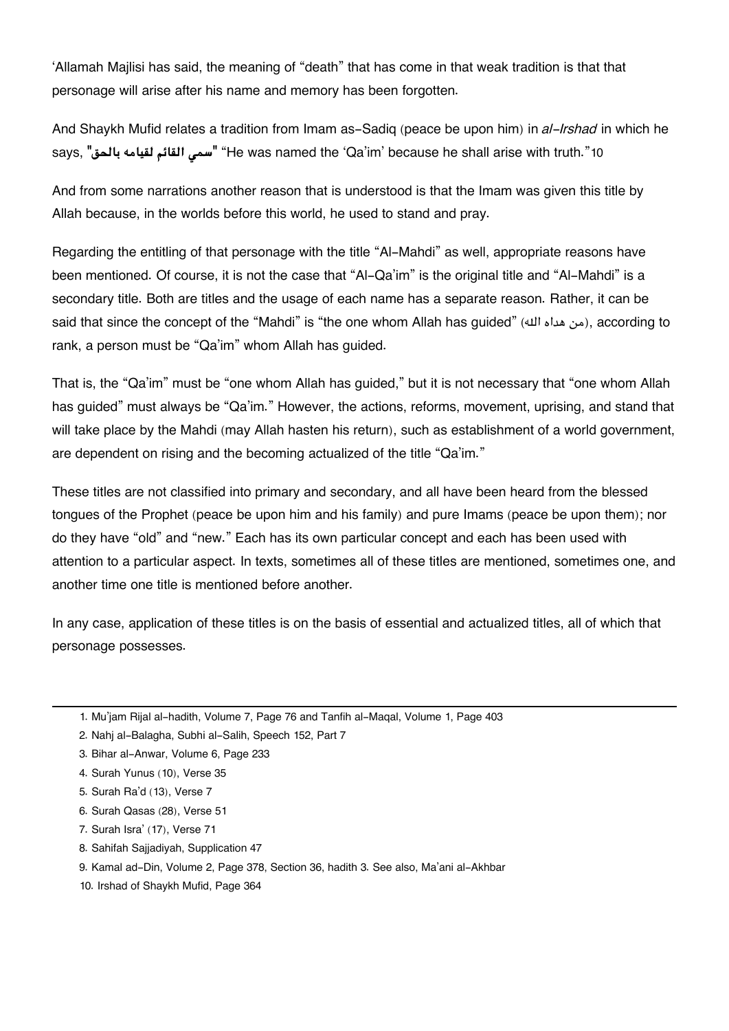'Allamah Majlisi has said, the meaning of "death" that has come in that weak tradition is that that personage will arise after his name and memory has been forgotten.

And Shaykh Mufid relates a tradition from Imam as-Sadiq (peace be upon him) in *al-Irshad* in which he says, **"سمي القائم لقيامه بالحق"** "He was named the 'Qa'im' because he shall arise with truth."[10]

And from some narrations another reason that is understood is that the Imam was given this title by Allah because, in the worlds before this world, he used to stand and pray.

Regarding the entitling of that personage with the title "Al-Mahdi" as well, appropriate reasons have been mentioned. Of course, it is not the case that "Al-Qa'im" is the original title and "Al-Mahdi" is a secondary title. Both are titles and the usage of each name has a separate reason. Rather, it can be said that since the concept of the "Mahdi" is "the one whom Allah has guided" (من هداه الله), according to rank, a person must be "Qa'im" whom Allah has guided.

That is, the "Qa'im" must be "one whom Allah has guided," but it is not necessary that "one whom Allah has guided" must always be "Qa'im." However, the actions, reforms, movement, uprising, and stand that will take place by the Mahdi (may Allah hasten his return), such as establishment of a world government, are dependent on rising and the becoming actualized of the title "Qa'im."

These titles are not classified into primary and secondary, and all have been heard from the blessed tongues of the Prophet (peace be upon him and his family) and pure Imams (peace be upon them); nor do they have "old" and "new." Each has its own particular concept and each has been used with attention to a particular aspect. In texts, sometimes all of these titles are mentioned, sometimes one, and another time one title is mentioned before another.

In any case, application of these titles is on the basis of essential and actualized titles, all of which that personage possesses.

---

1. Mu'jam Rijal al-hadith, Volume 7, Page 76 and Tanfih al-Maqal, Volume 1, Page 403
2. Nahj al-Balagha, Subhi al-Salih, Speech 152, Part 7
3. Bihar al-Anwar, Volume 6, Page 233
4. Surah Yunus (10), Verse 35
5. Surah Ra'd (13), Verse 7
6. Surah Qasas (28), Verse 51
7. Surah Isra' (17), Verse 71
8. Sahifah Sajjadiyah, Supplication 47
9. Kamal ad-Din, Volume 2, Page 378, Section 36, hadith 3. See also, Ma'ani al-Akhbar
10. Irshad of Shaykh Mufid, Page 364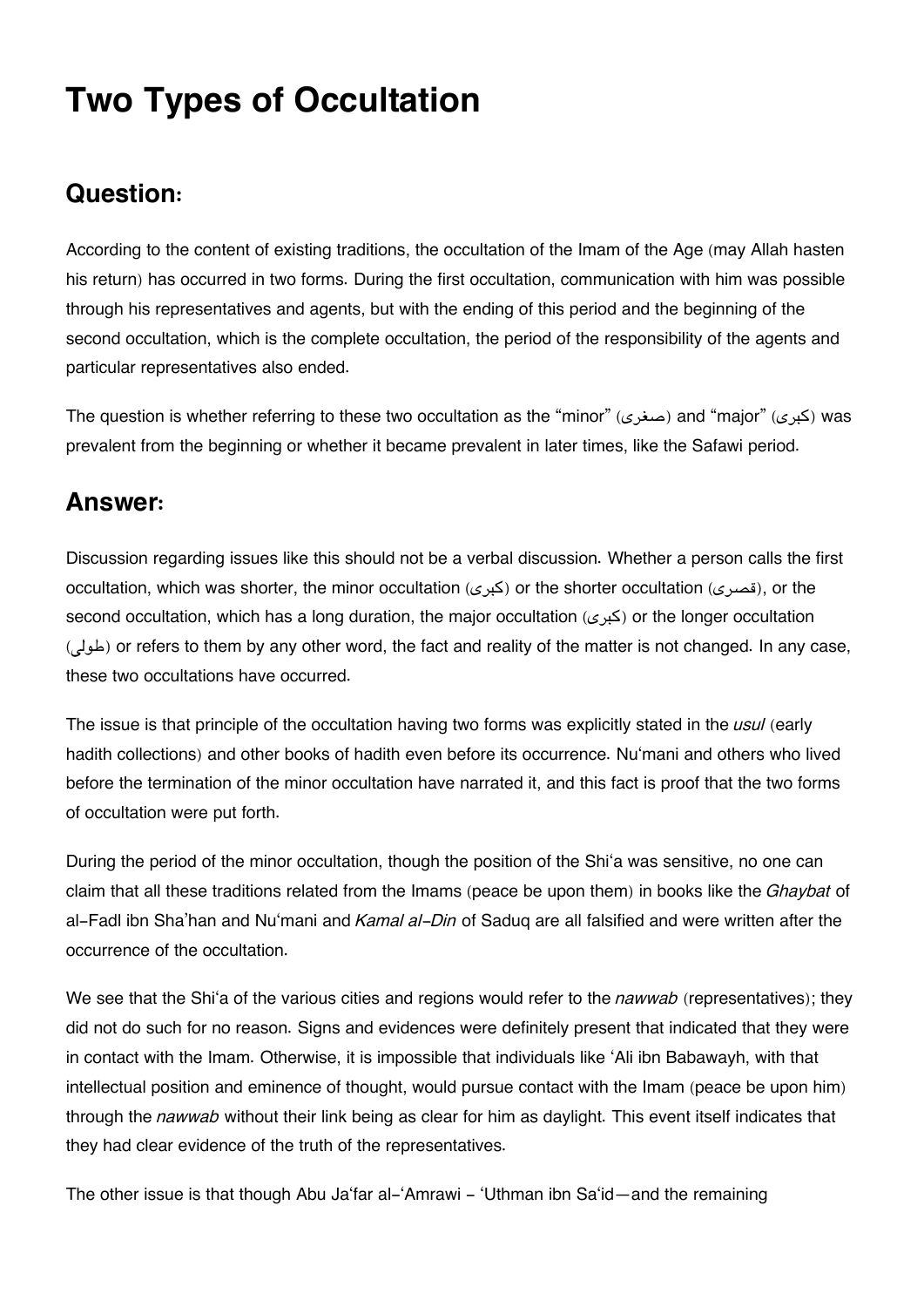# Two Types of Occultation

## Question:

According to the content of existing traditions, the occultation of the Imam of the Age (may Allah hasten his return) has occurred in two forms. During the first occultation, communication with him was possible through his representatives and agents, but with the ending of this period and the beginning of the second occultation, which is the complete occultation, the period of the responsibility of the agents and particular representatives also ended.

The question is whether referring to these two occultation as the "minor" (صغرى) and "major" (كبرى) was prevalent from the beginning or whether it became prevalent in later times, like the Safawi period.

## Answer:

Discussion regarding issues like this should not be a verbal discussion. Whether a person calls the first occultation, which was shorter, the minor occultation (كبرى) or the shorter occultation (قصرى), or the second occultation, which has a long duration, the major occultation (كبرى) or the longer occultation (طولى) or refers to them by any other word, the fact and reality of the matter is not changed. In any case, these two occultations have occurred.

The issue is that principle of the occultation having two forms was explicitly stated in the *usul* (early hadith collections) and other books of hadith even before its occurrence. Nu'mani and others who lived before the termination of the minor occultation have narrated it, and this fact is proof that the two forms of occultation were put forth.

During the period of the minor occultation, though the position of the Shi'a was sensitive, no one can claim that all these traditions related from the Imams (peace be upon them) in books like the *Ghaybat* of al-Fadl ibn Sha'han and Nu'mani and *Kamal al-Din* of Saduq are all falsified and were written after the occurrence of the occultation.

We see that the Shi'a of the various cities and regions would refer to the *nawwab* (representatives); they did not do such for no reason. Signs and evidences were definitely present that indicated that they were in contact with the Imam. Otherwise, it is impossible that individuals like 'Ali ibn Babawayh, with that intellectual position and eminence of thought, would pursue contact with the Imam (peace be upon him) through the *nawwab* without their link being as clear for him as daylight. This event itself indicates that they had clear evidence of the truth of the representatives.

The other issue is that though Abu Ja'far al-'Amrawi - 'Uthman ibn Sa'id—and the remaining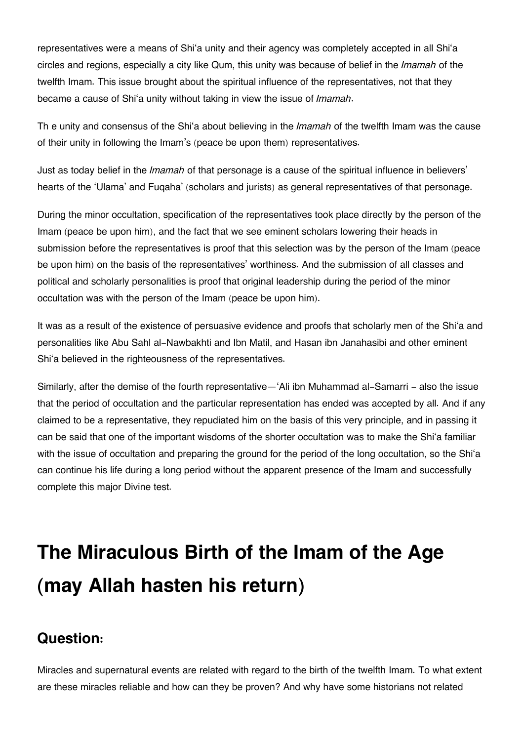representatives were a means of Shi'a unity and their agency was completely accepted in all Shi'a circles and regions, especially a city like Qum, this unity was because of belief in the *Imamah* of the twelfth Imam. This issue brought about the spiritual influence of the representatives, not that they became a cause of Shi'a unity without taking in view the issue of *Imamah*.

Th e unity and consensus of the Shi'a about believing in the *Imamah* of the twelfth Imam was the cause of their unity in following the Imam's (peace be upon them) representatives.

Just as today belief in the *Imamah* of that personage is a cause of the spiritual influence in believers' hearts of the 'Ulama' and Fuqaha' (scholars and jurists) as general representatives of that personage.

During the minor occultation, specification of the representatives took place directly by the person of the Imam (peace be upon him), and the fact that we see eminent scholars lowering their heads in submission before the representatives is proof that this selection was by the person of the Imam (peace be upon him) on the basis of the representatives' worthiness. And the submission of all classes and political and scholarly personalities is proof that original leadership during the period of the minor occultation was with the person of the Imam (peace be upon him).

It was as a result of the existence of persuasive evidence and proofs that scholarly men of the Shi'a and personalities like Abu Sahl al-Nawbakhti and Ibn Matil, and Hasan ibn Janahasibi and other eminent Shi'a believed in the righteousness of the representatives.

Similarly, after the demise of the fourth representative—'Ali ibn Muhammad al-Samarri - also the issue that the period of occultation and the particular representation has ended was accepted by all. And if any claimed to be a representative, they repudiated him on the basis of this very principle, and in passing it can be said that one of the important wisdoms of the shorter occultation was to make the Shi'a familiar with the issue of occultation and preparing the ground for the period of the long occultation, so the Shi'a can continue his life during a long period without the apparent presence of the Imam and successfully complete this major Divine test.

# The Miraculous Birth of the Imam of the Age (may Allah hasten his return)

## Question:

Miracles and supernatural events are related with regard to the birth of the twelfth Imam. To what extent are these miracles reliable and how can they be proven? And why have some historians not related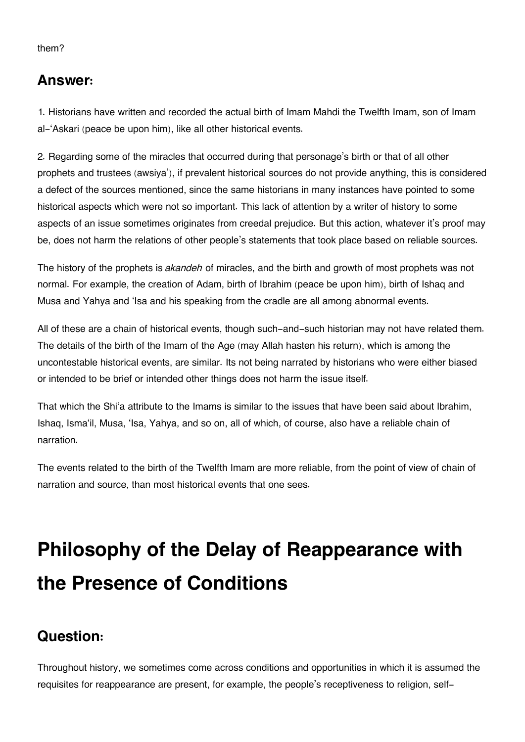them?

## Answer:

1. Historians have written and recorded the actual birth of Imam Mahdi the Twelfth Imam, son of Imam al-'Askari (peace be upon him), like all other historical events.

2. Regarding some of the miracles that occurred during that personage's birth or that of all other prophets and trustees (awsiya'), if prevalent historical sources do not provide anything, this is considered a defect of the sources mentioned, since the same historians in many instances have pointed to some historical aspects which were not so important. This lack of attention by a writer of history to some aspects of an issue sometimes originates from creedal prejudice. But this action, whatever it's proof may be, does not harm the relations of other people's statements that took place based on reliable sources.

The history of the prophets is *akandeh* of miracles, and the birth and growth of most prophets was not normal. For example, the creation of Adam, birth of Ibrahim (peace be upon him), birth of Ishaq and Musa and Yahya and 'Isa and his speaking from the cradle are all among abnormal events.

All of these are a chain of historical events, though such-and-such historian may not have related them. The details of the birth of the Imam of the Age (may Allah hasten his return), which is among the uncontestable historical events, are similar. Its not being narrated by historians who were either biased or intended to be brief or intended other things does not harm the issue itself.

That which the Shi'a attribute to the Imams is similar to the issues that have been said about Ibrahim, Ishaq, Isma'il, Musa, 'Isa, Yahya, and so on, all of which, of course, also have a reliable chain of narration.

The events related to the birth of the Twelfth Imam are more reliable, from the point of view of chain of narration and source, than most historical events that one sees.

# Philosophy of the Delay of Reappearance with the Presence of Conditions

## Question:

Throughout history, we sometimes come across conditions and opportunities in which it is assumed the requisites for reappearance are present, for example, the people's receptiveness to religion, self-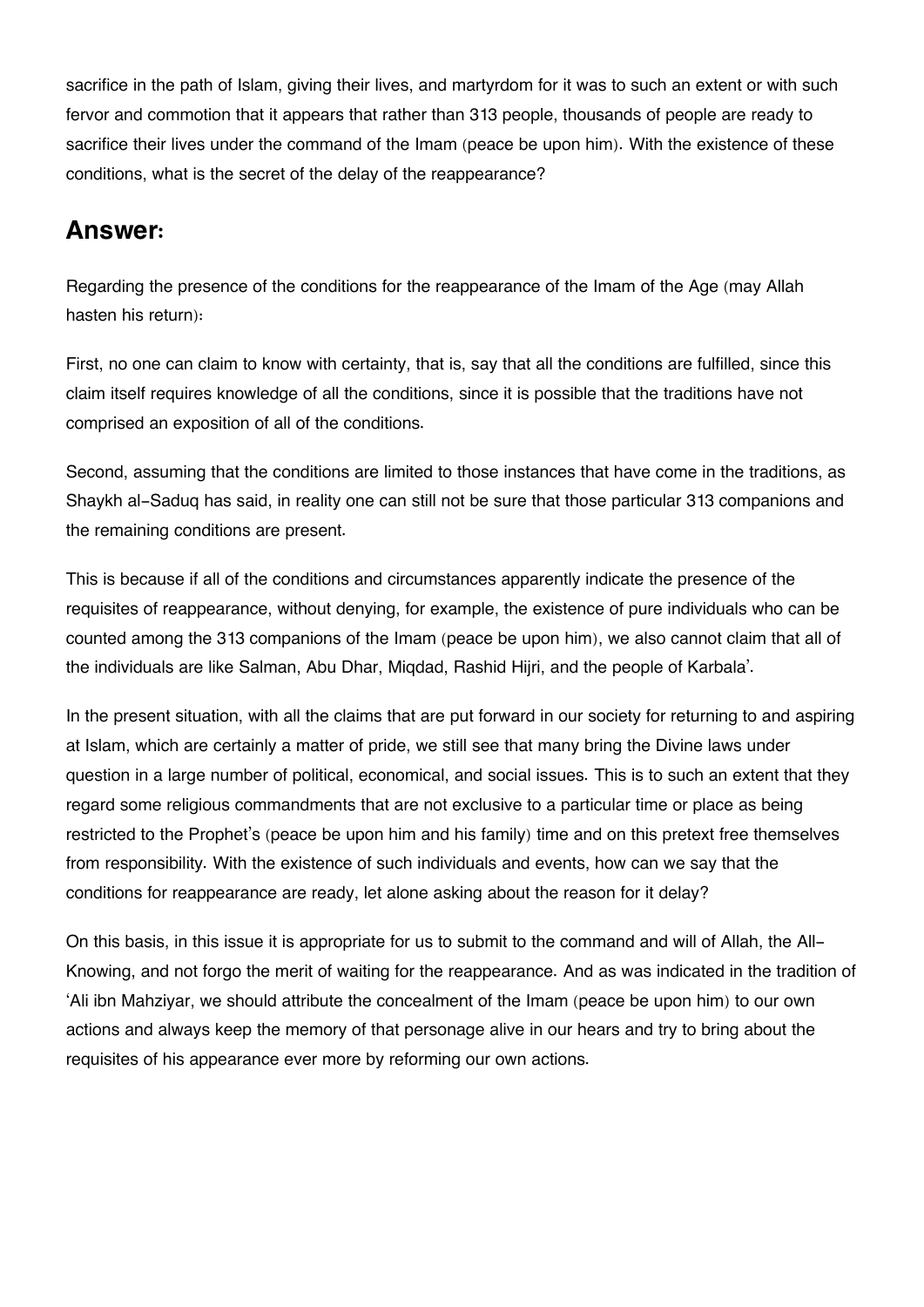sacrifice in the path of Islam, giving their lives, and martyrdom for it was to such an extent or with such fervor and commotion that it appears that rather than 313 people, thousands of people are ready to sacrifice their lives under the command of the Imam (peace be upon him). With the existence of these conditions, what is the secret of the delay of the reappearance?

## Answer:

Regarding the presence of the conditions for the reappearance of the Imam of the Age (may Allah hasten his return):

First, no one can claim to know with certainty, that is, say that all the conditions are fulfilled, since this claim itself requires knowledge of all the conditions, since it is possible that the traditions have not comprised an exposition of all of the conditions.

Second, assuming that the conditions are limited to those instances that have come in the traditions, as Shaykh al-Saduq has said, in reality one can still not be sure that those particular 313 companions and the remaining conditions are present.

This is because if all of the conditions and circumstances apparently indicate the presence of the requisites of reappearance, without denying, for example, the existence of pure individuals who can be counted among the 313 companions of the Imam (peace be upon him), we also cannot claim that all of the individuals are like Salman, Abu Dhar, Miqdad, Rashid Hijri, and the people of Karbala'.

In the present situation, with all the claims that are put forward in our society for returning to and aspiring at Islam, which are certainly a matter of pride, we still see that many bring the Divine laws under question in a large number of political, economical, and social issues. This is to such an extent that they regard some religious commandments that are not exclusive to a particular time or place as being restricted to the Prophet's (peace be upon him and his family) time and on this pretext free themselves from responsibility. With the existence of such individuals and events, how can we say that the conditions for reappearance are ready, let alone asking about the reason for it delay?

On this basis, in this issue it is appropriate for us to submit to the command and will of Allah, the All-Knowing, and not forgo the merit of waiting for the reappearance. And as was indicated in the tradition of 'Ali ibn Mahziyar, we should attribute the concealment of the Imam (peace be upon him) to our own actions and always keep the memory of that personage alive in our hears and try to bring about the requisites of his appearance ever more by reforming our own actions.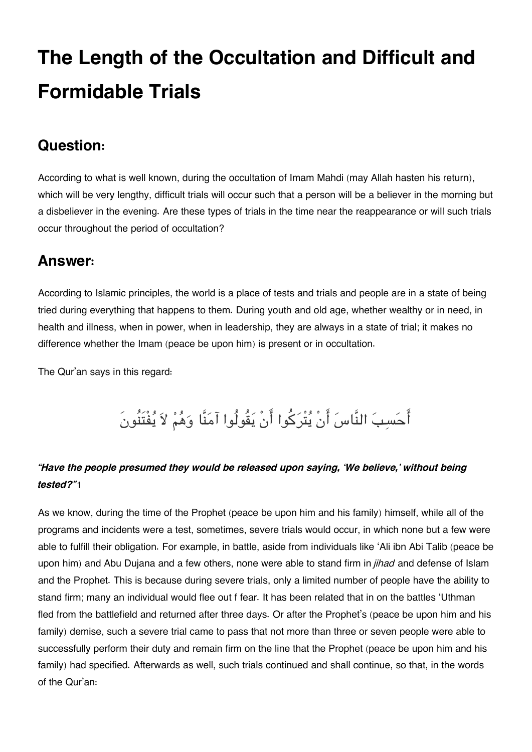# The Length of the Occultation and Difficult and Formidable Trials

## Question:

According to what is well known, during the occultation of Imam Mahdi (may Allah hasten his return), which will be very lengthy, difficult trials will occur such that a person will be a believer in the morning but a disbeliever in the evening. Are these types of trials in the time near the reappearance or will such trials occur throughout the period of occultation?

## Answer:

According to Islamic principles, the world is a place of tests and trials and people are in a state of being tried during everything that happens to them. During youth and old age, whether wealthy or in need, in health and illness, when in power, when in leadership, they are always in a state of trial; it makes no difference whether the Imam (peace be upon him) is present or in occultation.

The Qur'an says in this regard:

أَحَسِبَ النَّاسَ أَنْ يُتْرَكُوا أَنْ يَقُولُوا آمَنَّا وَهُمْ لاَ يُفْتَنُونَ

***"Have the people presumed they would be released upon saying, 'We believe,' without being tested?"***[1]

As we know, during the time of the Prophet (peace be upon him and his family) himself, while all of the programs and incidents were a test, sometimes, severe trials would occur, in which none but a few were able to fulfill their obligation. For example, in battle, aside from individuals like 'Ali ibn Abi Talib (peace be upon him) and Abu Dujana and a few others, none were able to stand firm in *jihad* and defense of Islam and the Prophet. This is because during severe trials, only a limited number of people have the ability to stand firm; many an individual would flee out f fear. It has been related that in on the battles 'Uthman fled from the battlefield and returned after three days. Or after the Prophet's (peace be upon him and his family) demise, such a severe trial came to pass that not more than three or seven people were able to successfully perform their duty and remain firm on the line that the Prophet (peace be upon him and his family) had specified. Afterwards as well, such trials continued and shall continue, so that, in the words of the Qur'an: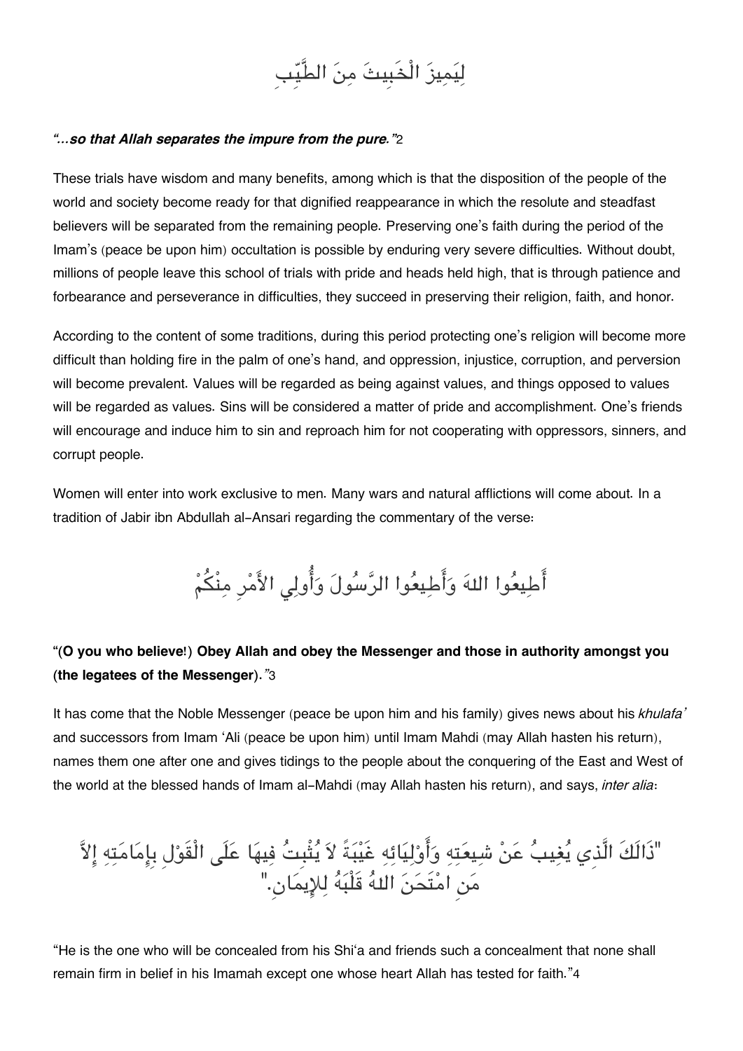لِيَمِيزَ الْخَبِيثَ مِنَ الطَّيِّبِ

***"...so that Allah separates the impure from the pure."***[2]

These trials have wisdom and many benefits, among which is that the disposition of the people of the world and society become ready for that dignified reappearance in which the resolute and steadfast believers will be separated from the remaining people. Preserving one's faith during the period of the Imam's (peace be upon him) occultation is possible by enduring very severe difficulties. Without doubt, millions of people leave this school of trials with pride and heads held high, that is through patience and forbearance and perseverance in difficulties, they succeed in preserving their religion, faith, and honor.

According to the content of some traditions, during this period protecting one's religion will become more difficult than holding fire in the palm of one's hand, and oppression, injustice, corruption, and perversion will become prevalent. Values will be regarded as being against values, and things opposed to values will be regarded as values. Sins will be considered a matter of pride and accomplishment. One's friends will encourage and induce him to sin and reproach him for not cooperating with oppressors, sinners, and corrupt people.

Women will enter into work exclusive to men. Many wars and natural afflictions will come about. In a tradition of Jabir ibn Abdullah al-Ansari regarding the commentary of the verse:

أَطِيعُوا اللهَ وَأَطِيعُوا الرَّسُولَ وَأُولِي الأَمْرِ مِنْكُمْ

**"(O you who believe!) Obey Allah and obey the Messenger and those in authority amongst you (the legatees of the Messenger).**"[3]

It has come that the Noble Messenger (peace be upon him and his family) gives news about his *khulafa'* and successors from Imam 'Ali (peace be upon him) until Imam Mahdi (may Allah hasten his return), names them one after one and gives tidings to the people about the conquering of the East and West of the world at the blessed hands of Imam al-Mahdi (may Allah hasten his return), and says, *inter alia*:

"ذَالَكَ الَّذِي يُغِيبُ عَنْ شِيعَتِهِ وَأَوْلِيَائِهِ غَيْبَةً لاَ يُثْبِتُ فِيهَا عَلَى الْقَوْلِ بِإِمَامَتِهِ إِلاَّ مَنِ امْتَحَنَ اللهُ قَلْبَهُ لِلإِيمَانِ."

"He is the one who will be concealed from his Shi'a and friends such a concealment that none shall remain firm in belief in his Imamah except one whose heart Allah has tested for faith."[4]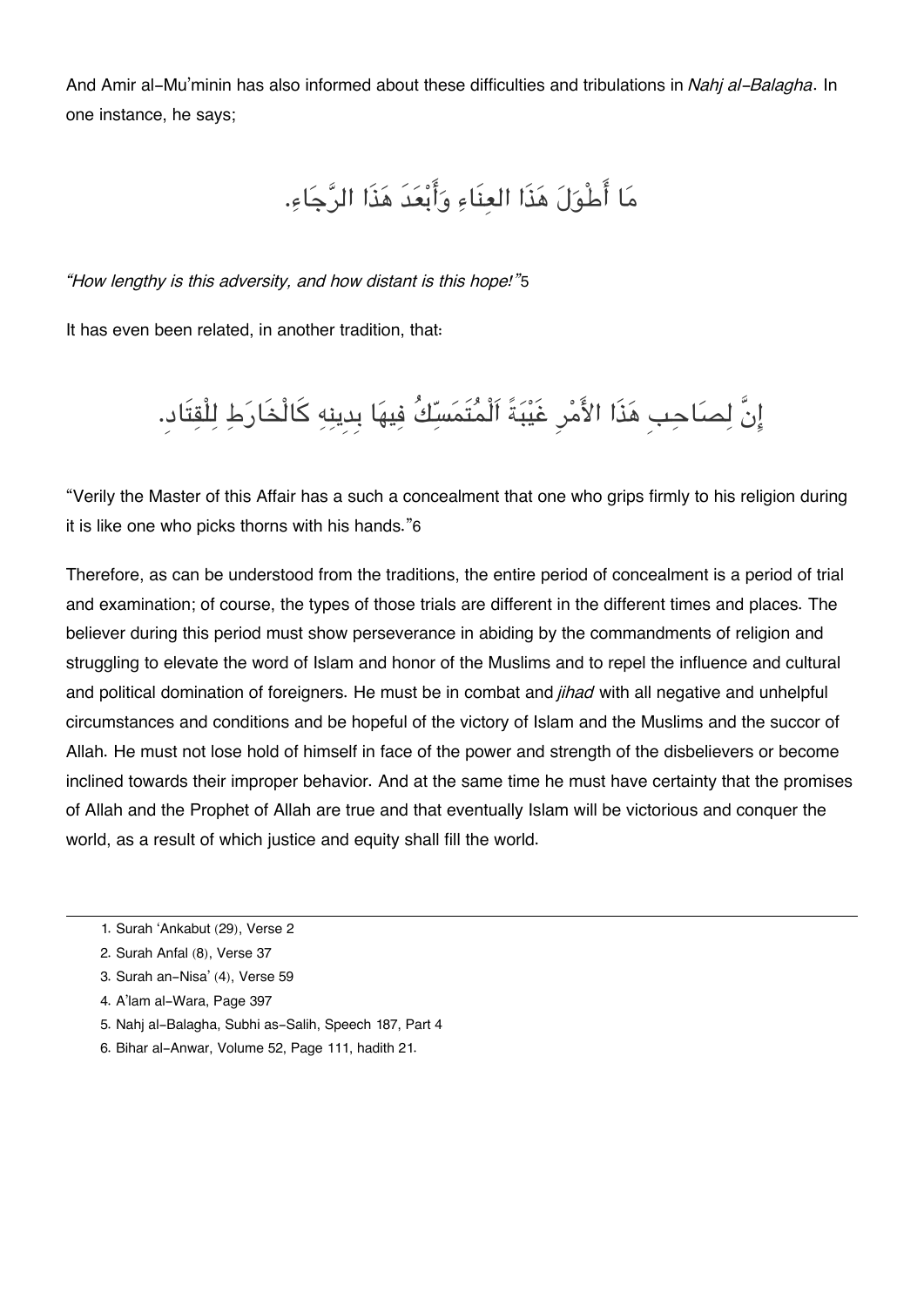And Amir al-Mu'minin has also informed about these difficulties and tribulations in *Nahj al-Balagha*. In one instance, he says;

مَا أَطْوَلَ هَذَا العِنَاءِ وَأَبْعَدَ هَذَا الرَّجَاءِ.

*"How lengthy is this adversity, and how distant is this hope!"*[5]

It has even been related, in another tradition, that:

إِنَّ لِصَاحِبِ هَذَا الأَمْرِ غَيْبَةً اَلْمُتَمَسِّكُ فِيهَا بِدِينِهِ كَالْخَارِطِ لِلْقِتَادِ.

"Verily the Master of this Affair has a such a concealment that one who grips firmly to his religion during it is like one who picks thorns with his hands."[6]

Therefore, as can be understood from the traditions, the entire period of concealment is a period of trial and examination; of course, the types of those trials are different in the different times and places. The believer during this period must show perseverance in abiding by the commandments of religion and struggling to elevate the word of Islam and honor of the Muslims and to repel the influence and cultural and political domination of foreigners. He must be in combat and *jihad* with all negative and unhelpful circumstances and conditions and be hopeful of the victory of Islam and the Muslims and the succor of Allah. He must not lose hold of himself in face of the power and strength of the disbelievers or become inclined towards their improper behavior. And at the same time he must have certainty that the promises of Allah and the Prophet of Allah are true and that eventually Islam will be victorious and conquer the world, as a result of which justice and equity shall fill the world.

---

1. Surah 'Ankabut (29), Verse 2
2. Surah Anfal (8), Verse 37
3. Surah an-Nisa' (4), Verse 59
4. A'lam al-Wara, Page 397
5. Nahj al-Balagha, Subhi as-Salih, Speech 187, Part 4
6. Bihar al-Anwar, Volume 52, Page 111, hadith 21.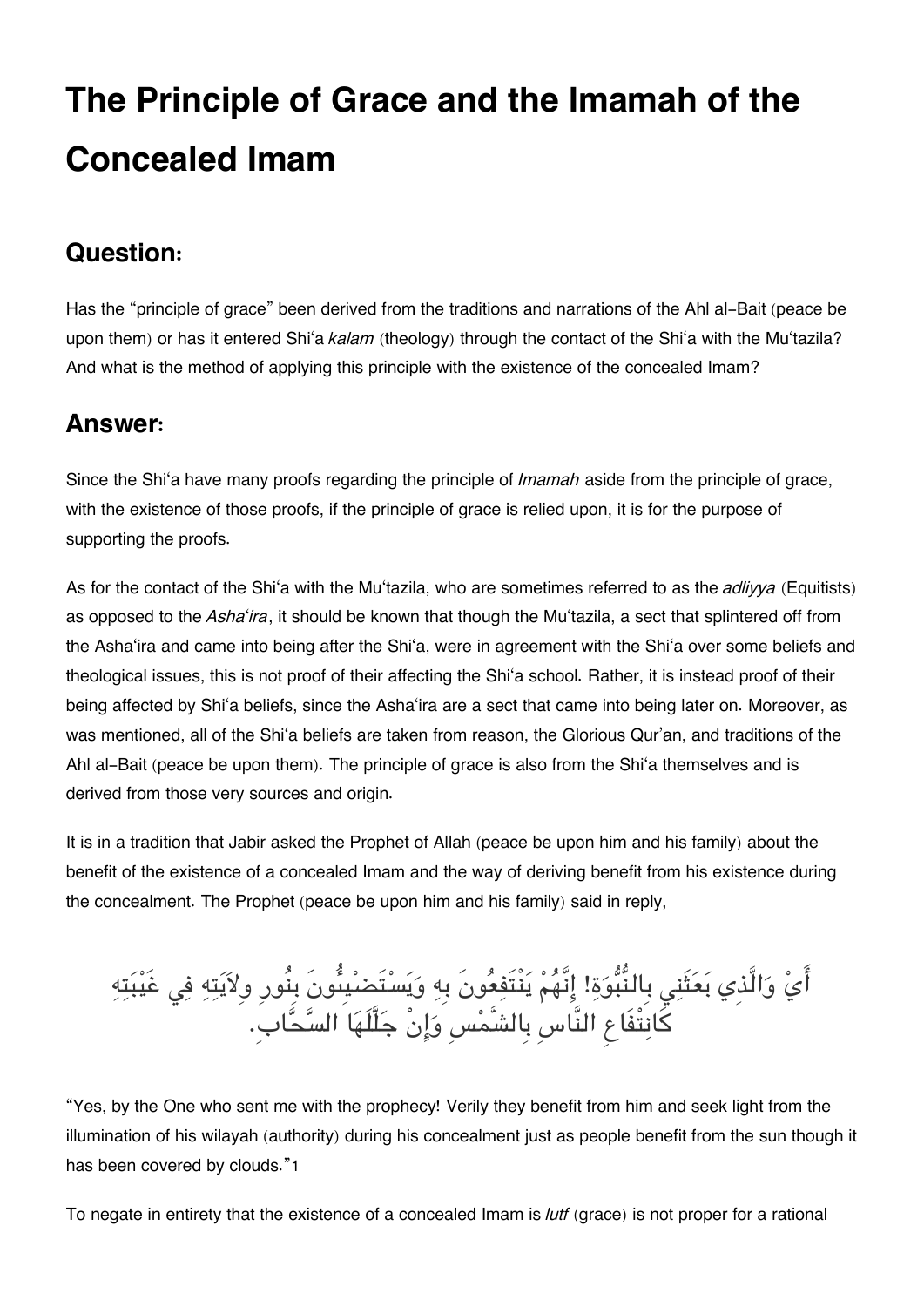# The Principle of Grace and the Imamah of the Concealed Imam

## Question:

Has the "principle of grace" been derived from the traditions and narrations of the Ahl al-Bait (peace be upon them) or has it entered Shi'a *kalam* (theology) through the contact of the Shi'a with the Mu'tazila? And what is the method of applying this principle with the existence of the concealed Imam?

## Answer:

Since the Shi'a have many proofs regarding the principle of *Imamah* aside from the principle of grace, with the existence of those proofs, if the principle of grace is relied upon, it is for the purpose of supporting the proofs.

As for the contact of the Shi'a with the Mu'tazila, who are sometimes referred to as the *adliyya* (Equitists) as opposed to the *Asha'ira*, it should be known that though the Mu'tazila, a sect that splintered off from the Asha'ira and came into being after the Shi'a, were in agreement with the Shi'a over some beliefs and theological issues, this is not proof of their affecting the Shi'a school. Rather, it is instead proof of their being affected by Shi'a beliefs, since the Asha'ira are a sect that came into being later on. Moreover, as was mentioned, all of the Shi'a beliefs are taken from reason, the Glorious Qur'an, and traditions of the Ahl al-Bait (peace be upon them). The principle of grace is also from the Shi'a themselves and is derived from those very sources and origin.

It is in a tradition that Jabir asked the Prophet of Allah (peace be upon him and his family) about the benefit of the existence of a concealed Imam and the way of deriving benefit from his existence during the concealment. The Prophet (peace be upon him and his family) said in reply,

أَيْ وَالَّذِي بَعَثَنِي بِالنُّبُوَةِ! إِنَّهُمْ يَنْتَفِعُونَ بِهِ وَيَسْتَضْيِئُونَ بِنُورِ وِلاَيَتِهِ فِي غَيْبَتِهِ كَانْتِفَاعِ النَّاسِ بِالشَّمْسِ وَإِنْ جَلَّلَهَا السَّحَّابِ.

"Yes, by the One who sent me with the prophecy! Verily they benefit from him and seek light from the illumination of his wilayah (authority) during his concealment just as people benefit from the sun though it has been covered by clouds."[1]

To negate in entirety that the existence of a concealed Imam is *lutf* (grace) is not proper for a rational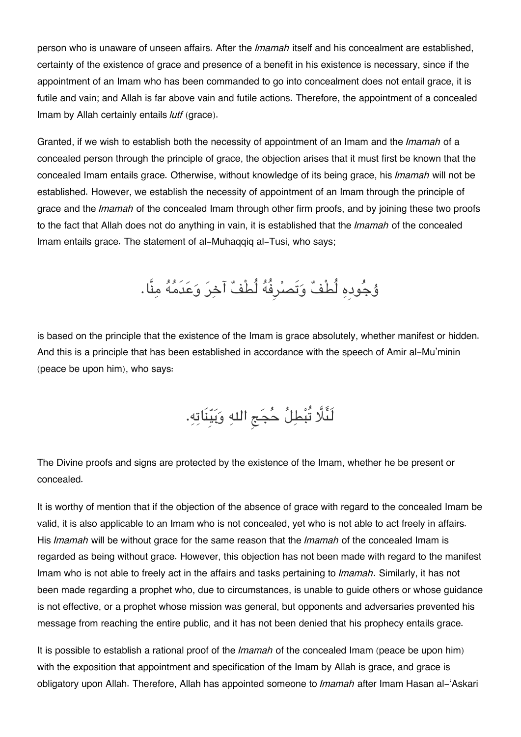person who is unaware of unseen affairs. After the *Imamah* itself and his concealment are established, certainty of the existence of grace and presence of a benefit in his existence is necessary, since if the appointment of an Imam who has been commanded to go into concealment does not entail grace, it is futile and vain; and Allah is far above vain and futile actions. Therefore, the appointment of a concealed Imam by Allah certainly entails *lutf* (grace).

Granted, if we wish to establish both the necessity of appointment of an Imam and the *Imamah* of a concealed person through the principle of grace, the objection arises that it must first be known that the concealed Imam entails grace. Otherwise, without knowledge of its being grace, his *Imamah* will not be established. However, we establish the necessity of appointment of an Imam through the principle of grace and the *Imamah* of the concealed Imam through other firm proofs, and by joining these two proofs to the fact that Allah does not do anything in vain, it is established that the *Imamah* of the concealed Imam entails grace. The statement of al-Muhaqqiq al-Tusi, who says;

وُجُودِهِ لُطْفٌ وَتَصَرُّفُهُ لُطْفٌ آخِرَ وَعَدَمُهُ مِنَّا.

is based on the principle that the existence of the Imam is grace absolutely, whether manifest or hidden. And this is a principle that has been established in accordance with the speech of Amir al-Mu'minin (peace be upon him), who says:

لَئَلَّا تُبْطِلُ حُجَجِ اللهِ وَبَيِّنَاتِهِ.

The Divine proofs and signs are protected by the existence of the Imam, whether he be present or concealed.

It is worthy of mention that if the objection of the absence of grace with regard to the concealed Imam be valid, it is also applicable to an Imam who is not concealed, yet who is not able to act freely in affairs. His *Imamah* will be without grace for the same reason that the *Imamah* of the concealed Imam is regarded as being without grace. However, this objection has not been made with regard to the manifest Imam who is not able to freely act in the affairs and tasks pertaining to *Imamah*. Similarly, it has not been made regarding a prophet who, due to circumstances, is unable to guide others or whose guidance is not effective, or a prophet whose mission was general, but opponents and adversaries prevented his message from reaching the entire public, and it has not been denied that his prophecy entails grace.

It is possible to establish a rational proof of the *Imamah* of the concealed Imam (peace be upon him) with the exposition that appointment and specification of the Imam by Allah is grace, and grace is obligatory upon Allah. Therefore, Allah has appointed someone to *Imamah* after Imam Hasan al-'Askari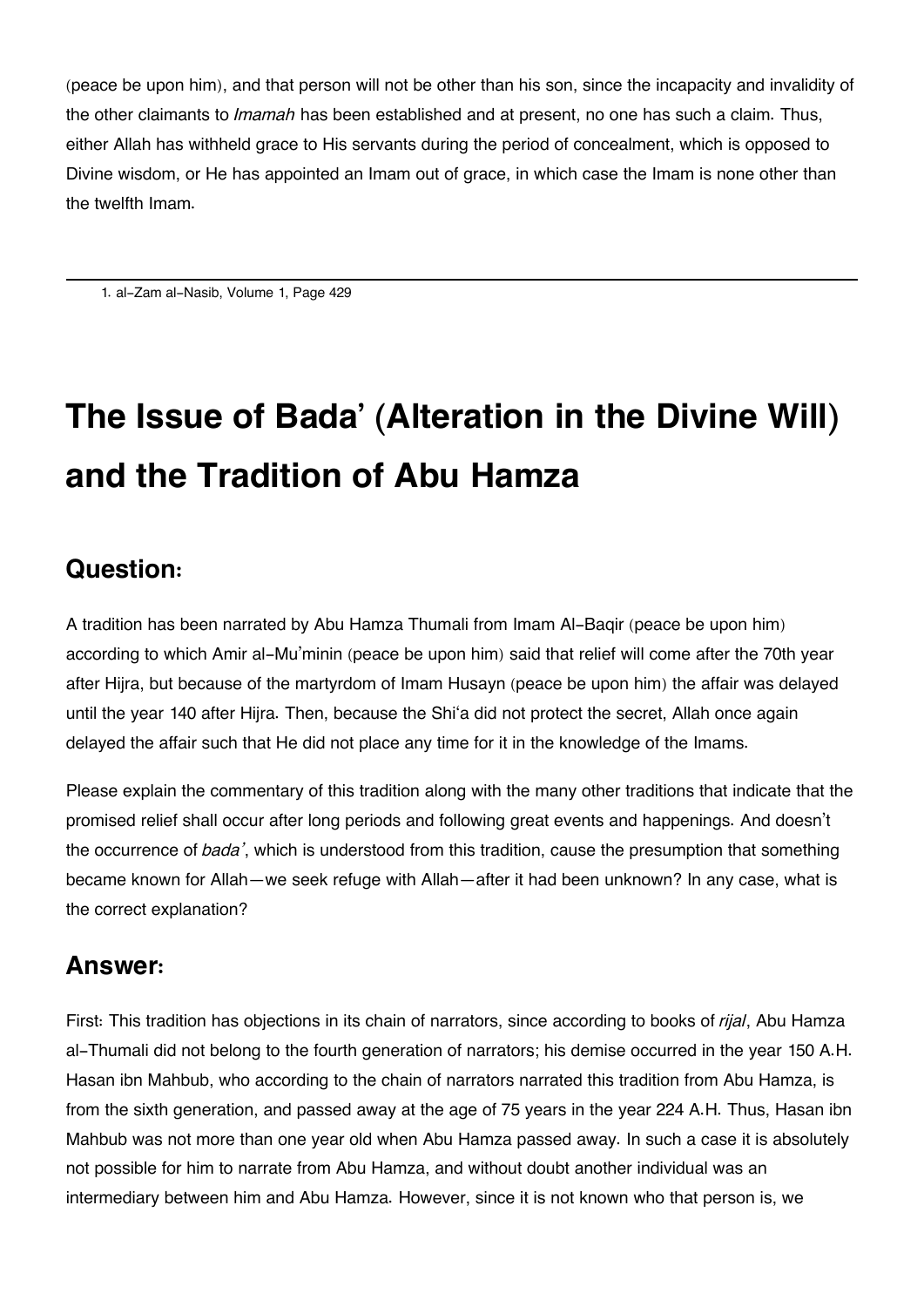(peace be upon him), and that person will not be other than his son, since the incapacity and invalidity of the other claimants to *Imamah* has been established and at present, no one has such a claim. Thus, either Allah has withheld grace to His servants during the period of concealment, which is opposed to Divine wisdom, or He has appointed an Imam out of grace, in which case the Imam is none other than the twelfth Imam.

---

1. al-Zam al-Nasib, Volume 1, Page 429

# The Issue of Bada' (Alteration in the Divine Will) and the Tradition of Abu Hamza

## Question:

A tradition has been narrated by Abu Hamza Thumali from Imam Al-Baqir (peace be upon him) according to which Amir al-Mu'minin (peace be upon him) said that relief will come after the 70th year after Hijra, but because of the martyrdom of Imam Husayn (peace be upon him) the affair was delayed until the year 140 after Hijra. Then, because the Shi'a did not protect the secret, Allah once again delayed the affair such that He did not place any time for it in the knowledge of the Imams.

Please explain the commentary of this tradition along with the many other traditions that indicate that the promised relief shall occur after long periods and following great events and happenings. And doesn't the occurrence of *bada'*, which is understood from this tradition, cause the presumption that something became known for Allah—we seek refuge with Allah—after it had been unknown? In any case, what is the correct explanation?

## Answer:

First: This tradition has objections in its chain of narrators, since according to books of *rijal*, Abu Hamza al-Thumali did not belong to the fourth generation of narrators; his demise occurred in the year 150 A.H. Hasan ibn Mahbub, who according to the chain of narrators narrated this tradition from Abu Hamza, is from the sixth generation, and passed away at the age of 75 years in the year 224 A.H. Thus, Hasan ibn Mahbub was not more than one year old when Abu Hamza passed away. In such a case it is absolutely not possible for him to narrate from Abu Hamza, and without doubt another individual was an intermediary between him and Abu Hamza. However, since it is not known who that person is, we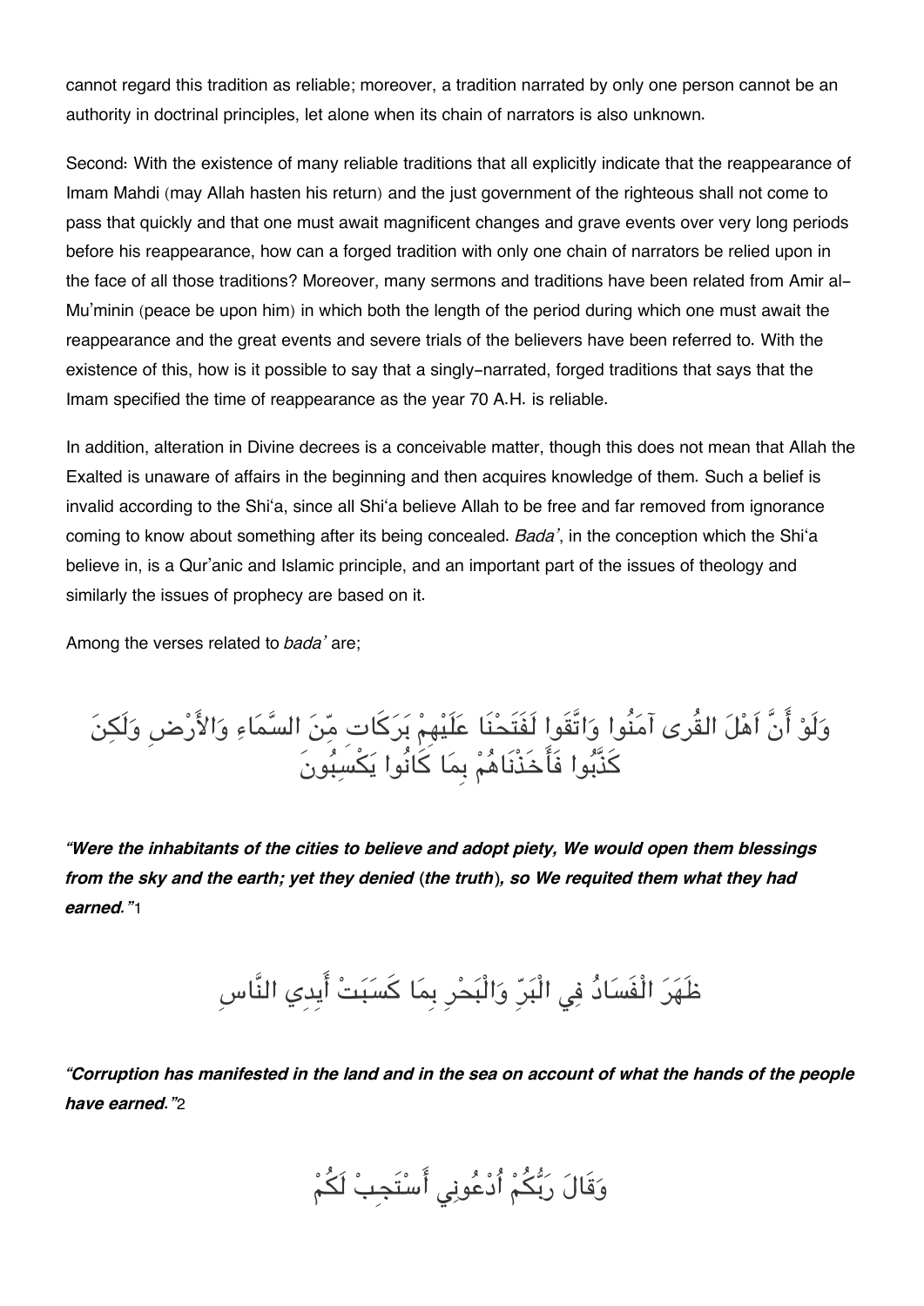cannot regard this tradition as reliable; moreover, a tradition narrated by only one person cannot be an authority in doctrinal principles, let alone when its chain of narrators is also unknown.

Second: With the existence of many reliable traditions that all explicitly indicate that the reappearance of Imam Mahdi (may Allah hasten his return) and the just government of the righteous shall not come to pass that quickly and that one must await magnificent changes and grave events over very long periods before his reappearance, how can a forged tradition with only one chain of narrators be relied upon in the face of all those traditions? Moreover, many sermons and traditions have been related from Amir al-Mu'minin (peace be upon him) in which both the length of the period during which one must await the reappearance and the great events and severe trials of the believers have been referred to. With the existence of this, how is it possible to say that a singly-narrated, forged traditions that says that the Imam specified the time of reappearance as the year 70 A.H. is reliable.

In addition, alteration in Divine decrees is a conceivable matter, though this does not mean that Allah the Exalted is unaware of affairs in the beginning and then acquires knowledge of them. Such a belief is invalid according to the Shi'a, since all Shi'a believe Allah to be free and far removed from ignorance coming to know about something after its being concealed. *Bada'*, in the conception which the Shi'a believe in, is a Qur'anic and Islamic principle, and an important part of the issues of theology and similarly the issues of prophecy are based on it.

Among the verses related to *bada'* are;

وَلَوْ أَنَّ أَهْلَ القُرى آمَنُوا وَاتَّقَوا لَفَتَحْنَا عَلَيْهِمْ بَرَكَاتٍ مِّنَ السَّمَاءِ وَالأَرْضِ وَلَكِنَ كَذَّبُوا فَأَخَذْنَاهُمْ بِمَا كَانُوا يَكْسِبُونَ

***"Were the inhabitants of the cities to believe and adopt piety, We would open them blessings from the sky and the earth; yet they denied (the truth), so We requited them what they had earned."***[1]

ظَهَرَ الْفَسَادُ فِي الْبَرِّ وَالْبَحْرِ بِمَا كَسَبَتْ أَيدِي النَّاسِ

***"Corruption has manifested in the land and in the sea on account of what the hands of the people have earned."***[2]

وَقَالَ رَبُّكُمْ أُدْعُونِي أَسْتَجِبْ لَكُمْ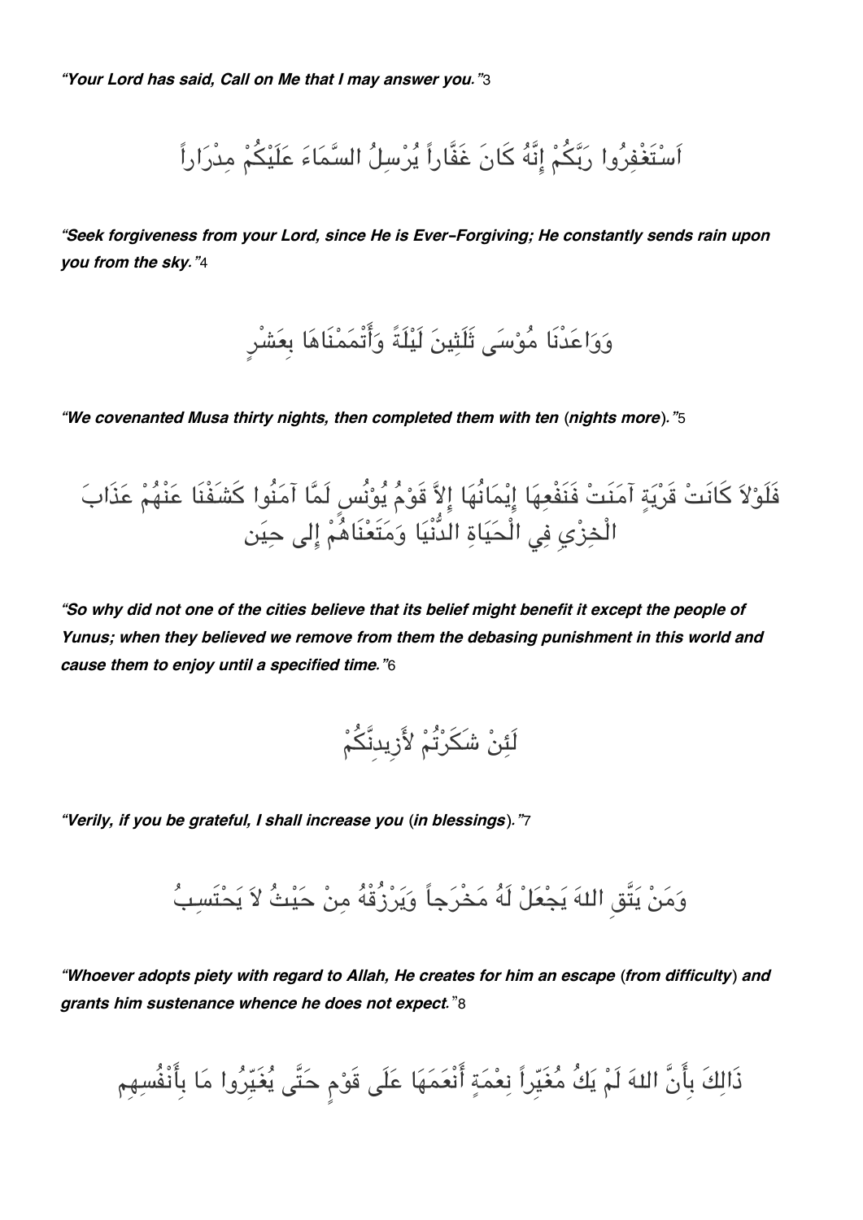***"Your Lord has said, Call on Me that I may answer you."***[3]

اَسْتَغْفِرُوا رَبَّكُمْ إِنَّهُ كَانَ غَفَّاراً يُرْسِلُ السَّمَاءَ عَلَيْكُمْ مِدْرَاراً

***"Seek forgiveness from your Lord, since He is Ever-Forgiving; He constantly sends rain upon you from the sky."***[4]

وَوَاعَدْنَا مُوْسَى ثَلَثِينَ لَيْلَةً وَأَتْمَمْنَاهَا بِعَشْرٍ

***"We covenanted Musa thirty nights, then completed them with ten (nights more)."***[5]

فَلَوْلاَ كَانَتْ قَرْيَةٍ آمَنَتْ فَنَفْعِهَا إِيْمَانُهَا إِلاَّ قَوْمُ يُوْنُس لَمَّا آمَنُوا كَشَفْنَا عَنْهُمْ عَذَابَ الْخِزْيِ فِي الْحَيَاةِ الدُّنْيَا وَمَتَعْنَاهُمْ إِلى حِيَن

***"So why did not one of the cities believe that its belief might benefit it except the people of Yunus; when they believed we remove from them the debasing punishment in this world and cause them to enjoy until a specified time."***[6]

لَئِنْ شَكَرْتُمْ لأَزِيدِنَّكُمْ

***"Verily, if you be grateful, I shall increase you (in blessings)."***[7]

وَمَنْ يَتَّقِ اللهَ يَجْعَلْ لَهُ مَخْرَجاً وَيَرْزُقْهُ مِنْ حَيْثُ لاَ يَحْتَسِبُ

***"Whoever adopts piety with regard to Allah, He creates for him an escape (from difficulty) and grants him sustenance whence he does not expect."***[8]

ذَالِكَ بِأَنَّ اللهَ لَمْ يَكُ مُغَيِّراً نِعْمَةٍ أَنْعَمَهَا عَلَى قَوْمٍ حَتَّى يُغَيِّرُوا مَا بِأَنْفُسِهِم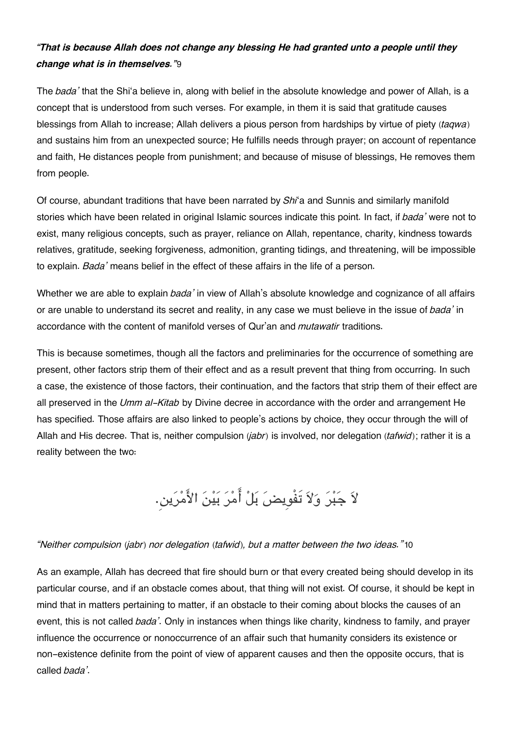***"That is because Allah does not change any blessing He had granted unto a people until they change what is in themselves."***[9]

The *bada'* that the Shi'a believe in, along with belief in the absolute knowledge and power of Allah, is a concept that is understood from such verses. For example, in them it is said that gratitude causes blessings from Allah to increase; Allah delivers a pious person from hardships by virtue of piety (*taqwa*) and sustains him from an unexpected source; He fulfills needs through prayer; on account of repentance and faith, He distances people from punishment; and because of misuse of blessings, He removes them from people.

Of course, abundant traditions that have been narrated by *Shi*'a and Sunnis and similarly manifold stories which have been related in original Islamic sources indicate this point. In fact, if *bada'* were not to exist, many religious concepts, such as prayer, reliance on Allah, repentance, charity, kindness towards relatives, gratitude, seeking forgiveness, admonition, granting tidings, and threatening, will be impossible to explain. *Bada'* means belief in the effect of these affairs in the life of a person.

Whether we are able to explain *bada'* in view of Allah's absolute knowledge and cognizance of all affairs or are unable to understand its secret and reality, in any case we must believe in the issue of *bada'* in accordance with the content of manifold verses of Qur'an and *mutawatir* traditions.

This is because sometimes, though all the factors and preliminaries for the occurrence of something are present, other factors strip them of their effect and as a result prevent that thing from occurring. In such a case, the existence of those factors, their continuation, and the factors that strip them of their effect are all preserved in the *Umm al-Kitab* by Divine decree in accordance with the order and arrangement He has specified. Those affairs are also linked to people's actions by choice, they occur through the will of Allah and His decree. That is, neither compulsion (*jabr*) is involved, nor delegation (*tafwid*); rather it is a reality between the two:

لاَ جَبْرَ وَلاَ تَفْوِيضَ بَلْ أَمْرَ بَيْنَ الأَمْرَينِ.

*"Neither compulsion (jabr) nor delegation (tafwid), but a matter between the two ideas."*[10]

As an example, Allah has decreed that fire should burn or that every created being should develop in its particular course, and if an obstacle comes about, that thing will not exist. Of course, it should be kept in mind that in matters pertaining to matter, if an obstacle to their coming about blocks the causes of an event, this is not called *bada'*. Only in instances when things like charity, kindness to family, and prayer influence the occurrence or nonoccurrence of an affair such that humanity considers its existence or non-existence definite from the point of view of apparent causes and then the opposite occurs, that is called *bada'*.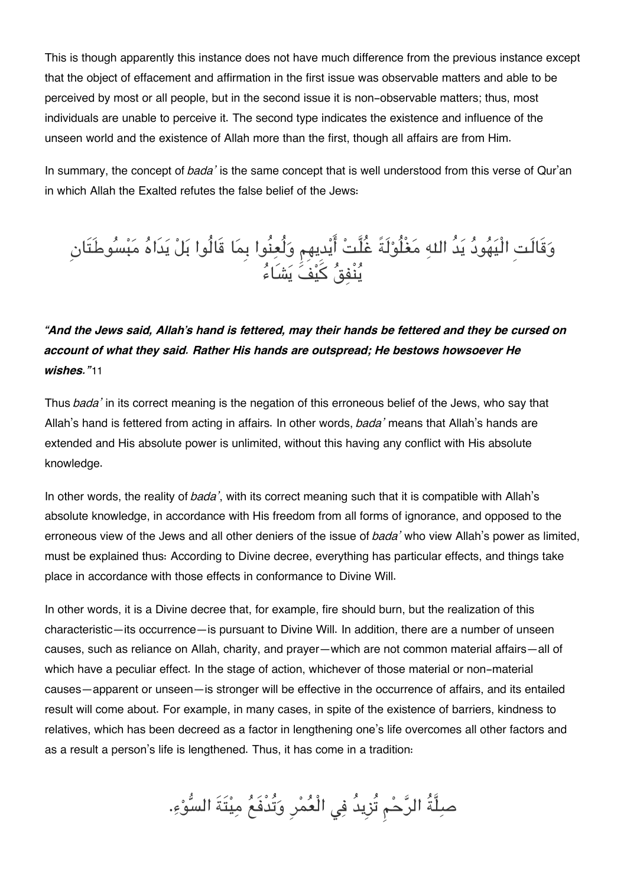This is though apparently this instance does not have much difference from the previous instance except that the object of effacement and affirmation in the first issue was observable matters and able to be perceived by most or all people, but in the second issue it is non-observable matters; thus, most individuals are unable to perceive it. The second type indicates the existence and influence of the unseen world and the existence of Allah more than the first, though all affairs are from Him.

In summary, the concept of *bada'* is the same concept that is well understood from this verse of Qur'an in which Allah the Exalted refutes the false belief of the Jews:

وَقَالَتِ الْيَهُودُ يَدُ اللهِ مَغْلُوْلَةٌ غُلَّتْ أَيْدِيهِمْ وَلُعِنُوا بِمَا قَالُوا بَلْ يَدَاهُ مَبْسُوطَتَانِ يُنْفِقُ كَيْفَ يَشَاءُ

***"And the Jews said, Allah's hand is fettered, may their hands be fettered and they be cursed on account of what they said. Rather His hands are outspread; He bestows howsoever He wishes."***[11]

Thus *bada'* in its correct meaning is the negation of this erroneous belief of the Jews, who say that Allah's hand is fettered from acting in affairs. In other words, *bada'* means that Allah's hands are extended and His absolute power is unlimited, without this having any conflict with His absolute knowledge.

In other words, the reality of *bada'*, with its correct meaning such that it is compatible with Allah's absolute knowledge, in accordance with His freedom from all forms of ignorance, and opposed to the erroneous view of the Jews and all other deniers of the issue of *bada'* who view Allah's power as limited, must be explained thus: According to Divine decree, everything has particular effects, and things take place in accordance with those effects in conformance to Divine Will.

In other words, it is a Divine decree that, for example, fire should burn, but the realization of this characteristic—its occurrence—is pursuant to Divine Will. In addition, there are a number of unseen causes, such as reliance on Allah, charity, and prayer—which are not common material affairs—all of which have a peculiar effect. In the stage of action, whichever of those material or non-material causes—apparent or unseen—is stronger will be effective in the occurrence of affairs, and its entailed result will come about. For example, in many cases, in spite of the existence of barriers, kindness to relatives, which has been decreed as a factor in lengthening one's life overcomes all other factors and as a result a person's life is lengthened. Thus, it has come in a tradition:

صِلَّةُ الرَّحْمِ تُزِيدُ فِي الْعُمْرِ وَتُدْفَعُ مِيْتَةَ السُّوْءِ.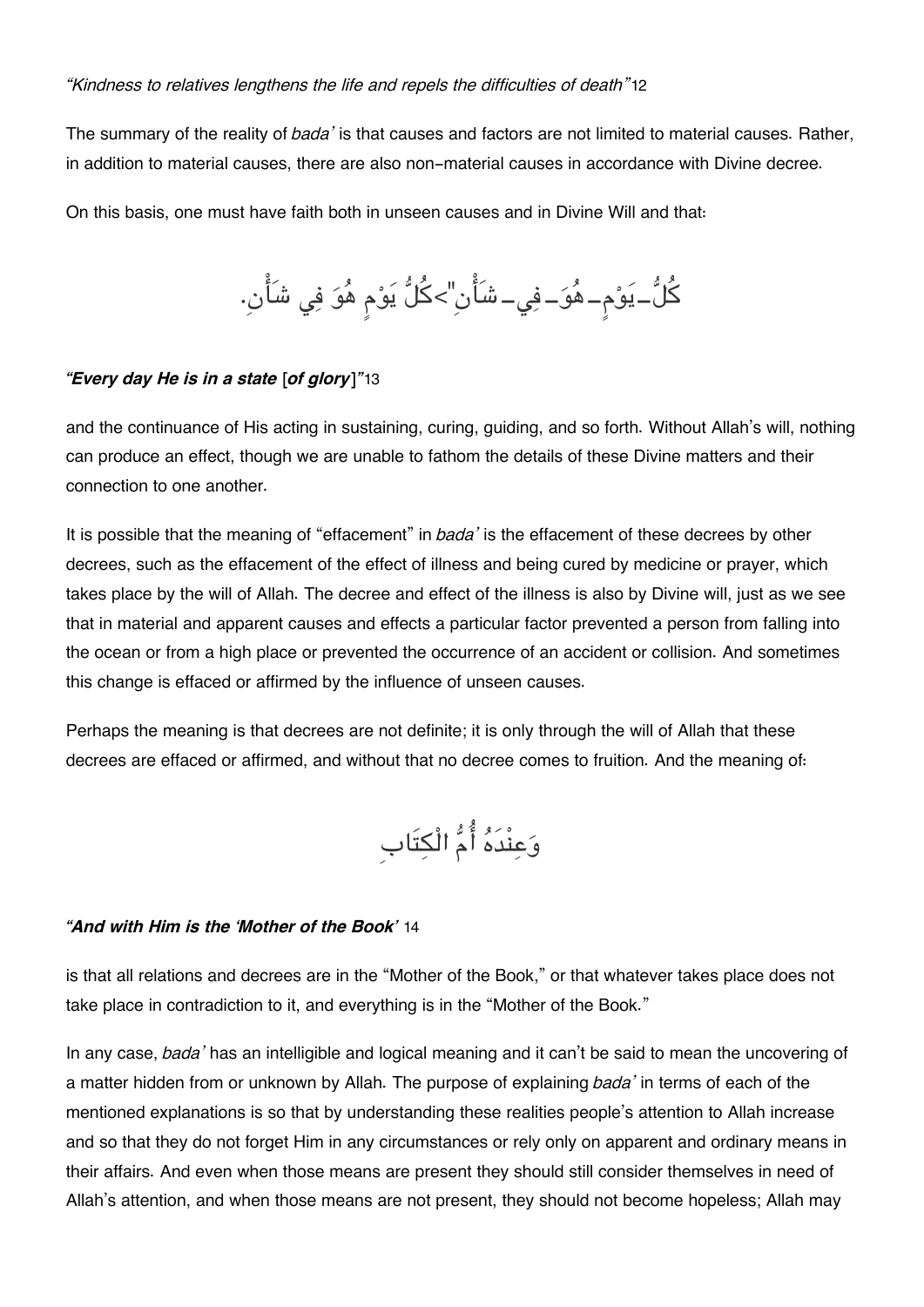*"Kindness to relatives lengthens the life and repels the difficulties of death"*12

The summary of the reality of *bada'* is that causes and factors are not limited to material causes. Rather, in addition to material causes, there are also non-material causes in accordance with Divine decree.

On this basis, one must have faith both in unseen causes and in Divine Will and that:

كُلُّ_يَوْمٍ_هُوَ_فِي_شَأْنٍ">كُلُّ يَوْمٍ هُوَ فِي شَأْنٍ.

***"Every day He is in a state*** [***of glory***]"13

and the continuance of His acting in sustaining, curing, guiding, and so forth. Without Allah's will, nothing can produce an effect, though we are unable to fathom the details of these Divine matters and their connection to one another.

It is possible that the meaning of "effacement" in *bada'* is the effacement of these decrees by other decrees, such as the effacement of the effect of illness and being cured by medicine or prayer, which takes place by the will of Allah. The decree and effect of the illness is also by Divine will, just as we see that in material and apparent causes and effects a particular factor prevented a person from falling into the ocean or from a high place or prevented the occurrence of an accident or collision. And sometimes this change is effaced or affirmed by the influence of unseen causes.

Perhaps the meaning is that decrees are not definite; it is only through the will of Allah that these decrees are effaced or affirmed, and without that no decree comes to fruition. And the meaning of:

وَعِنْدَهُ أُمُّ الْكِتَابِ

***"And with Him is the 'Mother of the Book'*** 14

is that all relations and decrees are in the "Mother of the Book," or that whatever takes place does not take place in contradiction to it, and everything is in the "Mother of the Book."

In any case, *bada'* has an intelligible and logical meaning and it can't be said to mean the uncovering of a matter hidden from or unknown by Allah. The purpose of explaining *bada'* in terms of each of the mentioned explanations is so that by understanding these realities people's attention to Allah increase and so that they do not forget Him in any circumstances or rely only on apparent and ordinary means in their affairs. And even when those means are present they should still consider themselves in need of Allah's attention, and when those means are not present, they should not become hopeless; Allah may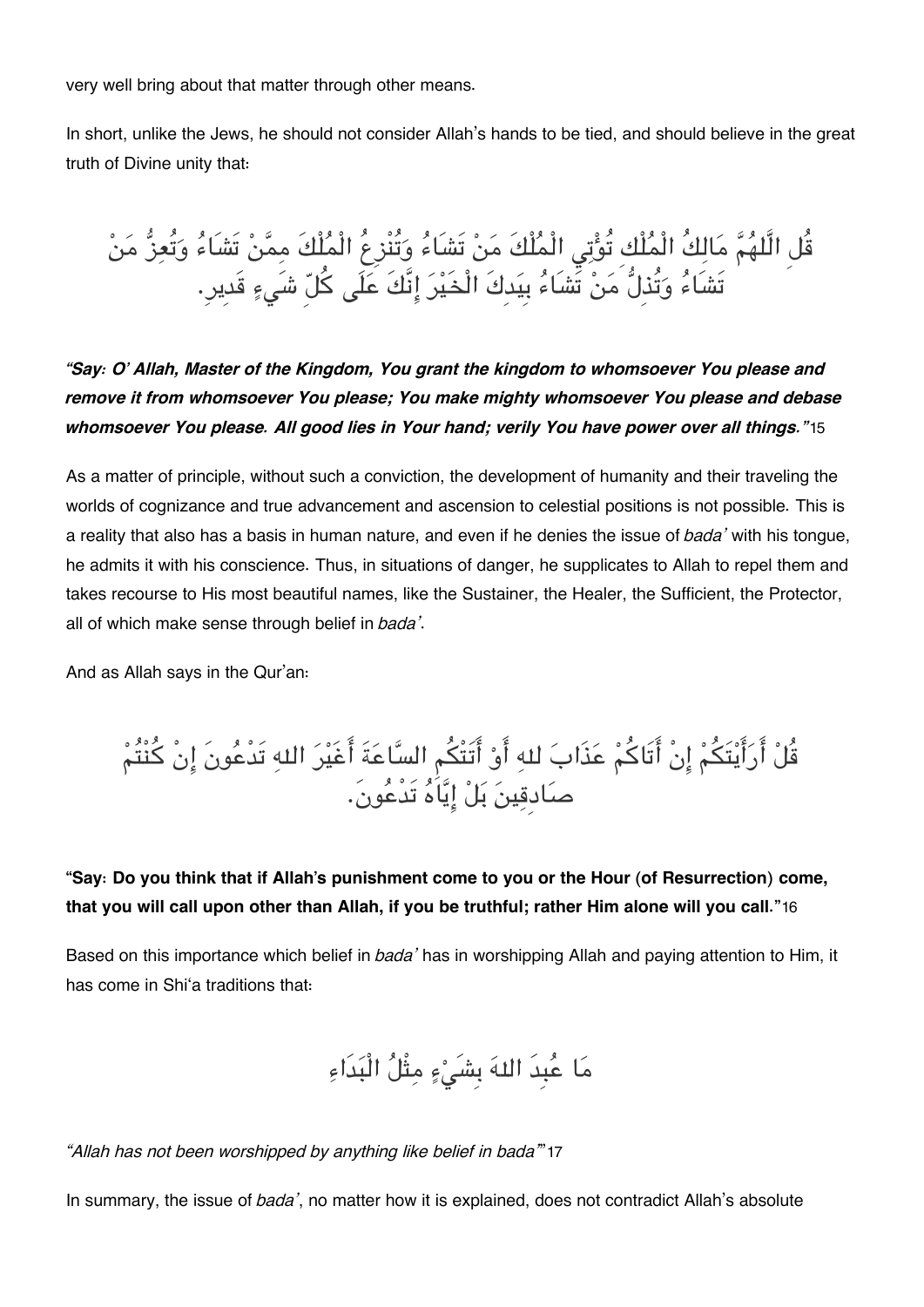very well bring about that matter through other means.

In short, unlike the Jews, he should not consider Allah's hands to be tied, and should believe in the great truth of Divine unity that:

قُلِ اللَّهُمَّ مَالِكُ الْمُلْكِ تُؤْتِي الْمُلْكَ مَنْ تَشَاءُ وَتُنْزِعُ الْمُلْكَ مِمَّنْ تَشَاءُ وَتُعِزُّ مَنْ تَشَاءُ وَتُذِلُّ مَنْ تَشَاءُ بِيَدِكَ الْخَيْرَ إِنَّكَ عَلَى كُلِّ شَيءٍ قَدِيرٍ.

***"Say: O' Allah, Master of the Kingdom, You grant the kingdom to whomsoever You please and remove it from whomsoever You please; You make mighty whomsoever You please and debase whomsoever You please. All good lies in Your hand; verily You have power over all things."***15

As a matter of principle, without such a conviction, the development of humanity and their traveling the worlds of cognizance and true advancement and ascension to celestial positions is not possible. This is a reality that also has a basis in human nature, and even if he denies the issue of *bada'* with his tongue, he admits it with his conscience. Thus, in situations of danger, he supplicates to Allah to repel them and takes recourse to His most beautiful names, like the Sustainer, the Healer, the Sufficient, the Protector, all of which make sense through belief in *bada'*.

And as Allah says in the Qur'an:

قُلْ أَرَأَيْتَكُمْ إِنْ أَتَاكُمْ عَذَابَ للهِ أَوْ أَتَتْكُم السَّاعَةَ أَغَيْرَ اللهِ تَدْعُونَ إِنْ كُنْتُمْ صَادِقِينَ بَلْ إِيَّاهُ تَدْعُونَ.

**"Say: Do you think that if Allah's punishment come to you or the Hour (of Resurrection) come, that you will call upon other than Allah, if you be truthful; rather Him alone will you call."**16

Based on this importance which belief in *bada'* has in worshipping Allah and paying attention to Him, it has come in Shi'a traditions that:

مَا عُبِدَ اللهَ بِشَيْءٍ مِثْلُ الْبَدَاءِ

*"Allah has not been worshipped by anything like belief in bada'"*17

In summary, the issue of *bada'*, no matter how it is explained, does not contradict Allah's absolute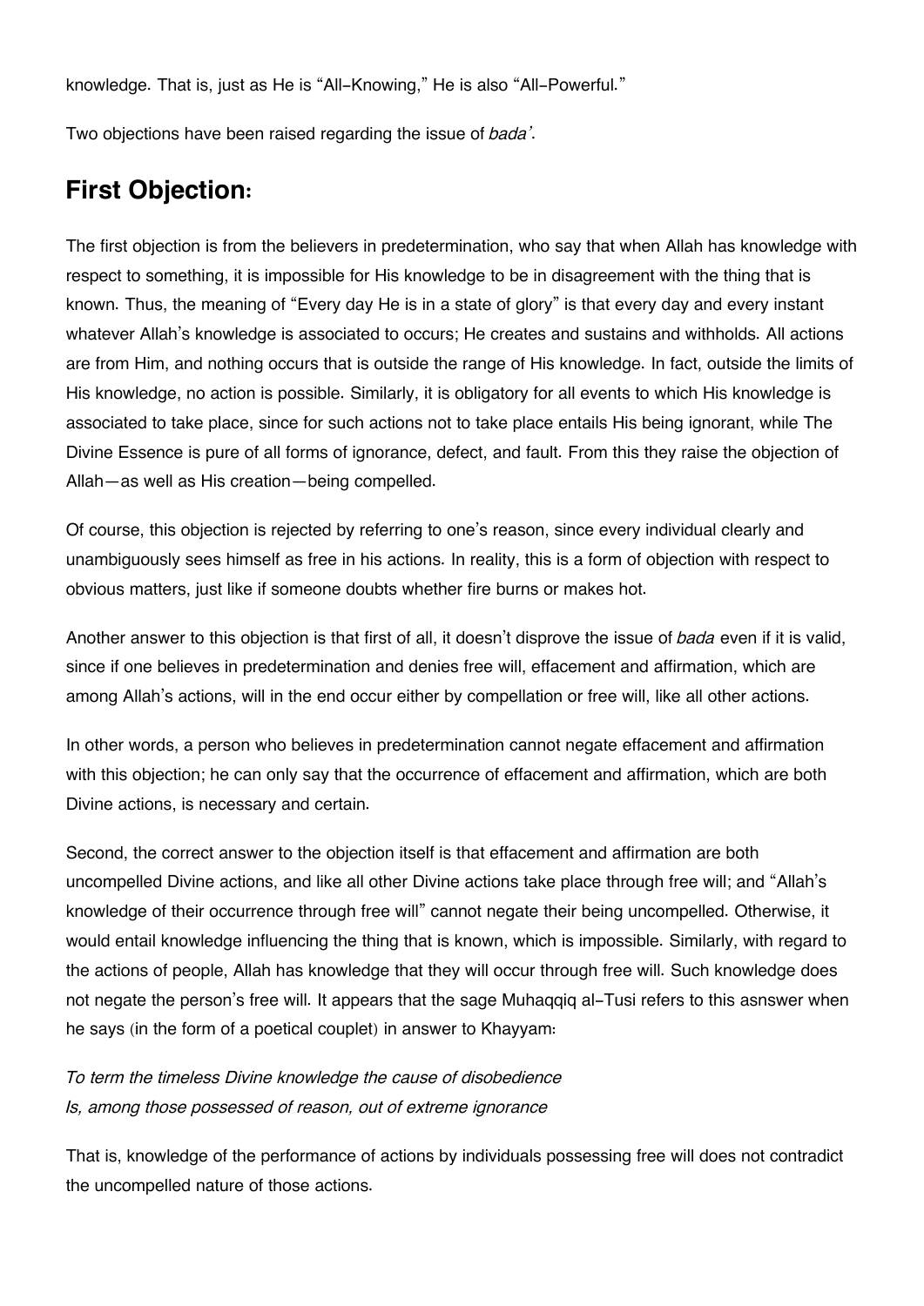knowledge. That is, just as He is "All-Knowing," He is also "All-Powerful."

Two objections have been raised regarding the issue of *bada'*.

## First Objection:

The first objection is from the believers in predetermination, who say that when Allah has knowledge with respect to something, it is impossible for His knowledge to be in disagreement with the thing that is known. Thus, the meaning of "Every day He is in a state of glory" is that every day and every instant whatever Allah's knowledge is associated to occurs; He creates and sustains and withholds. All actions are from Him, and nothing occurs that is outside the range of His knowledge. In fact, outside the limits of His knowledge, no action is possible. Similarly, it is obligatory for all events to which His knowledge is associated to take place, since for such actions not to take place entails His being ignorant, while The Divine Essence is pure of all forms of ignorance, defect, and fault. From this they raise the objection of Allah—as well as His creation—being compelled.

Of course, this objection is rejected by referring to one's reason, since every individual clearly and unambiguously sees himself as free in his actions. In reality, this is a form of objection with respect to obvious matters, just like if someone doubts whether fire burns or makes hot.

Another answer to this objection is that first of all, it doesn't disprove the issue of *bada* even if it is valid, since if one believes in predetermination and denies free will, effacement and affirmation, which are among Allah's actions, will in the end occur either by compellation or free will, like all other actions.

In other words, a person who believes in predetermination cannot negate effacement and affirmation with this objection; he can only say that the occurrence of effacement and affirmation, which are both Divine actions, is necessary and certain.

Second, the correct answer to the objection itself is that effacement and affirmation are both uncompelled Divine actions, and like all other Divine actions take place through free will; and "Allah's knowledge of their occurrence through free will" cannot negate their being uncompelled. Otherwise, it would entail knowledge influencing the thing that is known, which is impossible. Similarly, with regard to the actions of people, Allah has knowledge that they will occur through free will. Such knowledge does not negate the person's free will. It appears that the sage Muhaqqiq al-Tusi refers to this asnswer when he says (in the form of a poetical couplet) in answer to Khayyam:

*To term the timeless Divine knowledge the cause of disobedience*
*Is, among those possessed of reason, out of extreme ignorance*

That is, knowledge of the performance of actions by individuals possessing free will does not contradict the uncompelled nature of those actions.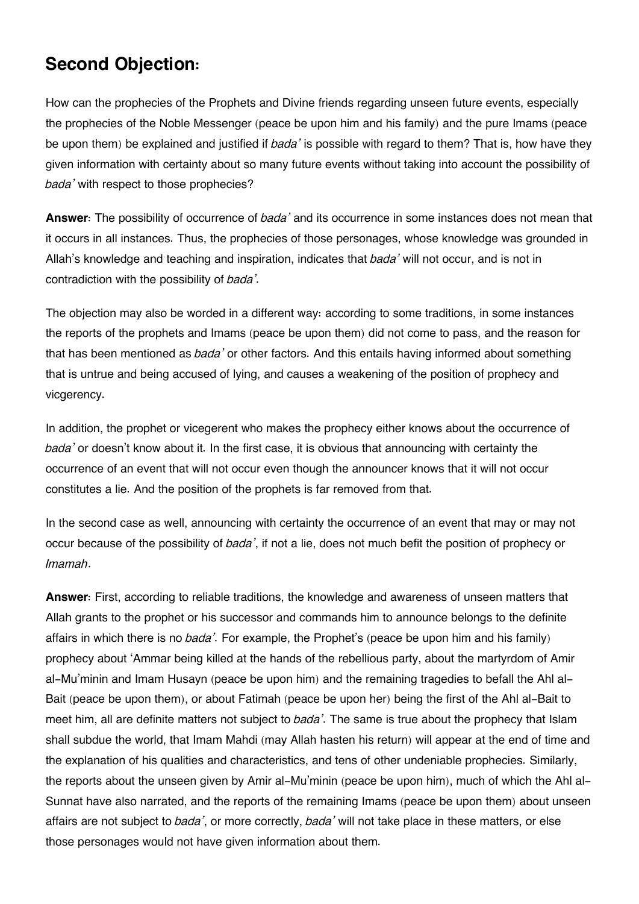## Second Objection:

How can the prophecies of the Prophets and Divine friends regarding unseen future events, especially the prophecies of the Noble Messenger (peace be upon him and his family) and the pure Imams (peace be upon them) be explained and justified if *bada'* is possible with regard to them? That is, how have they given information with certainty about so many future events without taking into account the possibility of *bada'* with respect to those prophecies?

**Answer**: The possibility of occurrence of *bada'* and its occurrence in some instances does not mean that it occurs in all instances. Thus, the prophecies of those personages, whose knowledge was grounded in Allah's knowledge and teaching and inspiration, indicates that *bada'* will not occur, and is not in contradiction with the possibility of *bada'*.

The objection may also be worded in a different way: according to some traditions, in some instances the reports of the prophets and Imams (peace be upon them) did not come to pass, and the reason for that has been mentioned as *bada'* or other factors. And this entails having informed about something that is untrue and being accused of lying, and causes a weakening of the position of prophecy and vicgerency.

In addition, the prophet or vicegerent who makes the prophecy either knows about the occurrence of *bada'* or doesn't know about it. In the first case, it is obvious that announcing with certainty the occurrence of an event that will not occur even though the announcer knows that it will not occur constitutes a lie. And the position of the prophets is far removed from that.

In the second case as well, announcing with certainty the occurrence of an event that may or may not occur because of the possibility of *bada'*, if not a lie, does not much befit the position of prophecy or *Imamah*.

**Answer**: First, according to reliable traditions, the knowledge and awareness of unseen matters that Allah grants to the prophet or his successor and commands him to announce belongs to the definite affairs in which there is no *bada'*. For example, the Prophet's (peace be upon him and his family) prophecy about 'Ammar being killed at the hands of the rebellious party, about the martyrdom of Amir al-Mu'minin and Imam Husayn (peace be upon him) and the remaining tragedies to befall the Ahl al-Bait (peace be upon them), or about Fatimah (peace be upon her) being the first of the Ahl al-Bait to meet him, all are definite matters not subject to *bada'*. The same is true about the prophecy that Islam shall subdue the world, that Imam Mahdi (may Allah hasten his return) will appear at the end of time and the explanation of his qualities and characteristics, and tens of other undeniable prophecies. Similarly, the reports about the unseen given by Amir al-Mu'minin (peace be upon him), much of which the Ahl al-Sunnat have also narrated, and the reports of the remaining Imams (peace be upon them) about unseen affairs are not subject to *bada'*, or more correctly, *bada'* will not take place in these matters, or else those personages would not have given information about them.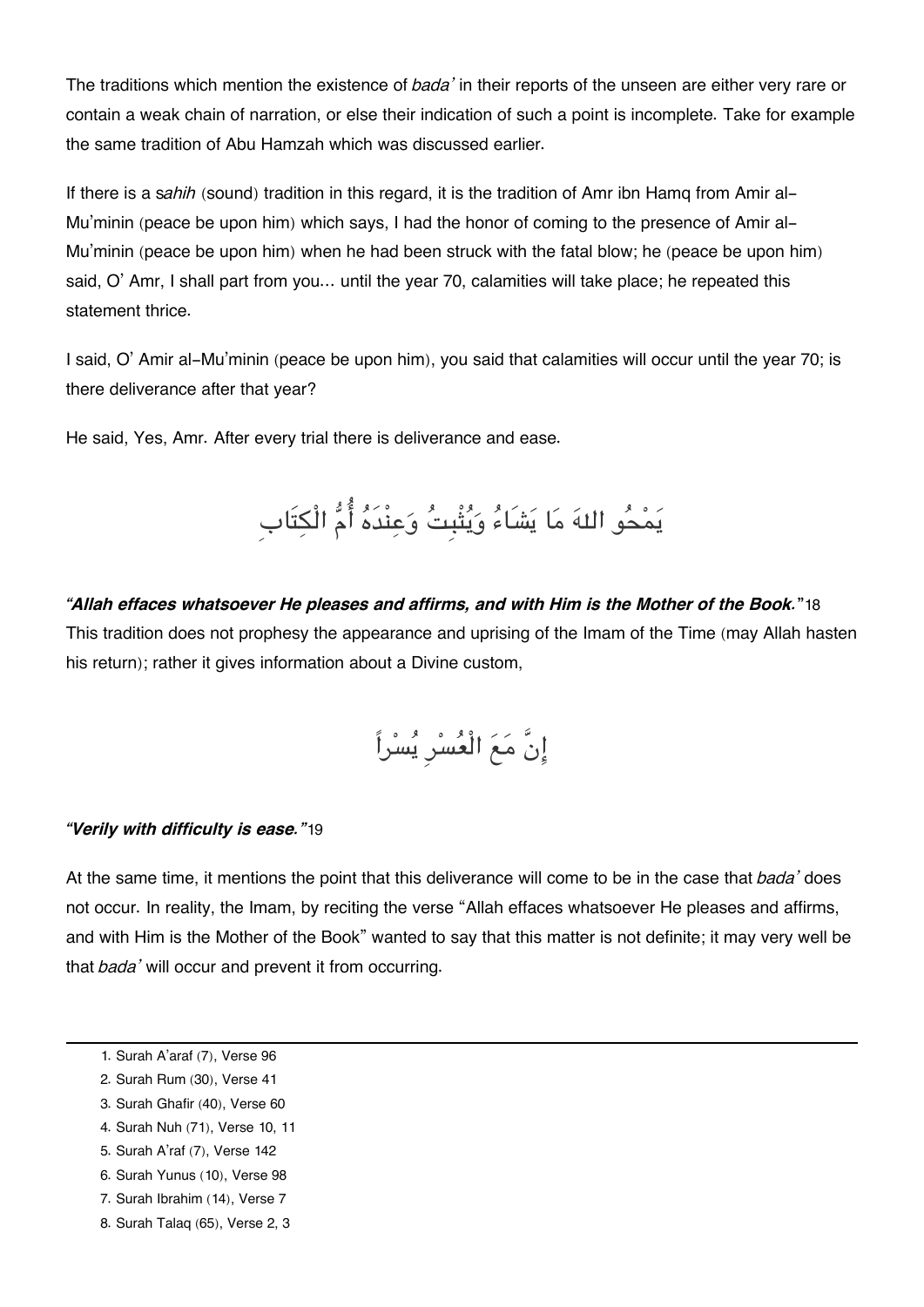The traditions which mention the existence of *bada'* in their reports of the unseen are either very rare or contain a weak chain of narration, or else their indication of such a point is incomplete. Take for example the same tradition of Abu Hamzah which was discussed earlier.

If there is a s*ahih* (sound) tradition in this regard, it is the tradition of Amr ibn Hamq from Amir al-Mu'minin (peace be upon him) which says, I had the honor of coming to the presence of Amir al-Mu'minin (peace be upon him) when he had been struck with the fatal blow; he (peace be upon him) said, O' Amr, I shall part from you... until the year 70, calamities will take place; he repeated this statement thrice.

I said, O' Amir al-Mu'minin (peace be upon him), you said that calamities will occur until the year 70; is there deliverance after that year?

He said, Yes, Amr. After every trial there is deliverance and ease.

يَمْحُو اللهَ مَا يَشَاءُ وَيُثْبِتُ وَعِنْدَهُ أُمُّ الْكِتَابِ

***"Allah effaces whatsoever He pleases and affirms, and with Him is the Mother of the Book."***[18] This tradition does not prophesy the appearance and uprising of the Imam of the Time (may Allah hasten his return); rather it gives information about a Divine custom,

إِنَّ مَعَ الْعُسْرِ يُسْراً

***"Verily with difficulty is ease."***[19]

At the same time, it mentions the point that this deliverance will come to be in the case that *bada'* does not occur. In reality, the Imam, by reciting the verse "Allah effaces whatsoever He pleases and affirms, and with Him is the Mother of the Book" wanted to say that this matter is not definite; it may very well be that *bada'* will occur and prevent it from occurring.

---

1. Surah A'araf (7), Verse 96
2. Surah Rum (30), Verse 41
3. Surah Ghafir (40), Verse 60
4. Surah Nuh (71), Verse 10, 11
5. Surah A'raf (7), Verse 142
6. Surah Yunus (10), Verse 98
7. Surah Ibrahim (14), Verse 7
8. Surah Talaq (65), Verse 2, 3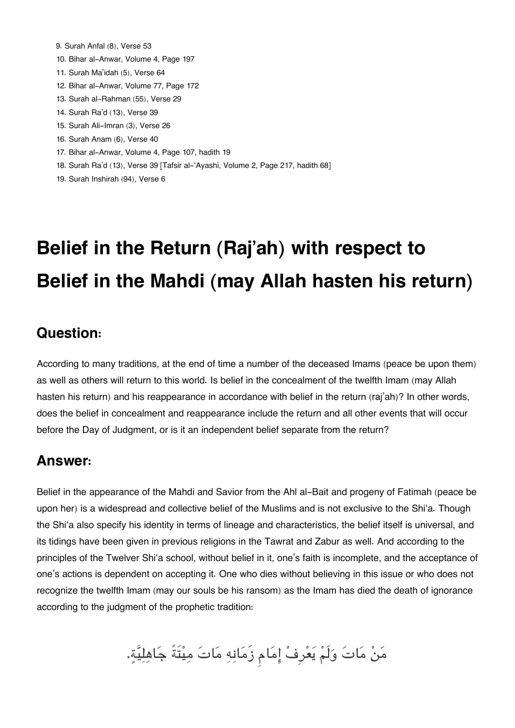9. Surah Anfal (8), Verse 53
10. Bihar al-Anwar, Volume 4, Page 197
11. Surah Ma'idah (5), Verse 64
12. Bihar al-Anwar, Volume 77, Page 172
13. Surah al-Rahman (55), Verse 29
14. Surah Ra'd (13), Verse 39
15. Surah Ali-Imran (3), Verse 26
16. Surah Anam (6), Verse 40
17. Bihar al-Anwar, Volume 4, Page 107, hadith 19
18. Surah Ra'd (13), Verse 39 [Tafsir al-'Ayashi, Volume 2, Page 217, hadith 68]
19. Surah Inshirah (94), Verse 6

# Belief in the Return (Raj'ah) with respect to Belief in the Mahdi (may Allah hasten his return)

## Question:

According to many traditions, at the end of time a number of the deceased Imams (peace be upon them) as well as others will return to this world. Is belief in the concealment of the twelfth Imam (may Allah hasten his return) and his reappearance in accordance with belief in the return (raj'ah)? In other words, does the belief in concealment and reappearance include the return and all other events that will occur before the Day of Judgment, or is it an independent belief separate from the return?

## Answer:

Belief in the appearance of the Mahdi and Savior from the Ahl al-Bait and progeny of Fatimah (peace be upon her) is a widespread and collective belief of the Muslims and is not exclusive to the Shi'a. Though the Shi'a also specify his identity in terms of lineage and characteristics, the belief itself is universal, and its tidings have been given in previous religions in the Tawrat and Zabur as well. And according to the principles of the Twelver Shi'a school, without belief in it, one's faith is incomplete, and the acceptance of one's actions is dependent on accepting it. One who dies without believing in this issue or who does not recognize the twelfth Imam (may our souls be his ransom) as the Imam has died the death of ignorance according to the judgment of the prophetic tradition:

مَنْ مَاتَ وَلَمْ يَعْرِفْ إِمَامِ زَمَانِهِ مَاتَ مِيْتَةً جَاهِلِيَّةٍ.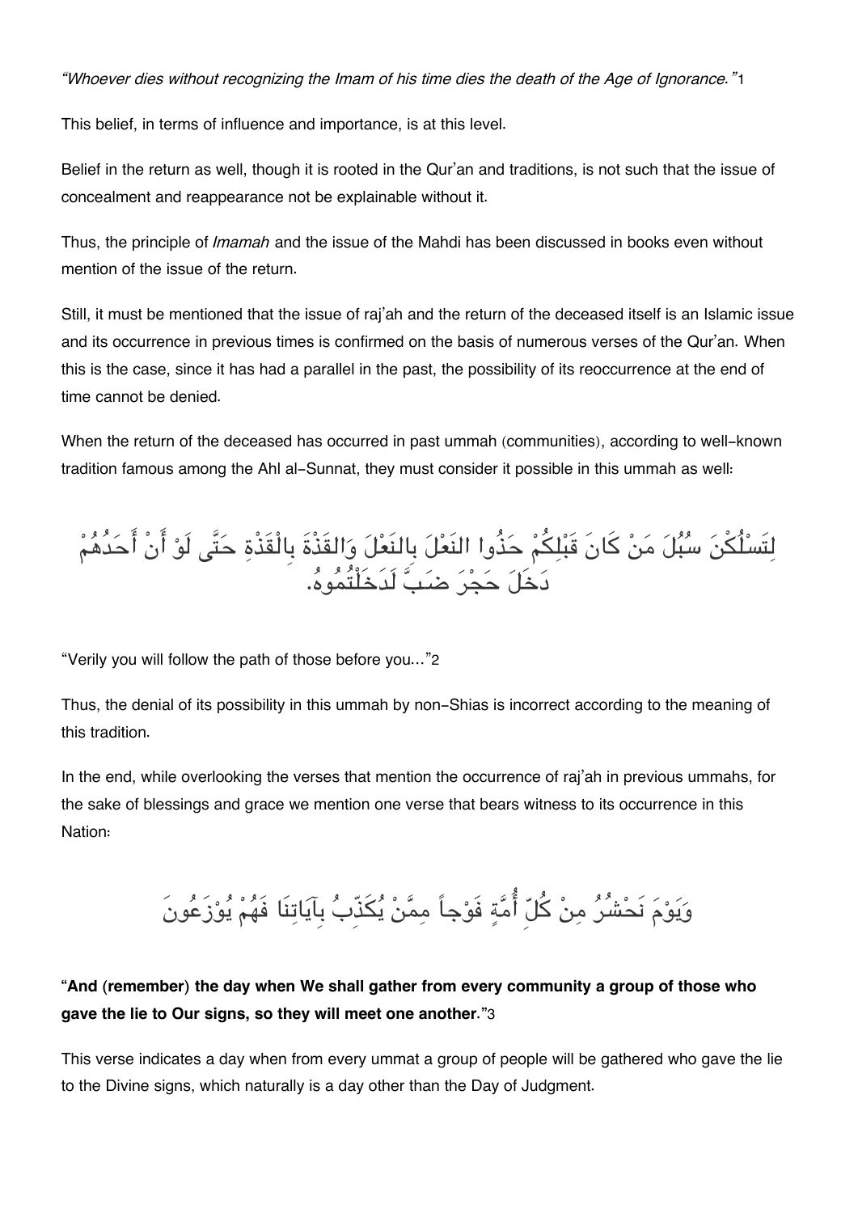*"Whoever dies without recognizing the Imam of his time dies the death of the Age of Ignorance."*[1]

This belief, in terms of influence and importance, is at this level.

Belief in the return as well, though it is rooted in the Qur'an and traditions, is not such that the issue of concealment and reappearance not be explainable without it.

Thus, the principle of *Imamah* and the issue of the Mahdi has been discussed in books even without mention of the issue of the return.

Still, it must be mentioned that the issue of raj'ah and the return of the deceased itself is an Islamic issue and its occurrence in previous times is confirmed on the basis of numerous verses of the Qur'an. When this is the case, since it has had a parallel in the past, the possibility of its reoccurrence at the end of time cannot be denied.

When the return of the deceased has occurred in past ummah (communities), according to well-known tradition famous among the Ahl al-Sunnat, they must consider it possible in this ummah as well:

لِتَسْلُكْنَ سُبُلَ مَنْ كَانَ قَبْلِكُمْ حَذُوا النَعْلَ بِالنَعْلَ وَالقَذْةَ بِالْقَذْةِ حَتَّى لَوْ أَنْ أَحَدُهُمْ دَخَلَ حَجْرَ ضَبَّ لَدَخَلْتُمُوهُ.

"Verily you will follow the path of those before you..."[2]

Thus, the denial of its possibility in this ummah by non-Shias is incorrect according to the meaning of this tradition.

In the end, while overlooking the verses that mention the occurrence of raj'ah in previous ummahs, for the sake of blessings and grace we mention one verse that bears witness to its occurrence in this Nation:

وَيَوْمَ نَحْشُرُ مِنْ كُلِّ أُمَّةٍ فَوْجاً مِمَّنْ يُكَذِّبُ بِآيَاتِنَا فَهُمْ يُوْزَعُونَ

**"And (remember) the day when We shall gather from every community a group of those who gave the lie to Our signs, so they will meet one another."**[3]

This verse indicates a day when from every ummat a group of people will be gathered who gave the lie to the Divine signs, which naturally is a day other than the Day of Judgment.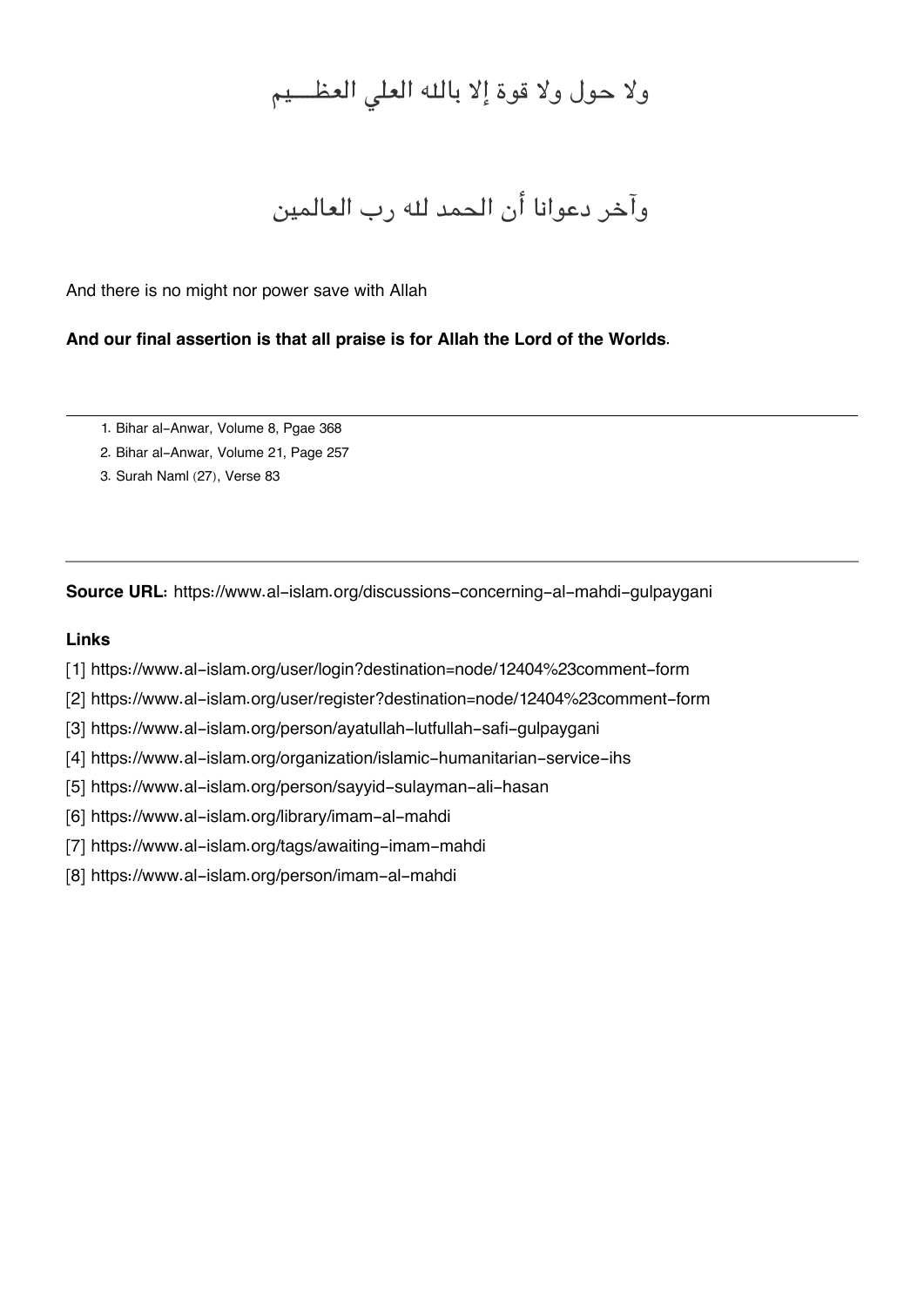ولا حول ولا قوة إلا بالله العلي العظـــيم

وآخر دعوانا أن الحمد لله رب العالمين

And there is no might nor power save with Allah

**And our final assertion is that all praise is for Allah the Lord of the Worlds**.

---

1. Bihar al-Anwar, Volume 8, Pgae 368
2. Bihar al-Anwar, Volume 21, Page 257
3. Surah Naml (27), Verse 83

---

**Source URL:** https://www.al-islam.org/discussions-concerning-al-mahdi-gulpaygani

**Links**

[1] https://www.al-islam.org/user/login?destination=node/12404%23comment-form
[2] https://www.al-islam.org/user/register?destination=node/12404%23comment-form
[3] https://www.al-islam.org/person/ayatullah-lutfullah-safi-gulpaygani
[4] https://www.al-islam.org/organization/islamic-humanitarian-service-ihs
[5] https://www.al-islam.org/person/sayyid-sulayman-ali-hasan
[6] https://www.al-islam.org/library/imam-al-mahdi
[7] https://www.al-islam.org/tags/awaiting-imam-mahdi
[8] https://www.al-islam.org/person/imam-al-mahdi